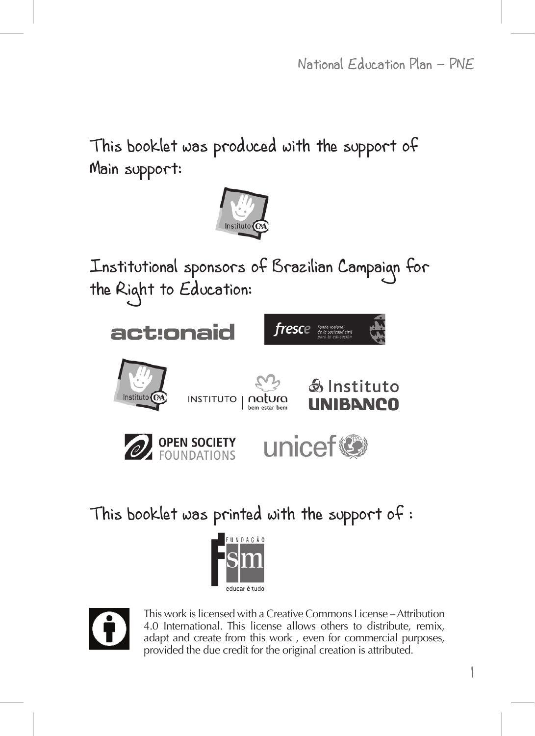This booklet was produced with the support of
Main support:

Institutional sponsors of Brazilian Campaign for the Right to Education:

This booklet was printed with the support of :

This work is licensed with a Creative Commons License – Attribution 4.0 International. This license allows others to distribute, remix, adapt and create from this work , even for commercial purposes, provided the due credit for the original creation is attributed.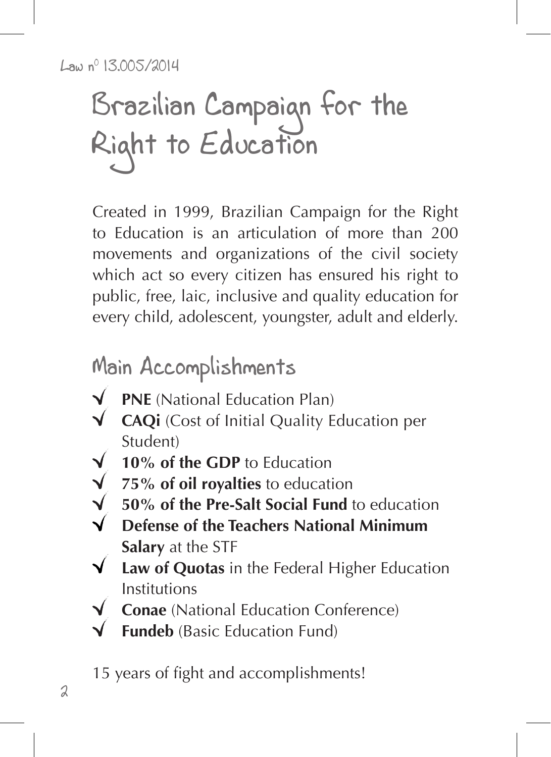# Brazilian Campaign for the Right to Education

Created in 1999, Brazilian Campaign for the Right to Education is an articulation of more than 200 movements and organizations of the civil society which act so every citizen has ensured his right to public, free, laic, inclusive and quality education for every child, adolescent, youngster, adult and elderly.

## Main Accomplishments

- ✓ **PNE** (National Education Plan)
- ✓ **CAQi** (Cost of Initial Quality Education per Student)
- ✓ **10% of the GDP** to Education
- ✓ **75% of oil royalties** to education
- ✓ **50% of the Pre-Salt Social Fund** to education
- ✓ **Defense of the Teachers National Minimum Salary** at the STF
- ✓ **Law of Quotas** in the Federal Higher Education Institutions
- ✓ **Conae** (National Education Conference)
- ✓ **Fundeb** (Basic Education Fund)

15 years of fight and accomplishments!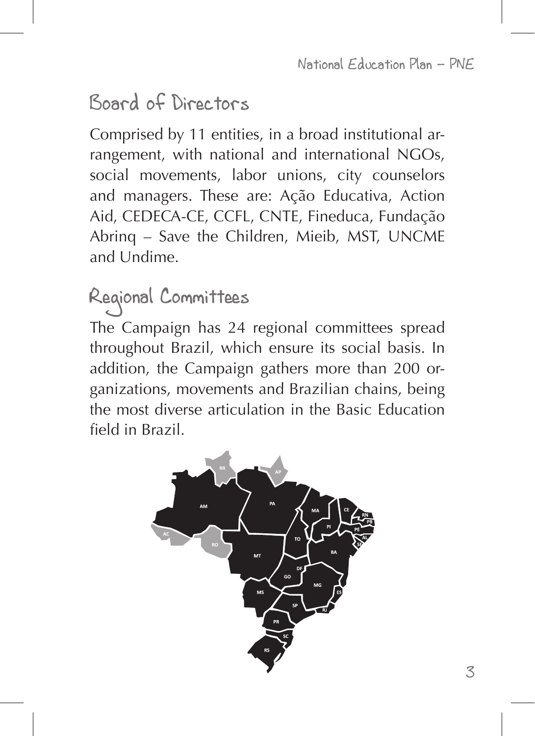## Board of Directors

Comprised by 11 entities, in a broad institutional arrangement, with national and international NGOs, social movements, labor unions, city counselors and managers. These are: Ação Educativa, Action Aid, CEDECA-CE, CCFL, CNTE, Fineduca, Fundação Abrinq – Save the Children, Mieib, MST, UNCME and Undime.

## Regional Committees

The Campaign has 24 regional committees spread throughout Brazil, which ensure its social basis. In addition, the Campaign gathers more than 200 organizations, movements and Brazilian chains, being the most diverse articulation in the Basic Education field in Brazil.

RR
AP
AM
PA
MA
CE
RN
PB
PE
AL
SE
PI
AC
RO
TO
BA
MT
DF
GO
MG
ES
MS
SP
RJ
PR
SC
RS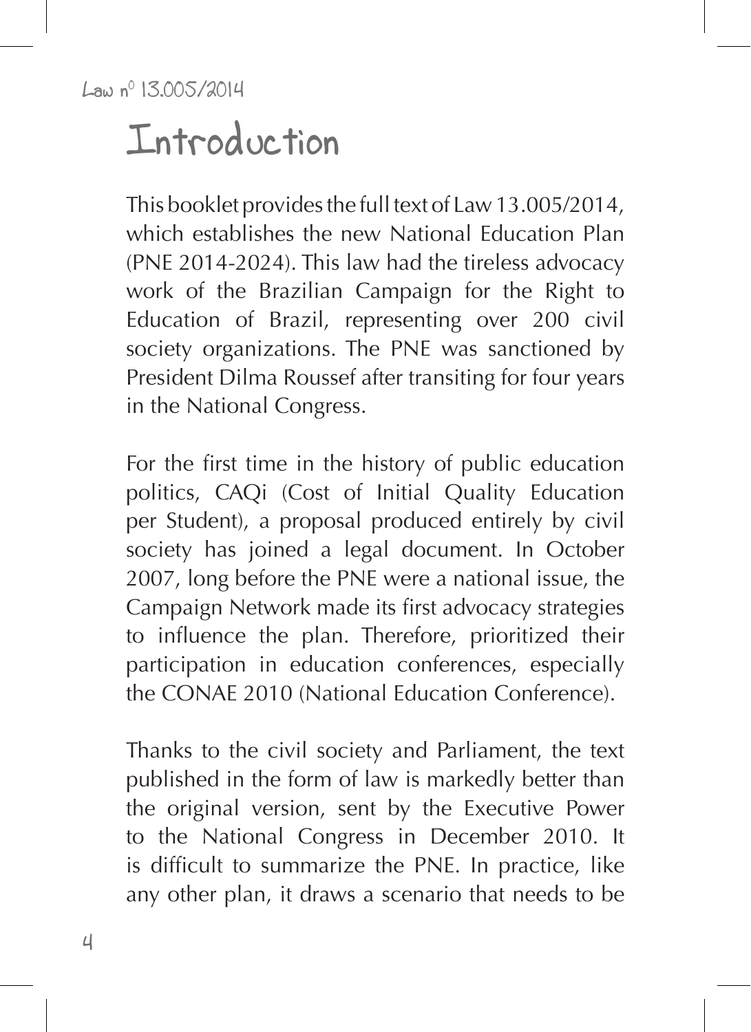# Introduction

This booklet provides the full text of Law 13.005/2014, which establishes the new National Education Plan (PNE 2014-2024). This law had the tireless advocacy work of the Brazilian Campaign for the Right to Education of Brazil, representing over 200 civil society organizations. The PNE was sanctioned by President Dilma Roussef after transiting for four years in the National Congress.

For the first time in the history of public education politics, CAQi (Cost of Initial Quality Education per Student), a proposal produced entirely by civil society has joined a legal document. In October 2007, long before the PNE were a national issue, the Campaign Network made its first advocacy strategies to influence the plan. Therefore, prioritized their participation in education conferences, especially the CONAE 2010 (National Education Conference).

Thanks to the civil society and Parliament, the text published in the form of law is markedly better than the original version, sent by the Executive Power to the National Congress in December 2010. It is difficult to summarize the PNE. In practice, like any other plan, it draws a scenario that needs to be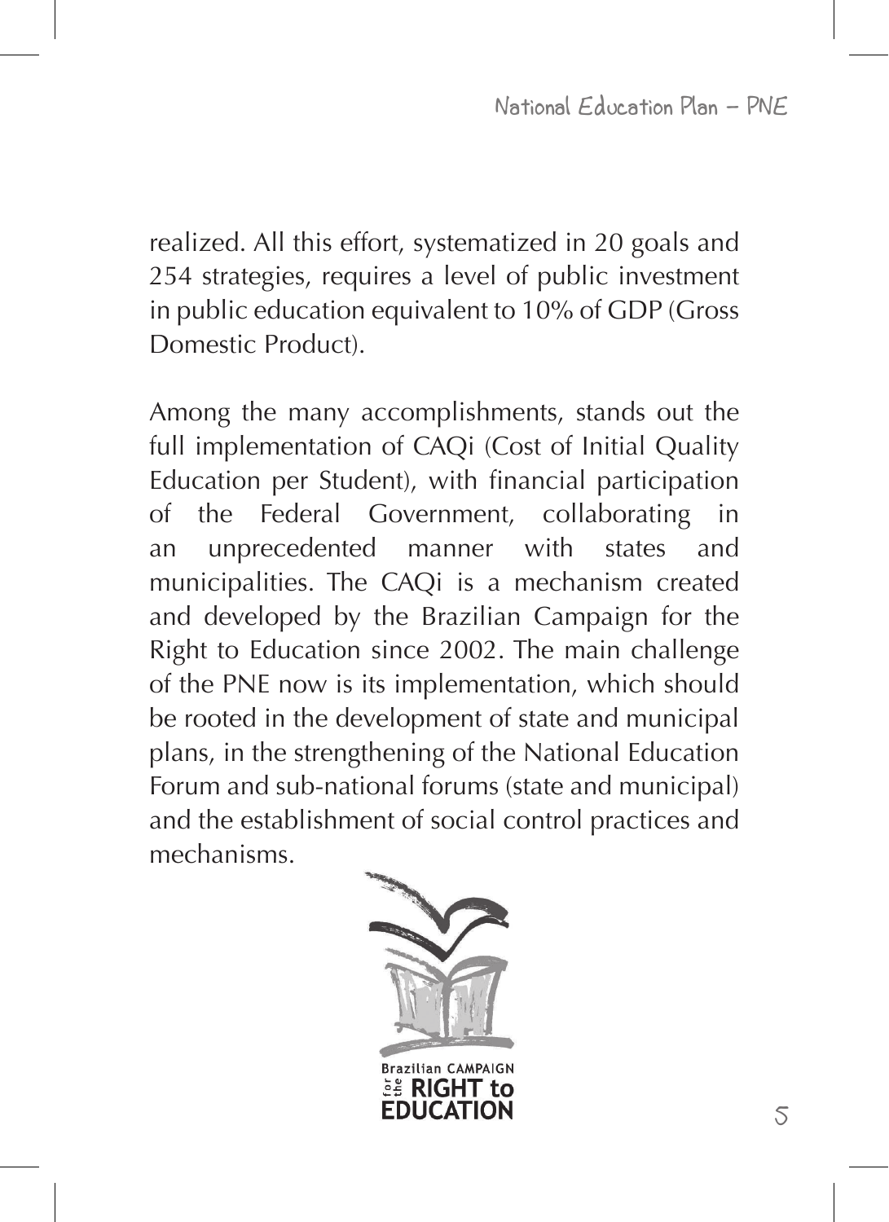realized. All this effort, systematized in 20 goals and 254 strategies, requires a level of public investment in public education equivalent to 10% of GDP (Gross Domestic Product).

Among the many accomplishments, stands out the full implementation of CAQi (Cost of Initial Quality Education per Student), with financial participation of the Federal Government, collaborating in an unprecedented manner with states and municipalities. The CAQi is a mechanism created and developed by the Brazilian Campaign for the Right to Education since 2002. The main challenge of the PNE now is its implementation, which should be rooted in the development of state and municipal plans, in the strengthening of the National Education Forum and sub-national forums (state and municipal) and the establishment of social control practices and mechanisms.

Brazilian CAMPAIGN for the RIGHT to EDUCATION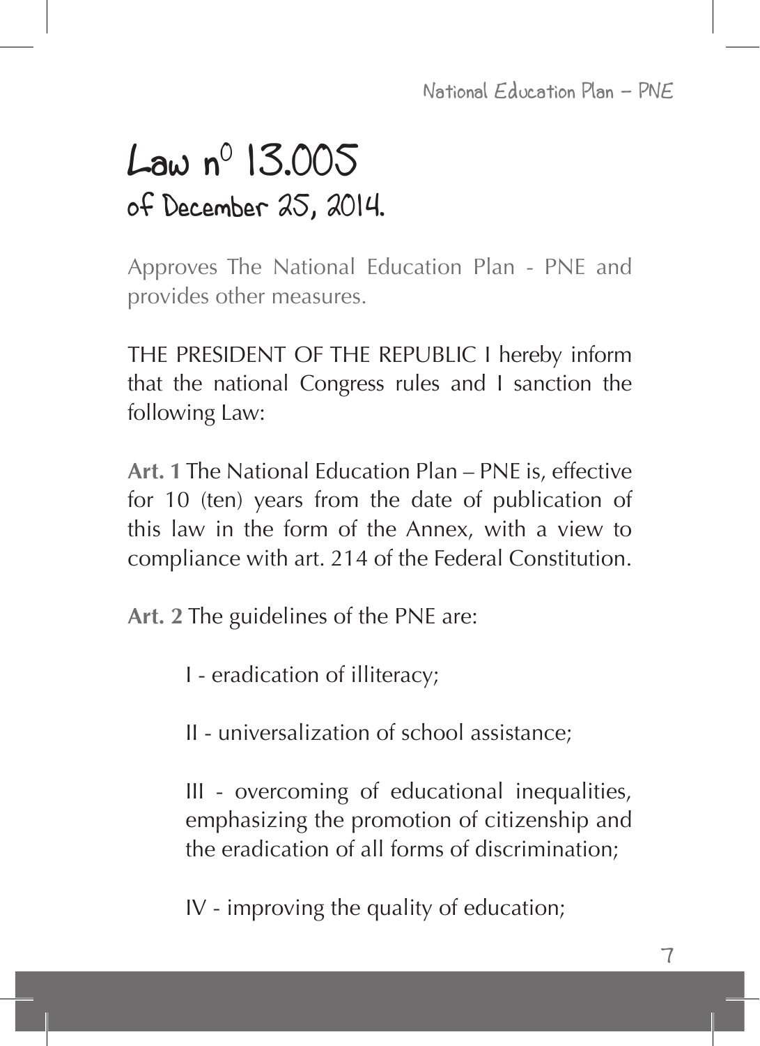# Law n$^0$ 13.005
## of December 25, 2014.

Approves The National Education Plan - PNE and provides other measures.

THE PRESIDENT OF THE REPUBLIC I hereby inform that the national Congress rules and I sanction the following Law:

**Art. 1** The National Education Plan – PNE is, effective for 10 (ten) years from the date of publication of this law in the form of the Annex, with a view to compliance with art. 214 of the Federal Constitution.

**Art. 2** The guidelines of the PNE are:

I - eradication of illiteracy;

II - universalization of school assistance;

III - overcoming of educational inequalities, emphasizing the promotion of citizenship and the eradication of all forms of discrimination;

IV - improving the quality of education;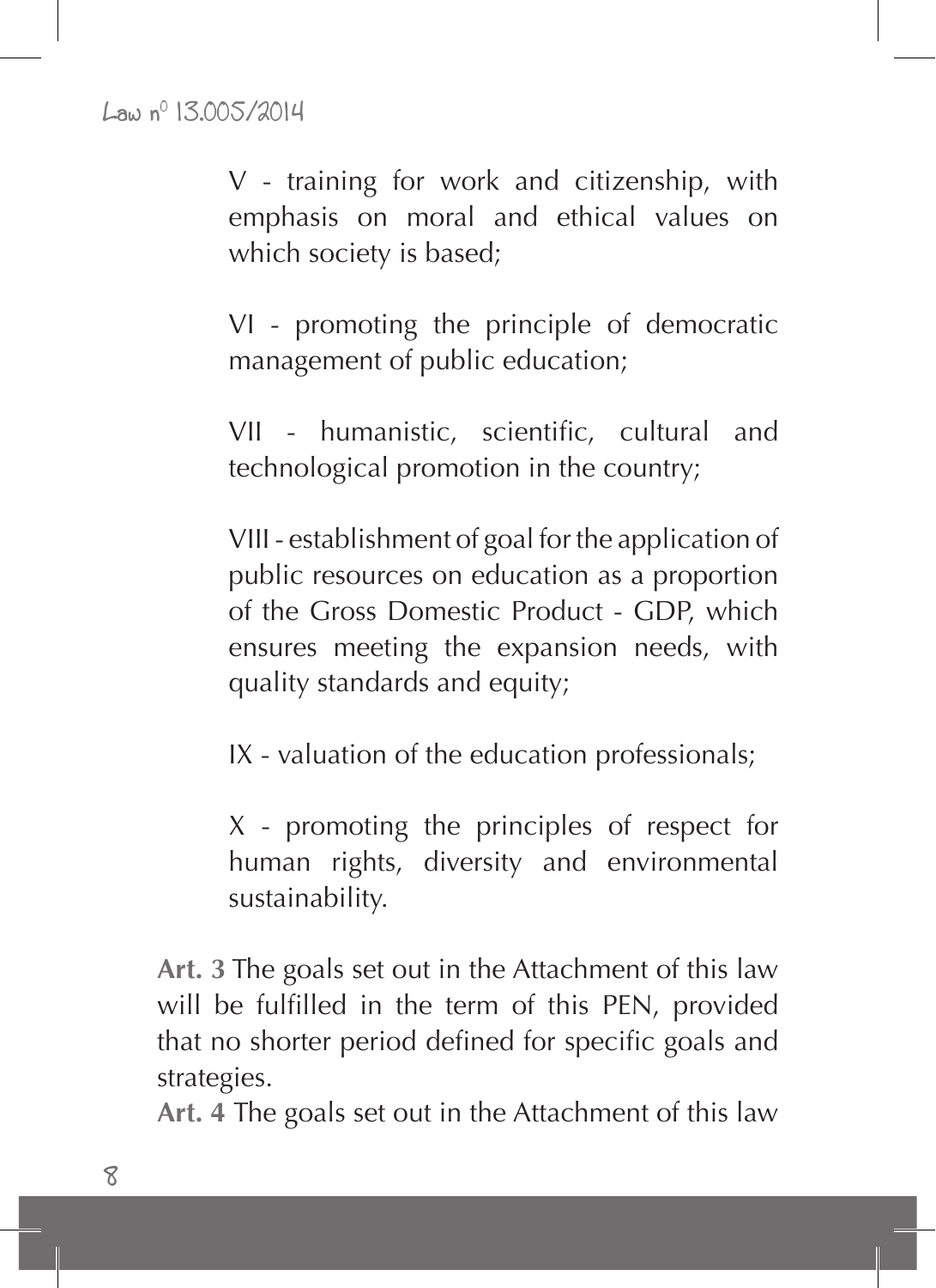V - training for work and citizenship, with emphasis on moral and ethical values on which society is based;

VI - promoting the principle of democratic management of public education;

VII - humanistic, scientific, cultural and technological promotion in the country;

VIII - establishment of goal for the application of public resources on education as a proportion of the Gross Domestic Product - GDP, which ensures meeting the expansion needs, with quality standards and equity;

IX - valuation of the education professionals;

X - promoting the principles of respect for human rights, diversity and environmental sustainability.

**Art. 3** The goals set out in the Attachment of this law will be fulfilled in the term of this PEN, provided that no shorter period defined for specific goals and strategies.

**Art. 4** The goals set out in the Attachment of this law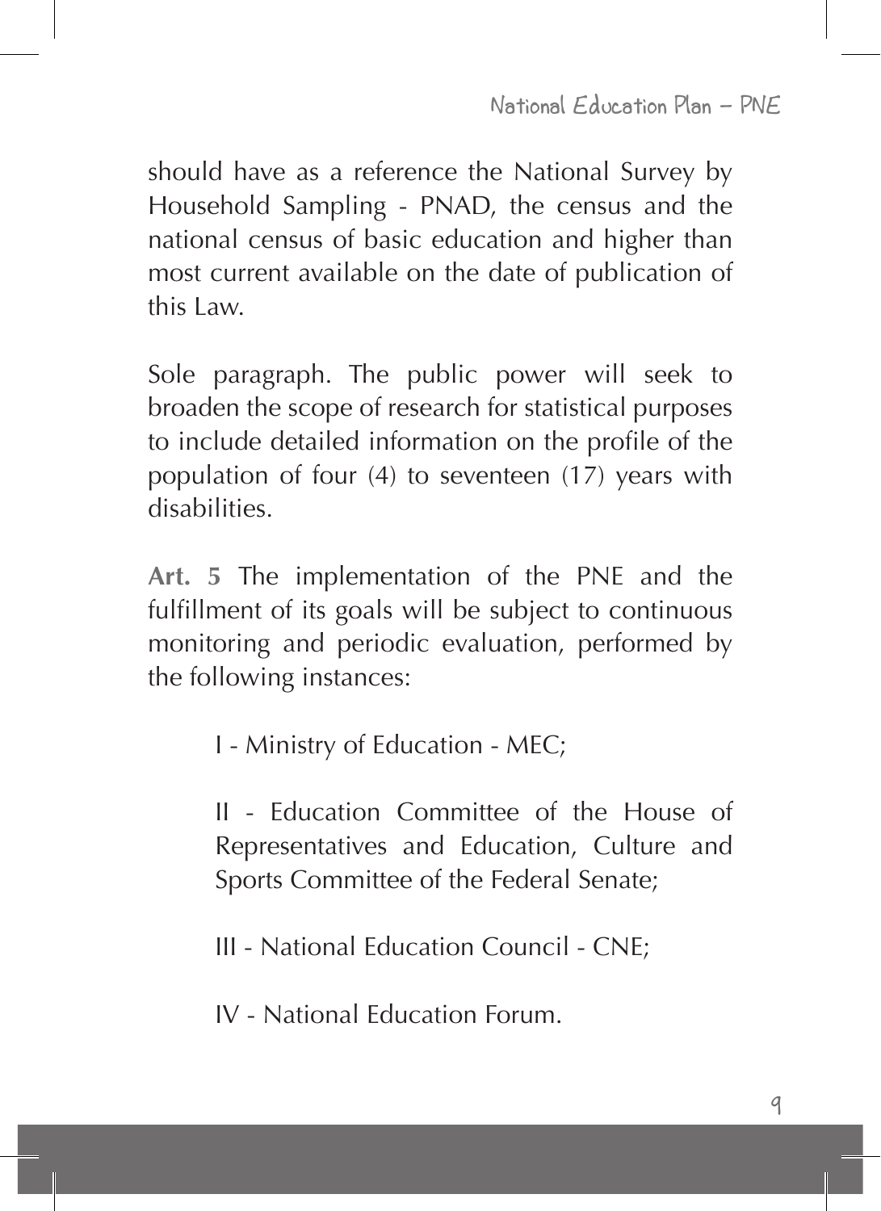should have as a reference the National Survey by Household Sampling - PNAD, the census and the national census of basic education and higher than most current available on the date of publication of this Law.

Sole paragraph. The public power will seek to broaden the scope of research for statistical purposes to include detailed information on the profile of the population of four (4) to seventeen (17) years with disabilities.

**Art. 5** The implementation of the PNE and the fulfillment of its goals will be subject to continuous monitoring and periodic evaluation, performed by the following instances:

I - Ministry of Education - MEC;

II - Education Committee of the House of Representatives and Education, Culture and Sports Committee of the Federal Senate;

III - National Education Council - CNE;

IV - National Education Forum.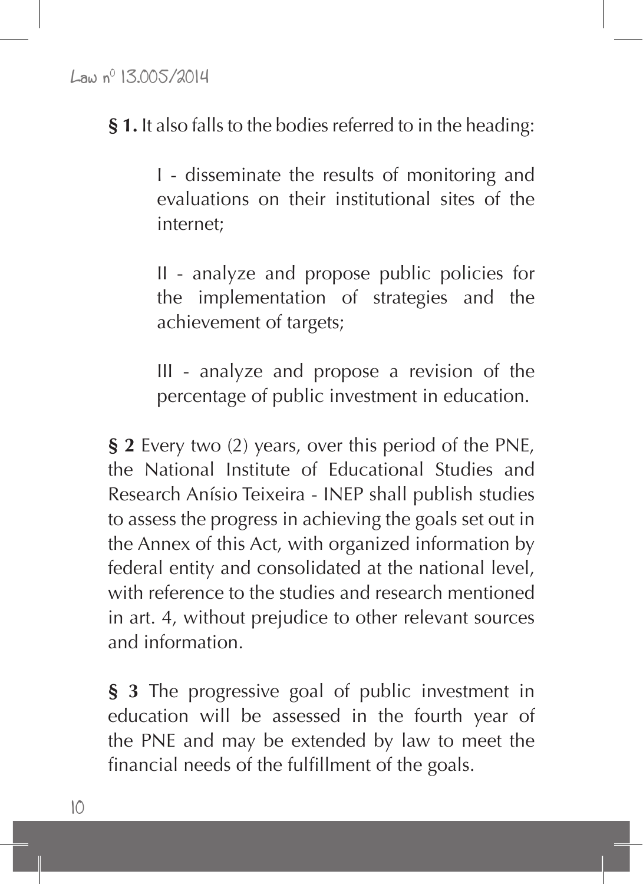**§ 1.** It also falls to the bodies referred to in the heading:

I - disseminate the results of monitoring and evaluations on their institutional sites of the internet;

II - analyze and propose public policies for the implementation of strategies and the achievement of targets;

III - analyze and propose a revision of the percentage of public investment in education.

**§ 2** Every two (2) years, over this period of the PNE, the National Institute of Educational Studies and Research Anísio Teixeira - INEP shall publish studies to assess the progress in achieving the goals set out in the Annex of this Act, with organized information by federal entity and consolidated at the national level, with reference to the studies and research mentioned in art. 4, without prejudice to other relevant sources and information.

**§ 3** The progressive goal of public investment in education will be assessed in the fourth year of the PNE and may be extended by law to meet the financial needs of the fulfillment of the goals.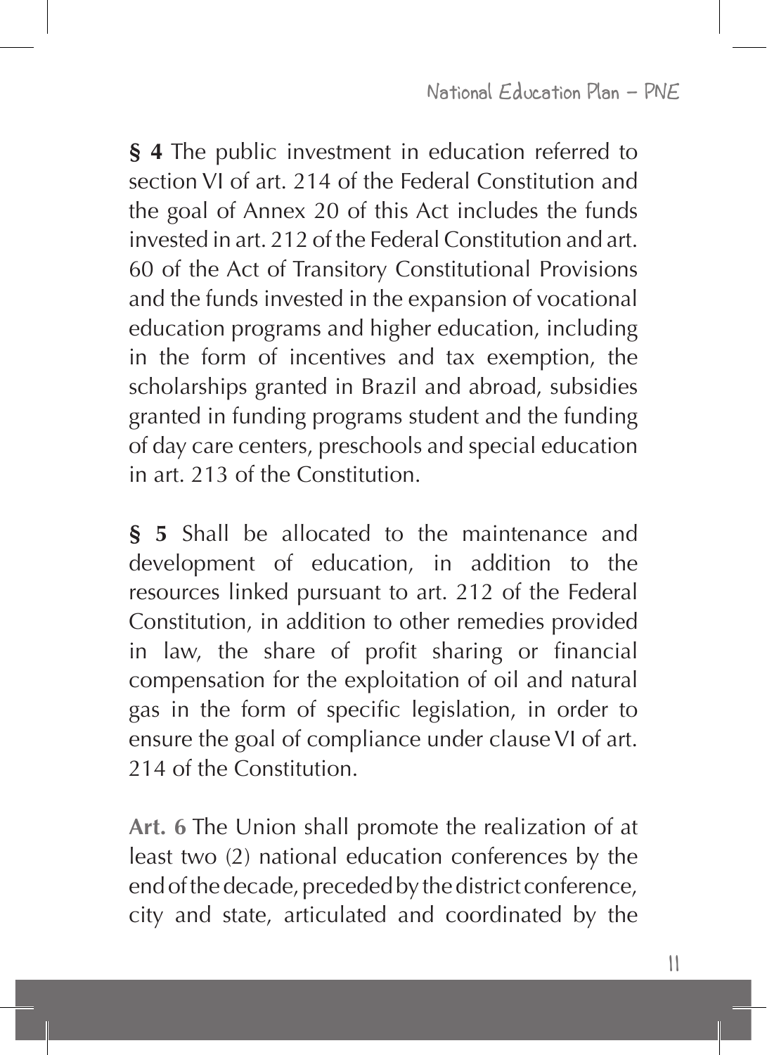**§ 4** The public investment in education referred to section VI of art. 214 of the Federal Constitution and the goal of Annex 20 of this Act includes the funds invested in art. 212 of the Federal Constitution and art. 60 of the Act of Transitory Constitutional Provisions and the funds invested in the expansion of vocational education programs and higher education, including in the form of incentives and tax exemption, the scholarships granted in Brazil and abroad, subsidies granted in funding programs student and the funding of day care centers, preschools and special education in art. 213 of the Constitution.

**§ 5** Shall be allocated to the maintenance and development of education, in addition to the resources linked pursuant to art. 212 of the Federal Constitution, in addition to other remedies provided in law, the share of profit sharing or financial compensation for the exploitation of oil and natural gas in the form of specific legislation, in order to ensure the goal of compliance under clause VI of art. 214 of the Constitution.

**Art. 6** The Union shall promote the realization of at least two (2) national education conferences by the end of the decade, preceded by the district conference, city and state, articulated and coordinated by the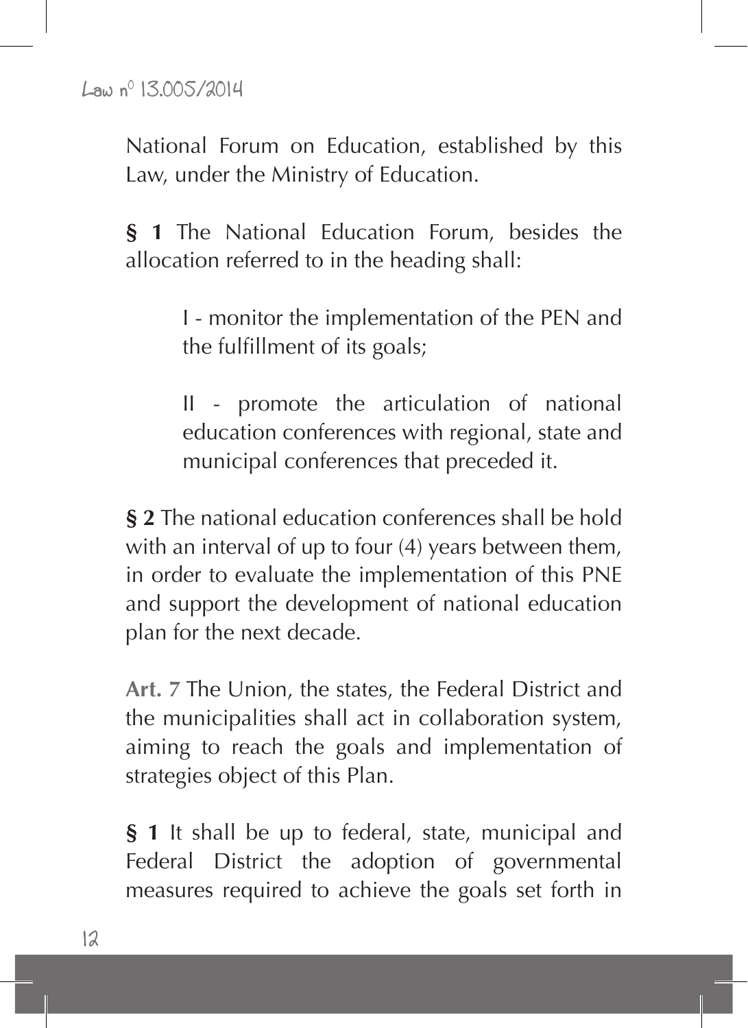National Forum on Education, established by this Law, under the Ministry of Education.

**§ 1** The National Education Forum, besides the allocation referred to in the heading shall:

I - monitor the implementation of the PEN and the fulfillment of its goals;

II - promote the articulation of national education conferences with regional, state and municipal conferences that preceded it.

**§ 2** The national education conferences shall be hold with an interval of up to four (4) years between them, in order to evaluate the implementation of this PNE and support the development of national education plan for the next decade.

**Art. 7** The Union, the states, the Federal District and the municipalities shall act in collaboration system, aiming to reach the goals and implementation of strategies object of this Plan.

**§ 1** It shall be up to federal, state, municipal and Federal District the adoption of governmental measures required to achieve the goals set forth in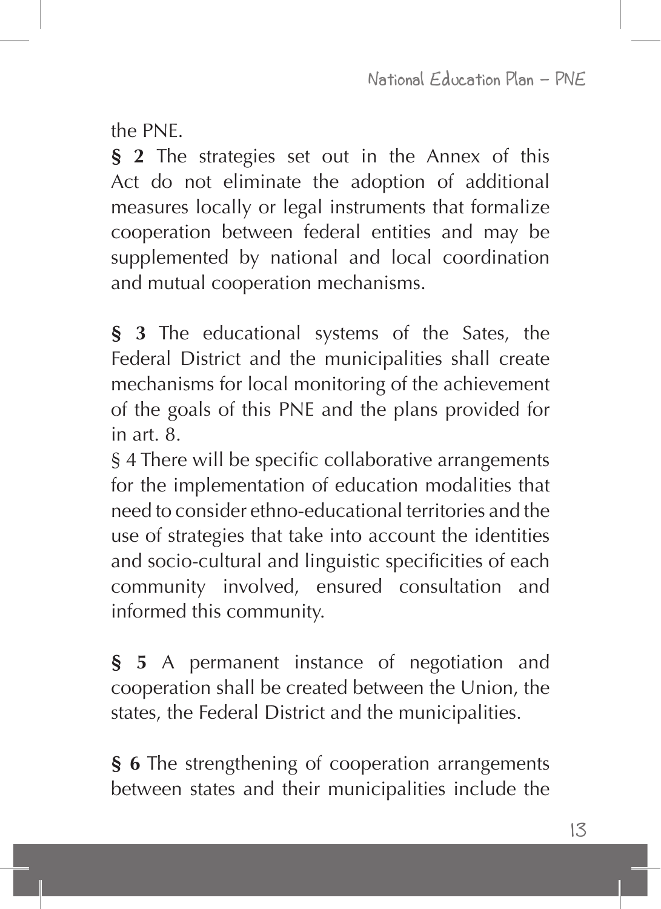the PNE.

**§ 2** The strategies set out in the Annex of this Act do not eliminate the adoption of additional measures locally or legal instruments that formalize cooperation between federal entities and may be supplemented by national and local coordination and mutual cooperation mechanisms.

**§ 3** The educational systems of the Sates, the Federal District and the municipalities shall create mechanisms for local monitoring of the achievement of the goals of this PNE and the plans provided for in art. 8.

§ 4 There will be specific collaborative arrangements for the implementation of education modalities that need to consider ethno-educational territories and the use of strategies that take into account the identities and socio-cultural and linguistic specificities of each community involved, ensured consultation and informed this community.

**§ 5** A permanent instance of negotiation and cooperation shall be created between the Union, the states, the Federal District and the municipalities.

**§ 6** The strengthening of cooperation arrangements between states and their municipalities include the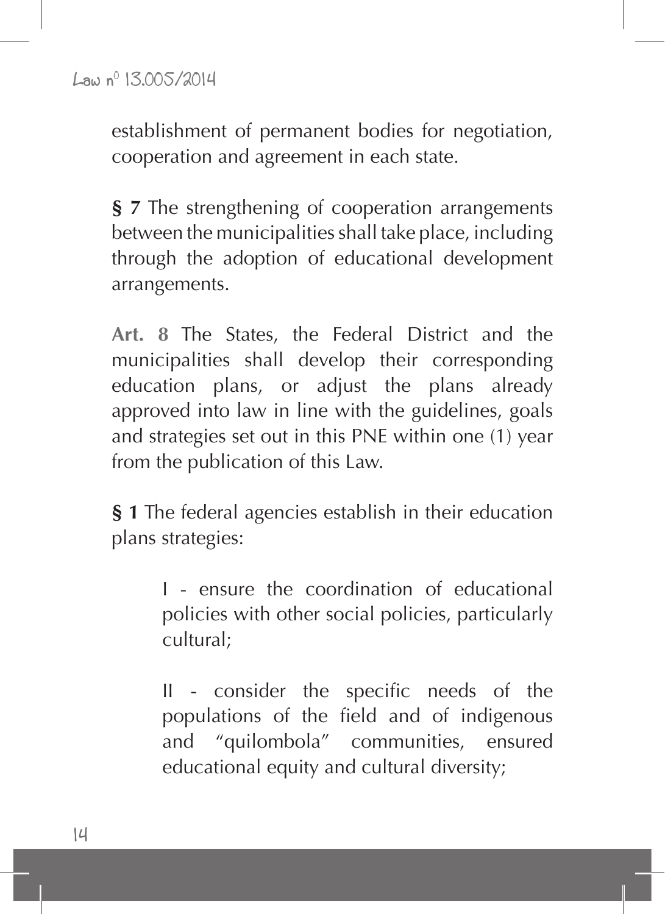establishment of permanent bodies for negotiation, cooperation and agreement in each state.

**§ 7** The strengthening of cooperation arrangements between the municipalities shall take place, including through the adoption of educational development arrangements.

**Art. 8** The States, the Federal District and the municipalities shall develop their corresponding education plans, or adjust the plans already approved into law in line with the guidelines, goals and strategies set out in this PNE within one (1) year from the publication of this Law.

**§ 1** The federal agencies establish in their education plans strategies:

> I - ensure the coordination of educational policies with other social policies, particularly cultural;
>
> II - consider the specific needs of the populations of the field and of indigenous and “quilombola” communities, ensured educational equity and cultural diversity;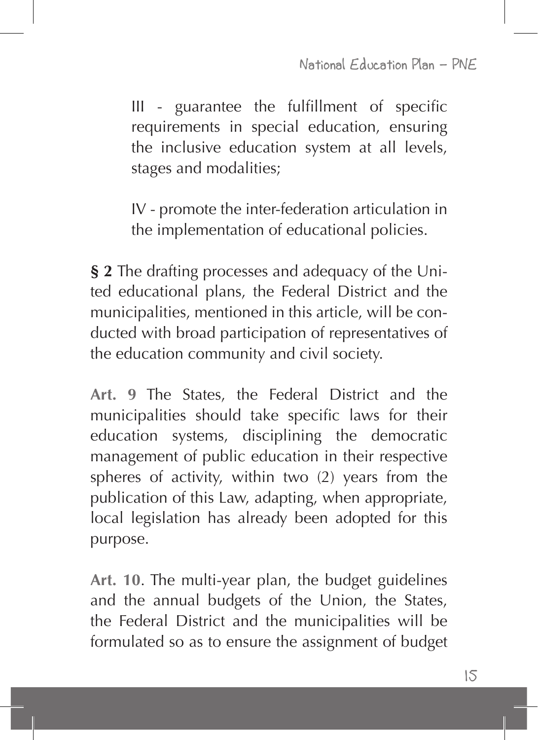III - guarantee the fulfillment of specific requirements in special education, ensuring the inclusive education system at all levels, stages and modalities;

IV - promote the inter-federation articulation in the implementation of educational policies.

**§ 2** The drafting processes and adequacy of the United educational plans, the Federal District and the municipalities, mentioned in this article, will be conducted with broad participation of representatives of the education community and civil society.

**Art. 9** The States, the Federal District and the municipalities should take specific laws for their education systems, disciplining the democratic management of public education in their respective spheres of activity, within two (2) years from the publication of this Law, adapting, when appropriate, local legislation has already been adopted for this purpose.

**Art. 10**. The multi-year plan, the budget guidelines and the annual budgets of the Union, the States, the Federal District and the municipalities will be formulated so as to ensure the assignment of budget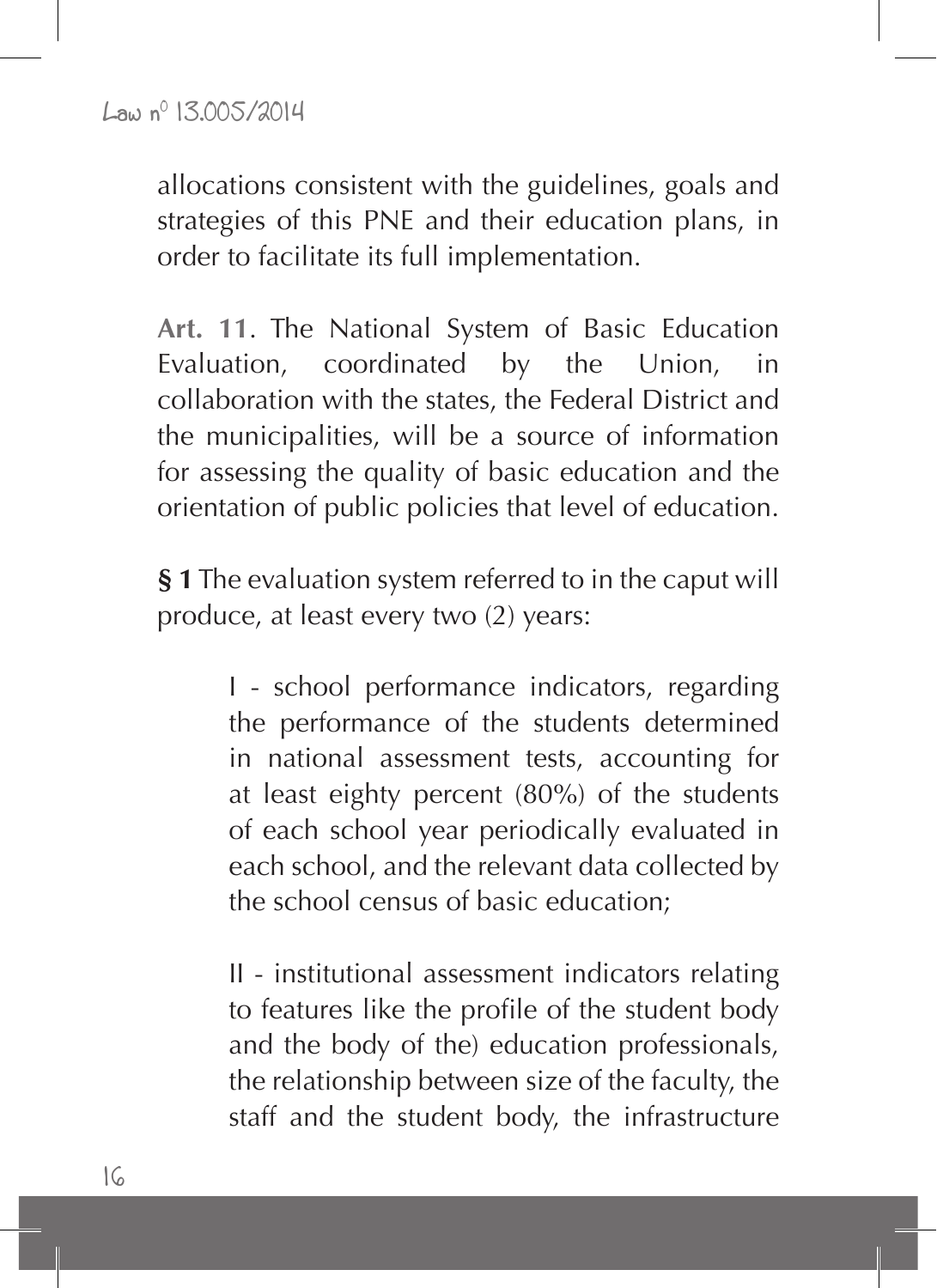allocations consistent with the guidelines, goals and strategies of this PNE and their education plans, in order to facilitate its full implementation.

**Art. 11**. The National System of Basic Education Evaluation, coordinated by the Union, in collaboration with the states, the Federal District and the municipalities, will be a source of information for assessing the quality of basic education and the orientation of public policies that level of education.

**§ 1** The evaluation system referred to in the caput will produce, at least every two (2) years:

> I - school performance indicators, regarding the performance of the students determined in national assessment tests, accounting for at least eighty percent (80%) of the students of each school year periodically evaluated in each school, and the relevant data collected by the school census of basic education;
>
> II - institutional assessment indicators relating to features like the profile of the student body and the body of the) education professionals, the relationship between size of the faculty, the staff and the student body, the infrastructure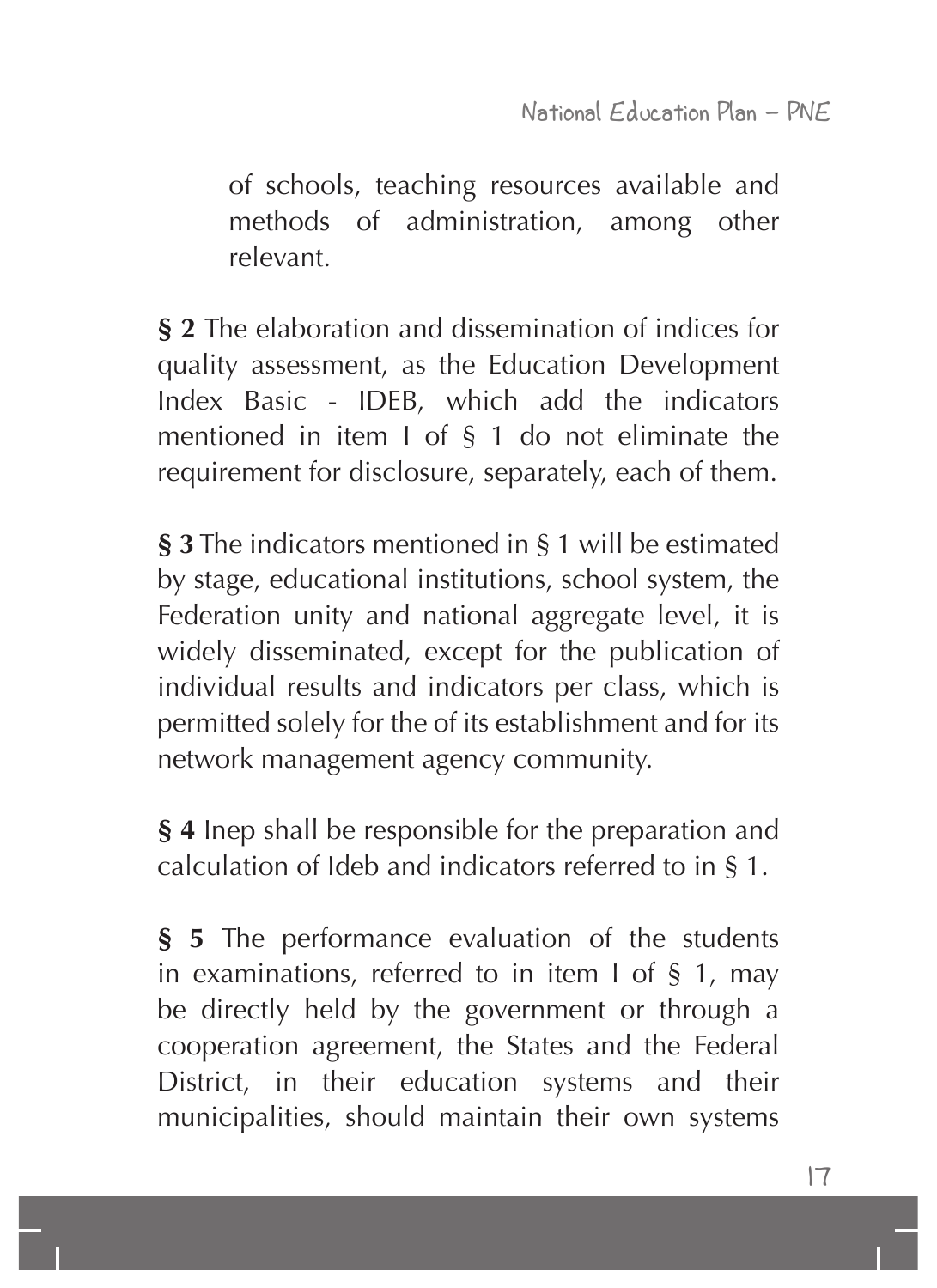of schools, teaching resources available and methods of administration, among other relevant.

**§ 2** The elaboration and dissemination of indices for quality assessment, as the Education Development Index Basic - IDEB, which add the indicators mentioned in item I of § 1 do not eliminate the requirement for disclosure, separately, each of them.

**§ 3** The indicators mentioned in § 1 will be estimated by stage, educational institutions, school system, the Federation unity and national aggregate level, it is widely disseminated, except for the publication of individual results and indicators per class, which is permitted solely for the of its establishment and for its network management agency community.

**§ 4** Inep shall be responsible for the preparation and calculation of Ideb and indicators referred to in § 1.

**§ 5** The performance evaluation of the students in examinations, referred to in item I of § 1, may be directly held by the government or through a cooperation agreement, the States and the Federal District, in their education systems and their municipalities, should maintain their own systems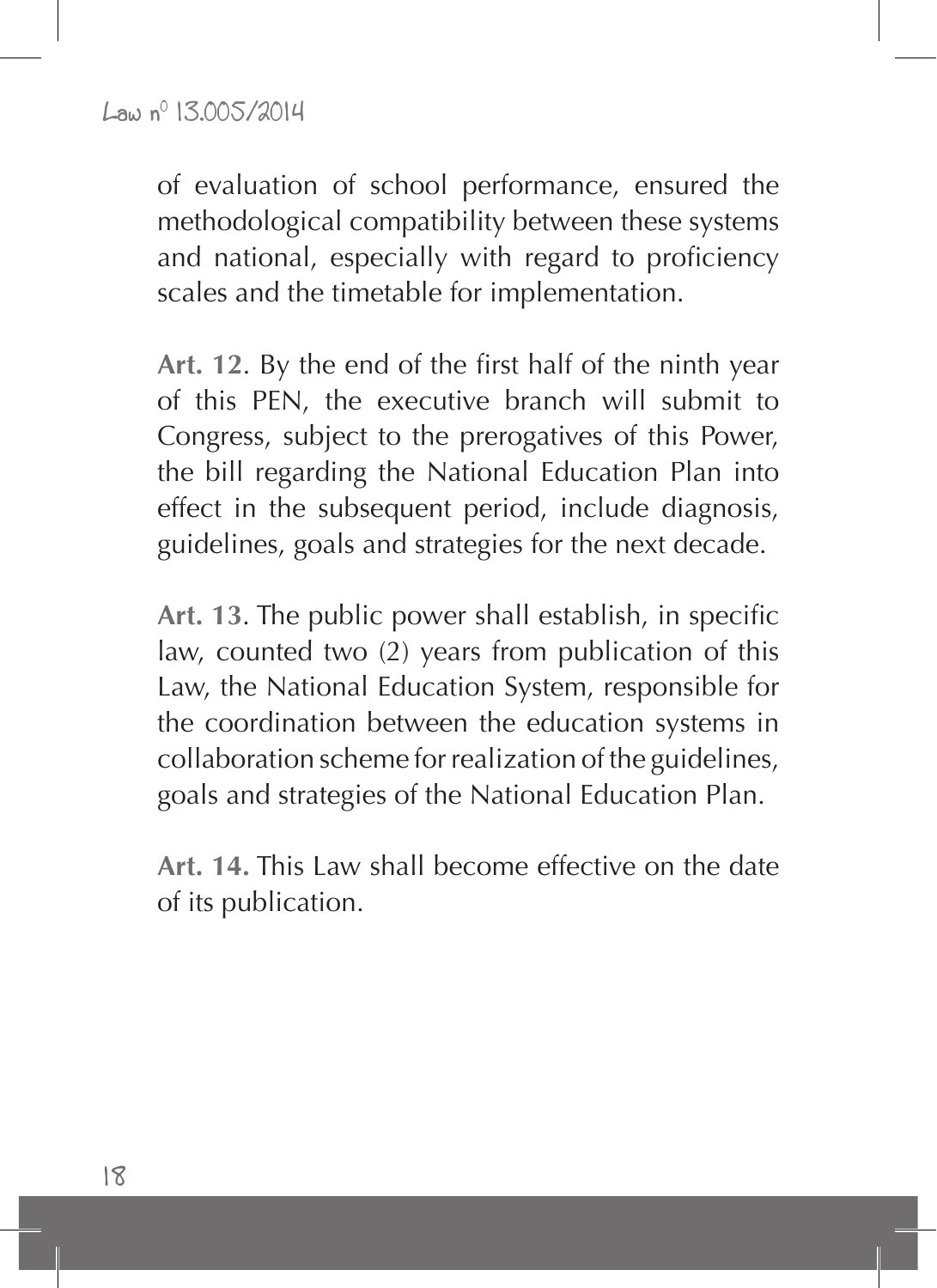of evaluation of school performance, ensured the methodological compatibility between these systems and national, especially with regard to proficiency scales and the timetable for implementation.

**Art. 12**. By the end of the first half of the ninth year of this PEN, the executive branch will submit to Congress, subject to the prerogatives of this Power, the bill regarding the National Education Plan into effect in the subsequent period, include diagnosis, guidelines, goals and strategies for the next decade.

**Art. 13**. The public power shall establish, in specific law, counted two (2) years from publication of this Law, the National Education System, responsible for the coordination between the education systems in collaboration scheme for realization of the guidelines, goals and strategies of the National Education Plan.

**Art. 14.** This Law shall become effective on the date of its publication.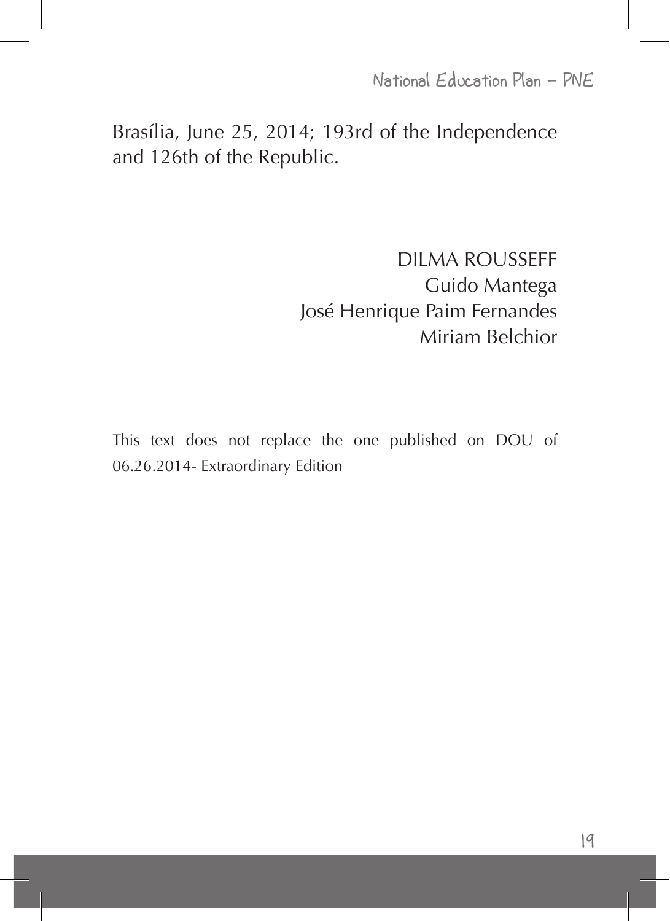Brasília, June 25, 2014; 193rd of the Independence and 126th of the Republic.

DILMA ROUSSEFF
Guido Mantega
José Henrique Paim Fernandes
Miriam Belchior

This text does not replace the one published on DOU of 06.26.2014- Extraordinary Edition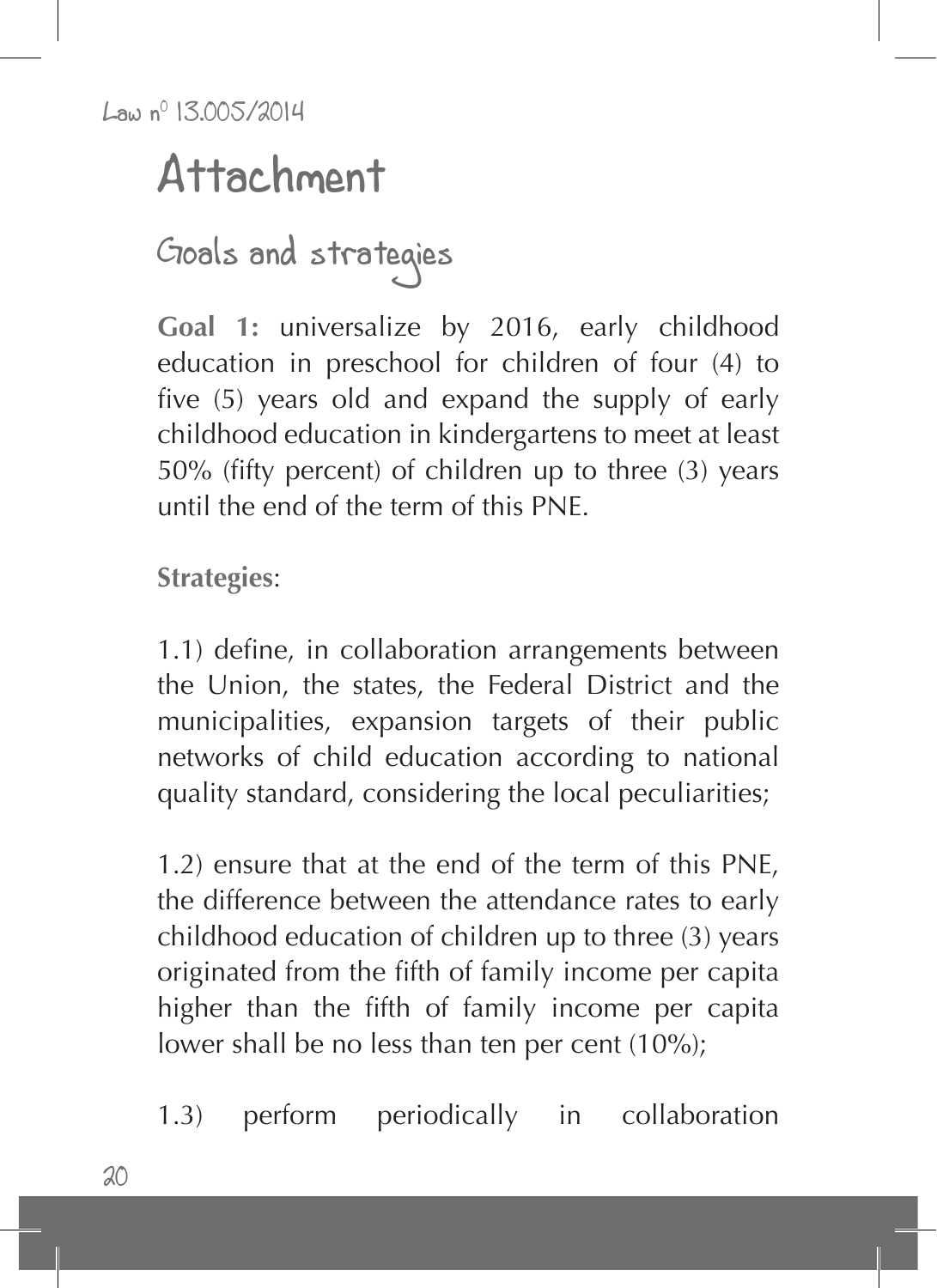# Attachment

## Goals and strategies

**Goal 1:** universalize by 2016, early childhood education in preschool for children of four (4) to five (5) years old and expand the supply of early childhood education in kindergartens to meet at least 50% (fifty percent) of children up to three (3) years until the end of the term of this PNE.

**Strategies**:

1.1) define, in collaboration arrangements between the Union, the states, the Federal District and the municipalities, expansion targets of their public networks of child education according to national quality standard, considering the local peculiarities;

1.2) ensure that at the end of the term of this PNE, the difference between the attendance rates to early childhood education of children up to three (3) years originated from the fifth of family income per capita higher than the fifth of family income per capita lower shall be no less than ten per cent (10%);

1.3) perform periodically in collaboration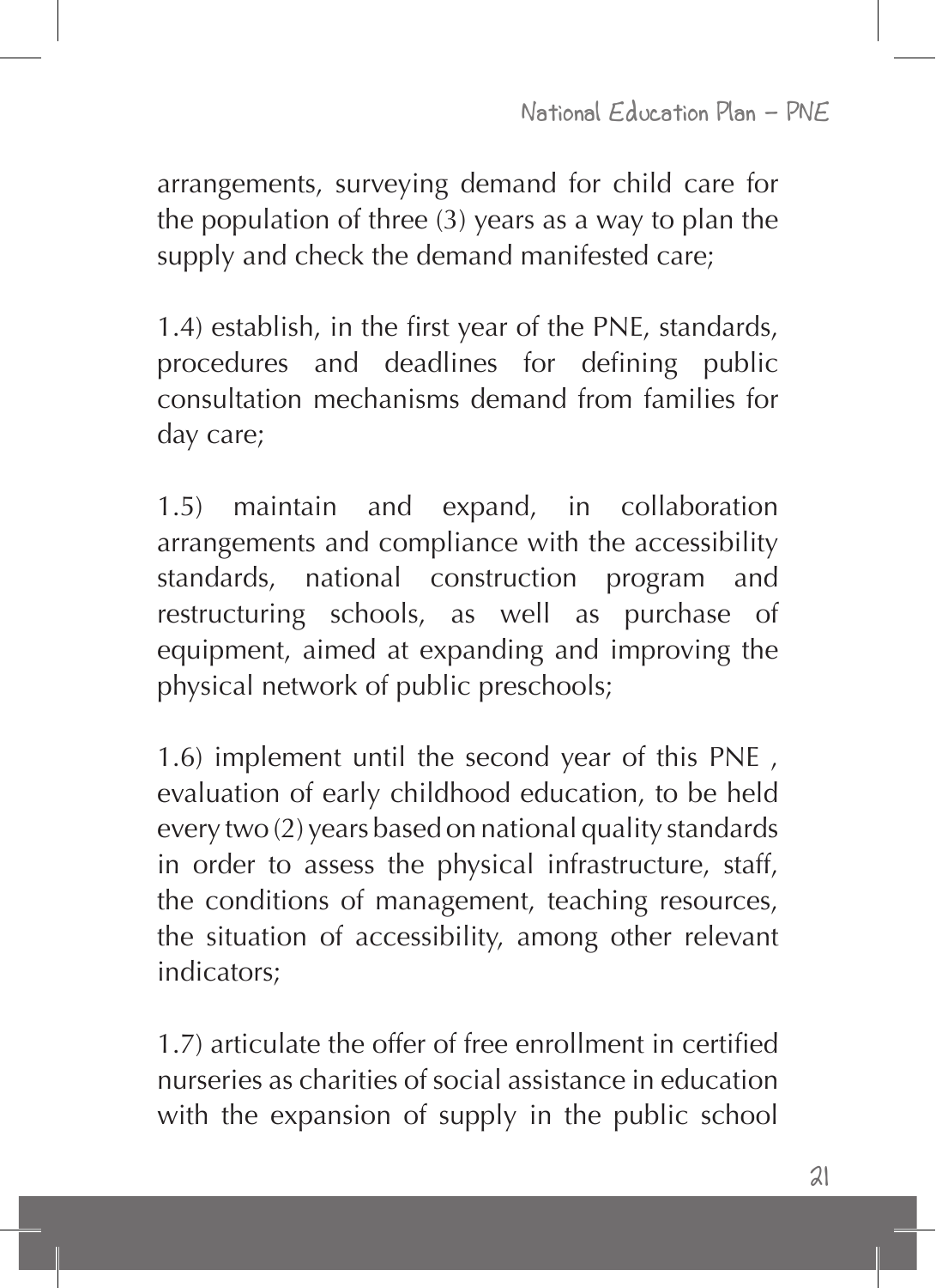arrangements, surveying demand for child care for the population of three (3) years as a way to plan the supply and check the demand manifested care;

1.4) establish, in the first year of the PNE, standards, procedures and deadlines for defining public consultation mechanisms demand from families for day care;

1.5) maintain and expand, in collaboration arrangements and compliance with the accessibility standards, national construction program and restructuring schools, as well as purchase of equipment, aimed at expanding and improving the physical network of public preschools;

1.6) implement until the second year of this PNE , evaluation of early childhood education, to be held every two (2) years based on national quality standards in order to assess the physical infrastructure, staff, the conditions of management, teaching resources, the situation of accessibility, among other relevant indicators;

1.7) articulate the offer of free enrollment in certified nurseries as charities of social assistance in education with the expansion of supply in the public school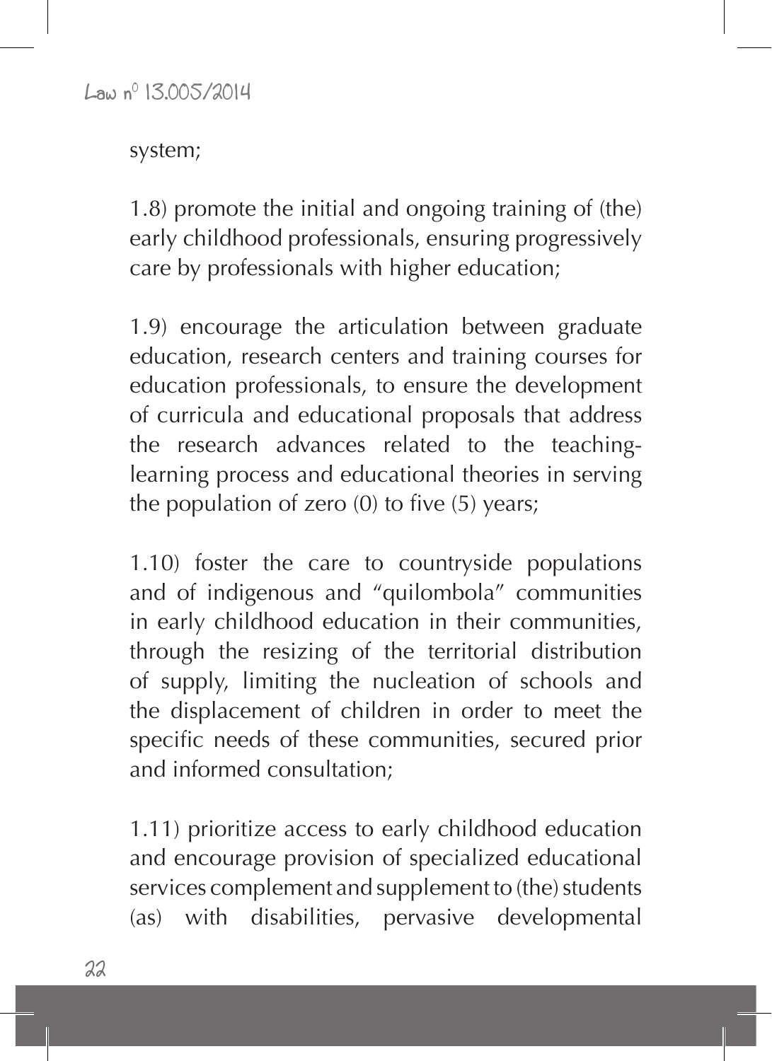system;

1.8) promote the initial and ongoing training of (the) early childhood professionals, ensuring progressively care by professionals with higher education;

1.9) encourage the articulation between graduate education, research centers and training courses for education professionals, to ensure the development of curricula and educational proposals that address the research advances related to the teaching-learning process and educational theories in serving the population of zero (0) to five (5) years;

1.10) foster the care to countryside populations and of indigenous and "quilombola" communities in early childhood education in their communities, through the resizing of the territorial distribution of supply, limiting the nucleation of schools and the displacement of children in order to meet the specific needs of these communities, secured prior and informed consultation;

1.11) prioritize access to early childhood education and encourage provision of specialized educational services complement and supplement to (the) students (as) with disabilities, pervasive developmental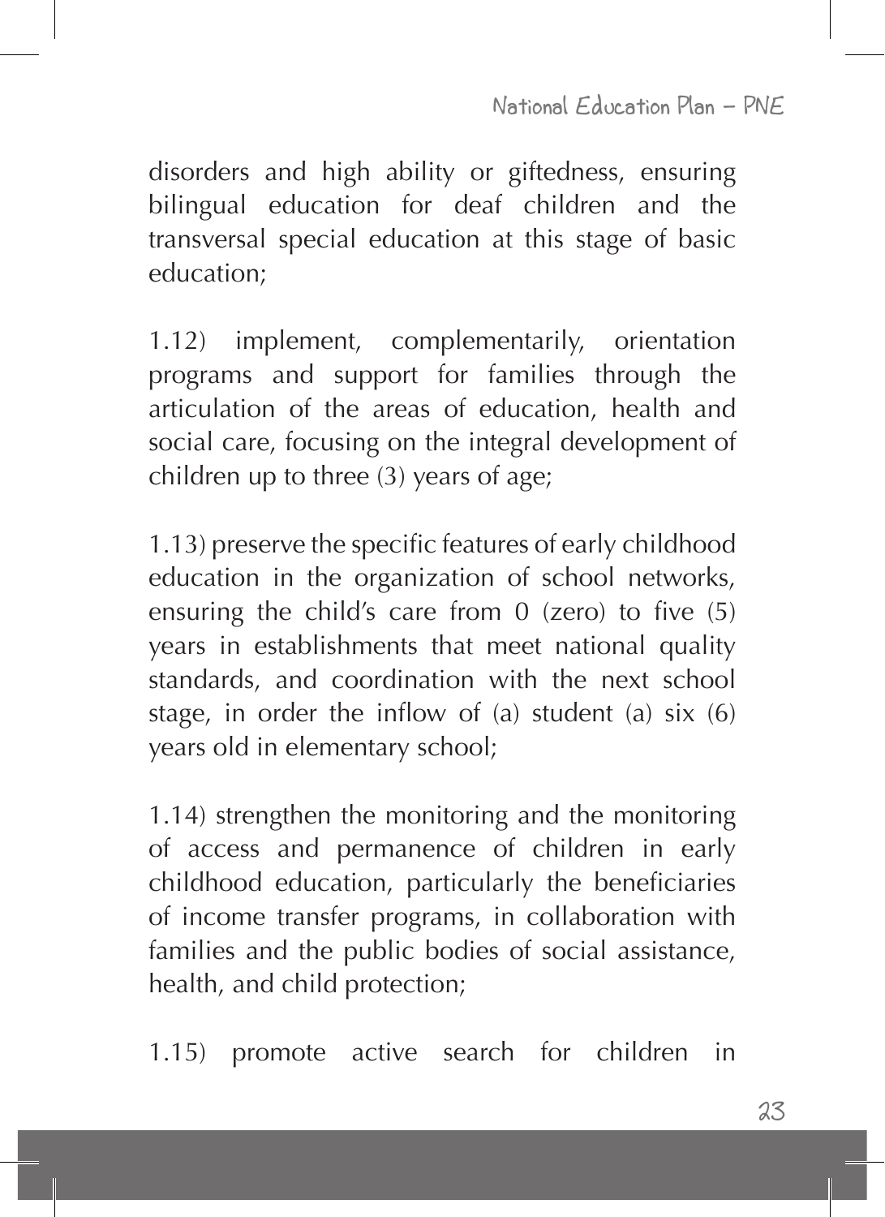disorders and high ability or giftedness, ensuring bilingual education for deaf children and the transversal special education at this stage of basic education;

1.12) implement, complementarily, orientation programs and support for families through the articulation of the areas of education, health and social care, focusing on the integral development of children up to three (3) years of age;

1.13) preserve the specific features of early childhood education in the organization of school networks, ensuring the child's care from 0 (zero) to five (5) years in establishments that meet national quality standards, and coordination with the next school stage, in order the inflow of (a) student (a) six (6) years old in elementary school;

1.14) strengthen the monitoring and the monitoring of access and permanence of children in early childhood education, particularly the beneficiaries of income transfer programs, in collaboration with families and the public bodies of social assistance, health, and child protection;

1.15) promote active search for children in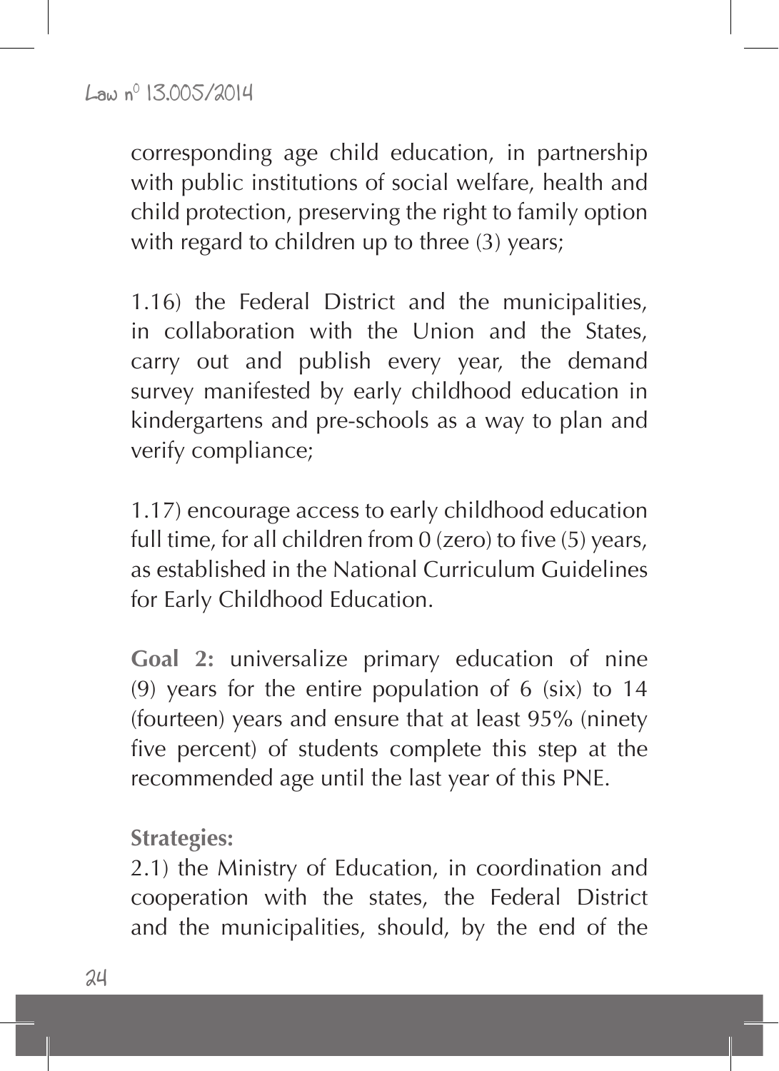corresponding age child education, in partnership with public institutions of social welfare, health and child protection, preserving the right to family option with regard to children up to three (3) years;

1.16) the Federal District and the municipalities, in collaboration with the Union and the States, carry out and publish every year, the demand survey manifested by early childhood education in kindergartens and pre-schools as a way to plan and verify compliance;

1.17) encourage access to early childhood education full time, for all children from 0 (zero) to five (5) years, as established in the National Curriculum Guidelines for Early Childhood Education.

**Goal 2:** universalize primary education of nine (9) years for the entire population of 6 (six) to 14 (fourteen) years and ensure that at least 95% (ninety five percent) of students complete this step at the recommended age until the last year of this PNE.

**Strategies:**

2.1) the Ministry of Education, in coordination and cooperation with the states, the Federal District and the municipalities, should, by the end of the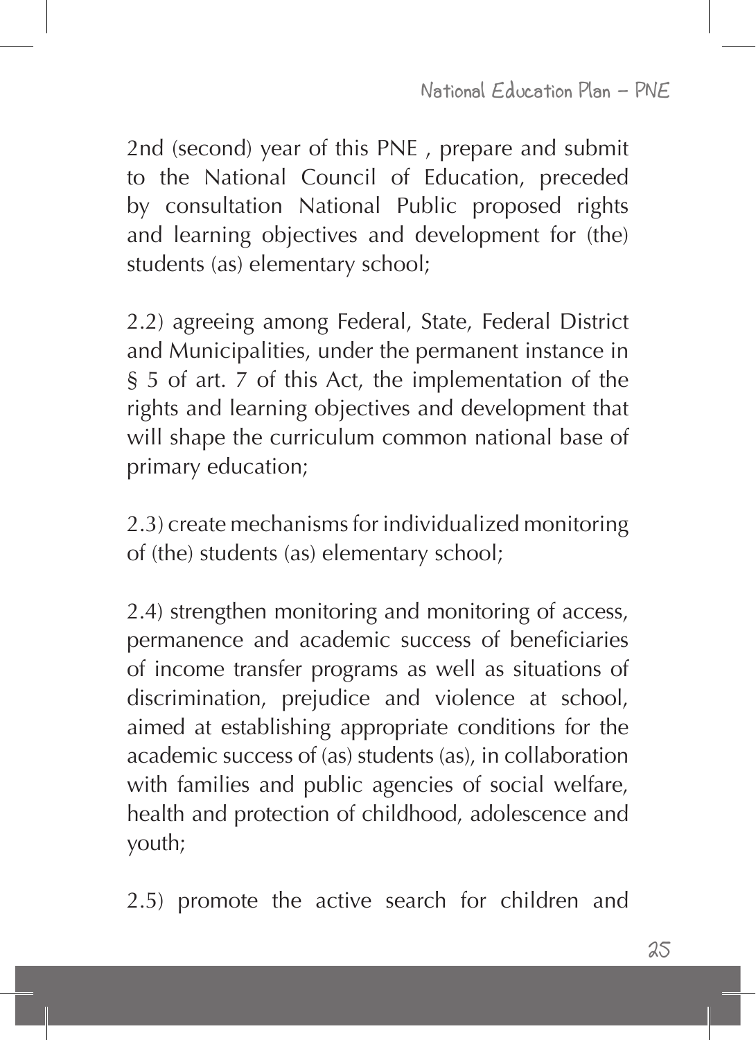2nd (second) year of this PNE , prepare and submit to the National Council of Education, preceded by consultation National Public proposed rights and learning objectives and development for (the) students (as) elementary school;

2.2) agreeing among Federal, State, Federal District and Municipalities, under the permanent instance in § 5 of art. 7 of this Act, the implementation of the rights and learning objectives and development that will shape the curriculum common national base of primary education;

2.3) create mechanisms for individualized monitoring of (the) students (as) elementary school;

2.4) strengthen monitoring and monitoring of access, permanence and academic success of beneficiaries of income transfer programs as well as situations of discrimination, prejudice and violence at school, aimed at establishing appropriate conditions for the academic success of (as) students (as), in collaboration with families and public agencies of social welfare, health and protection of childhood, adolescence and youth;

2.5) promote the active search for children and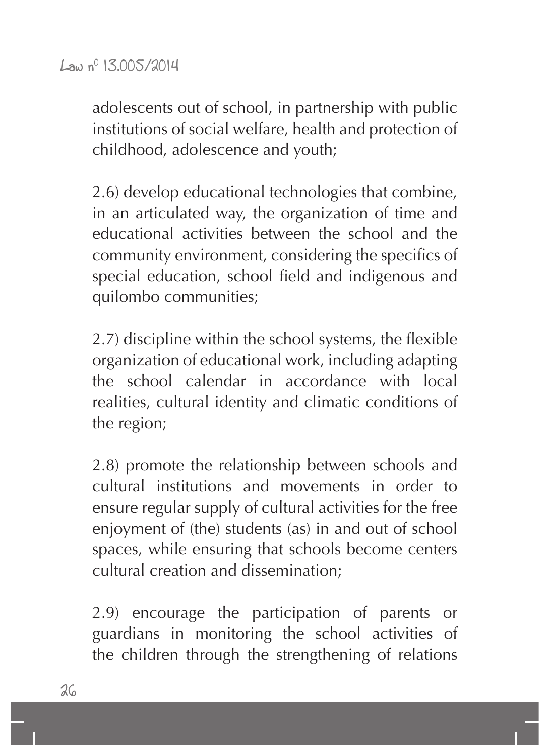adolescents out of school, in partnership with public institutions of social welfare, health and protection of childhood, adolescence and youth;

2.6) develop educational technologies that combine, in an articulated way, the organization of time and educational activities between the school and the community environment, considering the specifics of special education, school field and indigenous and quilombo communities;

2.7) discipline within the school systems, the flexible organization of educational work, including adapting the school calendar in accordance with local realities, cultural identity and climatic conditions of the region;

2.8) promote the relationship between schools and cultural institutions and movements in order to ensure regular supply of cultural activities for the free enjoyment of (the) students (as) in and out of school spaces, while ensuring that schools become centers cultural creation and dissemination;

2.9) encourage the participation of parents or guardians in monitoring the school activities of the children through the strengthening of relations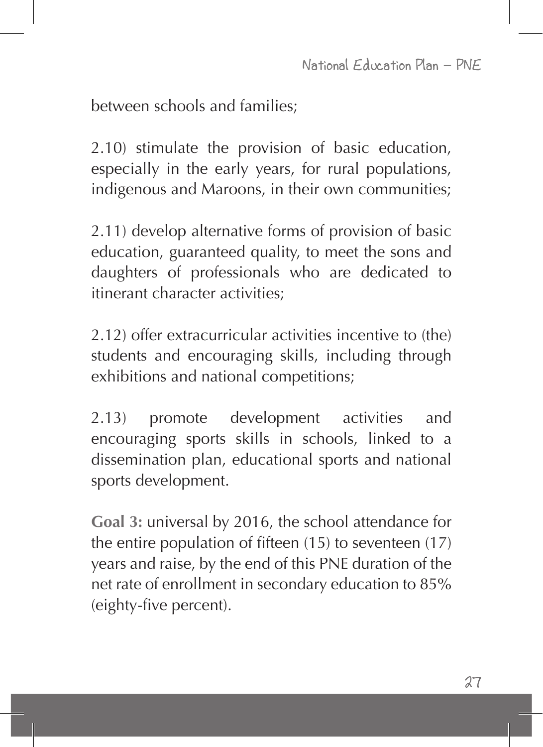between schools and families;

2.10) stimulate the provision of basic education, especially in the early years, for rural populations, indigenous and Maroons, in their own communities;

2.11) develop alternative forms of provision of basic education, guaranteed quality, to meet the sons and daughters of professionals who are dedicated to itinerant character activities;

2.12) offer extracurricular activities incentive to (the) students and encouraging skills, including through exhibitions and national competitions;

2.13) promote development activities and encouraging sports skills in schools, linked to a dissemination plan, educational sports and national sports development.

**Goal 3:** universal by 2016, the school attendance for the entire population of fifteen (15) to seventeen (17) years and raise, by the end of this PNE duration of the net rate of enrollment in secondary education to 85% (eighty-five percent).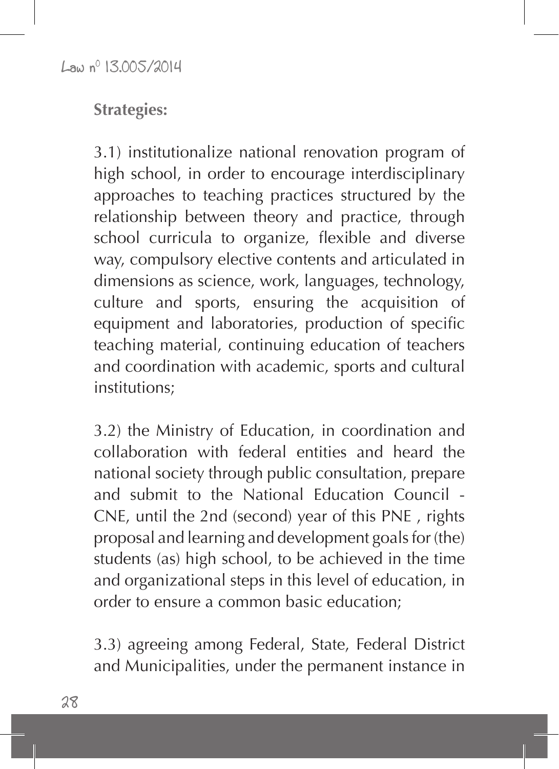**Strategies:**

3.1) institutionalize national renovation program of high school, in order to encourage interdisciplinary approaches to teaching practices structured by the relationship between theory and practice, through school curricula to organize, flexible and diverse way, compulsory elective contents and articulated in dimensions as science, work, languages, technology, culture and sports, ensuring the acquisition of equipment and laboratories, production of specific teaching material, continuing education of teachers and coordination with academic, sports and cultural institutions;

3.2) the Ministry of Education, in coordination and collaboration with federal entities and heard the national society through public consultation, prepare and submit to the National Education Council - CNE, until the 2nd (second) year of this PNE , rights proposal and learning and development goals for (the) students (as) high school, to be achieved in the time and organizational steps in this level of education, in order to ensure a common basic education;

3.3) agreeing among Federal, State, Federal District and Municipalities, under the permanent instance in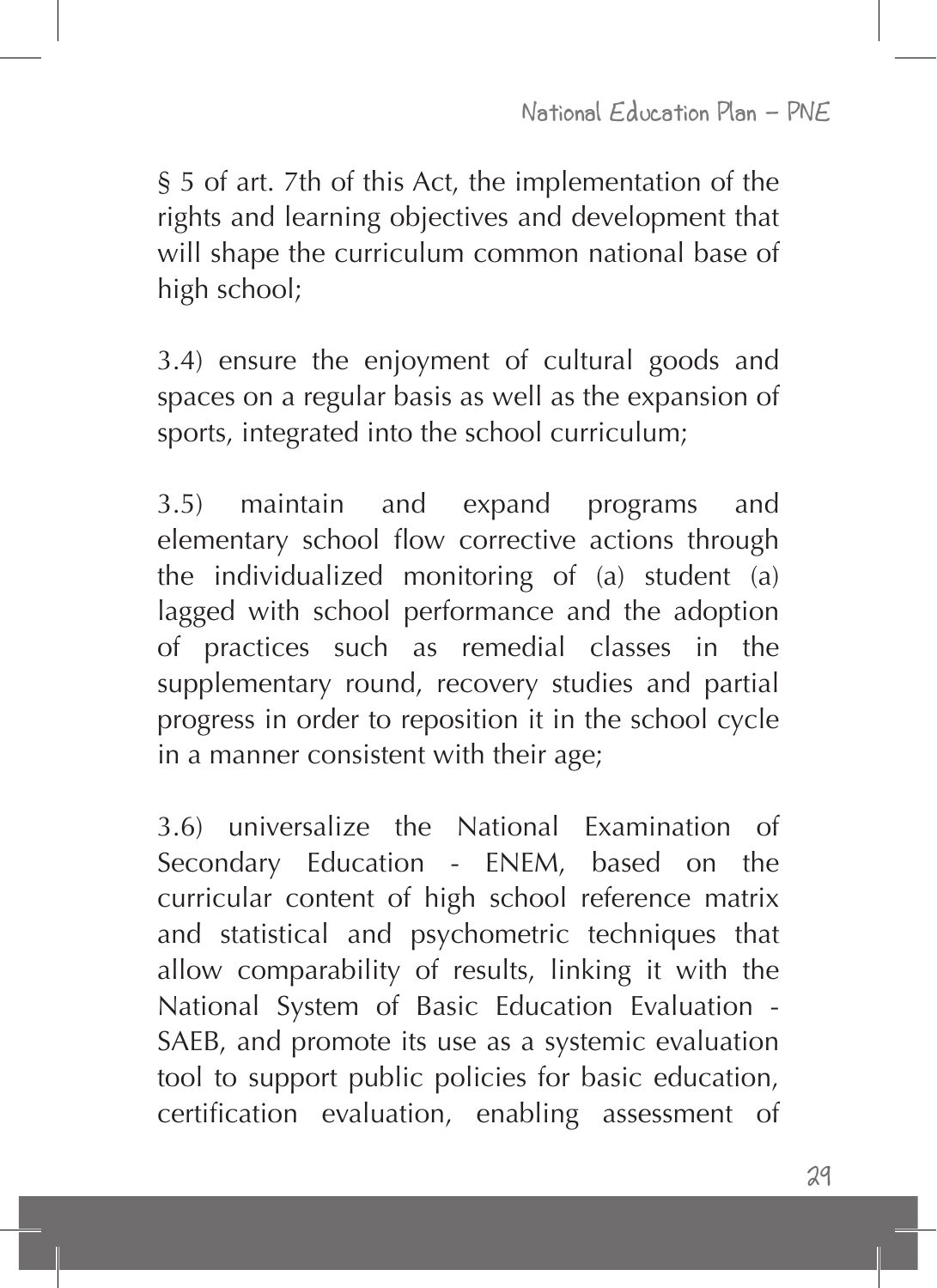§ 5 of art. 7th of this Act, the implementation of the rights and learning objectives and development that will shape the curriculum common national base of high school;

3.4) ensure the enjoyment of cultural goods and spaces on a regular basis as well as the expansion of sports, integrated into the school curriculum;

3.5) maintain and expand programs and elementary school flow corrective actions through the individualized monitoring of (a) student (a) lagged with school performance and the adoption of practices such as remedial classes in the supplementary round, recovery studies and partial progress in order to reposition it in the school cycle in a manner consistent with their age;

3.6) universalize the National Examination of Secondary Education - ENEM, based on the curricular content of high school reference matrix and statistical and psychometric techniques that allow comparability of results, linking it with the National System of Basic Education Evaluation - SAEB, and promote its use as a systemic evaluation tool to support public policies for basic education, certification evaluation, enabling assessment of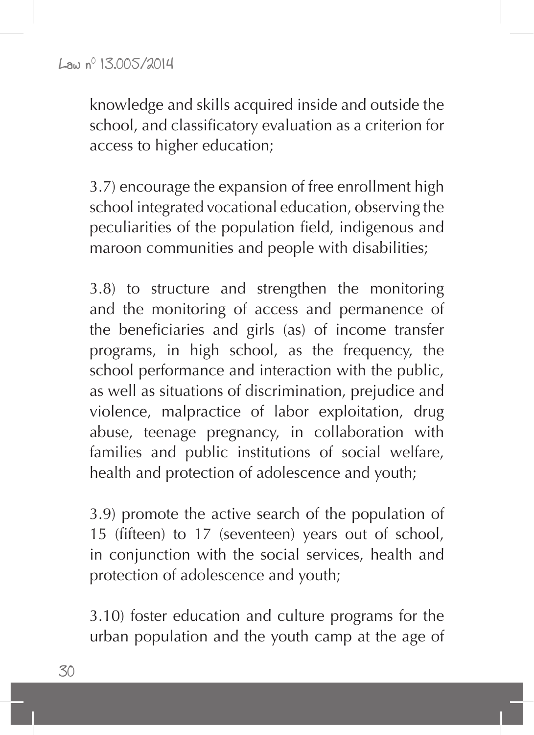knowledge and skills acquired inside and outside the school, and classificatory evaluation as a criterion for access to higher education;

3.7) encourage the expansion of free enrollment high school integrated vocational education, observing the peculiarities of the population field, indigenous and maroon communities and people with disabilities;

3.8) to structure and strengthen the monitoring and the monitoring of access and permanence of the beneficiaries and girls (as) of income transfer programs, in high school, as the frequency, the school performance and interaction with the public, as well as situations of discrimination, prejudice and violence, malpractice of labor exploitation, drug abuse, teenage pregnancy, in collaboration with families and public institutions of social welfare, health and protection of adolescence and youth;

3.9) promote the active search of the population of 15 (fifteen) to 17 (seventeen) years out of school, in conjunction with the social services, health and protection of adolescence and youth;

3.10) foster education and culture programs for the urban population and the youth camp at the age of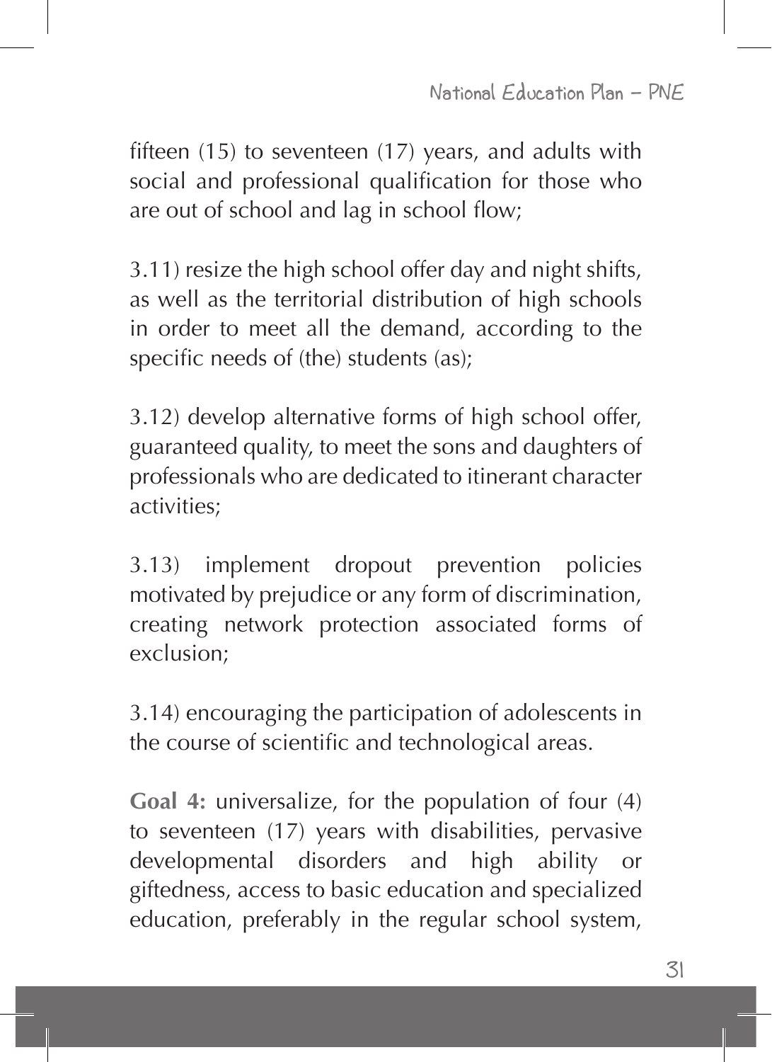fifteen (15) to seventeen (17) years, and adults with social and professional qualification for those who are out of school and lag in school flow;

3.11) resize the high school offer day and night shifts, as well as the territorial distribution of high schools in order to meet all the demand, according to the specific needs of (the) students (as);

3.12) develop alternative forms of high school offer, guaranteed quality, to meet the sons and daughters of professionals who are dedicated to itinerant character activities;

3.13) implement dropout prevention policies motivated by prejudice or any form of discrimination, creating network protection associated forms of exclusion;

3.14) encouraging the participation of adolescents in the course of scientific and technological areas.

**Goal 4:** universalize, for the population of four (4) to seventeen (17) years with disabilities, pervasive developmental disorders and high ability or giftedness, access to basic education and specialized education, preferably in the regular school system,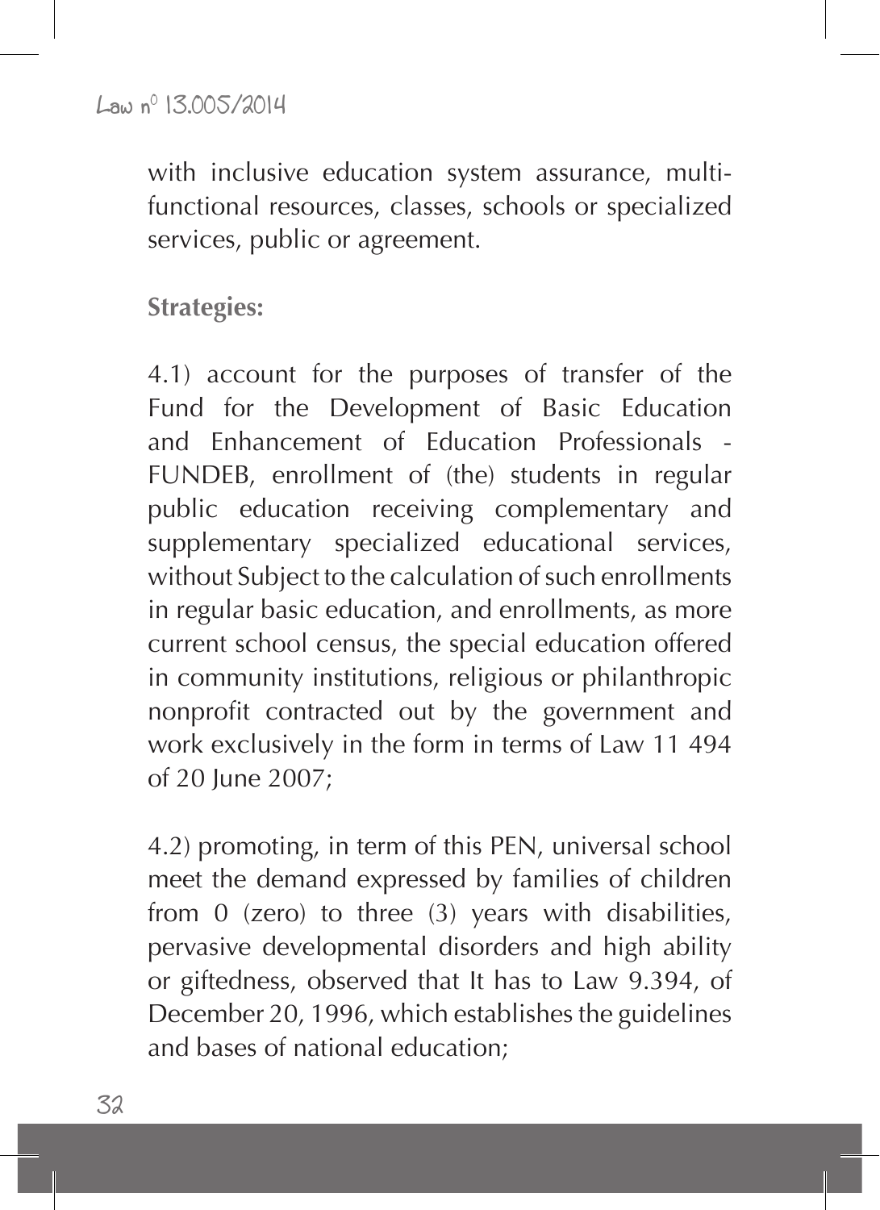with inclusive education system assurance, multi-functional resources, classes, schools or specialized services, public or agreement.

**Strategies:**

4.1) account for the purposes of transfer of the Fund for the Development of Basic Education and Enhancement of Education Professionals - FUNDEB, enrollment of (the) students in regular public education receiving complementary and supplementary specialized educational services, without Subject to the calculation of such enrollments in regular basic education, and enrollments, as more current school census, the special education offered in community institutions, religious or philanthropic nonprofit contracted out by the government and work exclusively in the form in terms of Law 11 494 of 20 June 2007;

4.2) promoting, in term of this PEN, universal school meet the demand expressed by families of children from 0 (zero) to three (3) years with disabilities, pervasive developmental disorders and high ability or giftedness, observed that It has to Law 9.394, of December 20, 1996, which establishes the guidelines and bases of national education;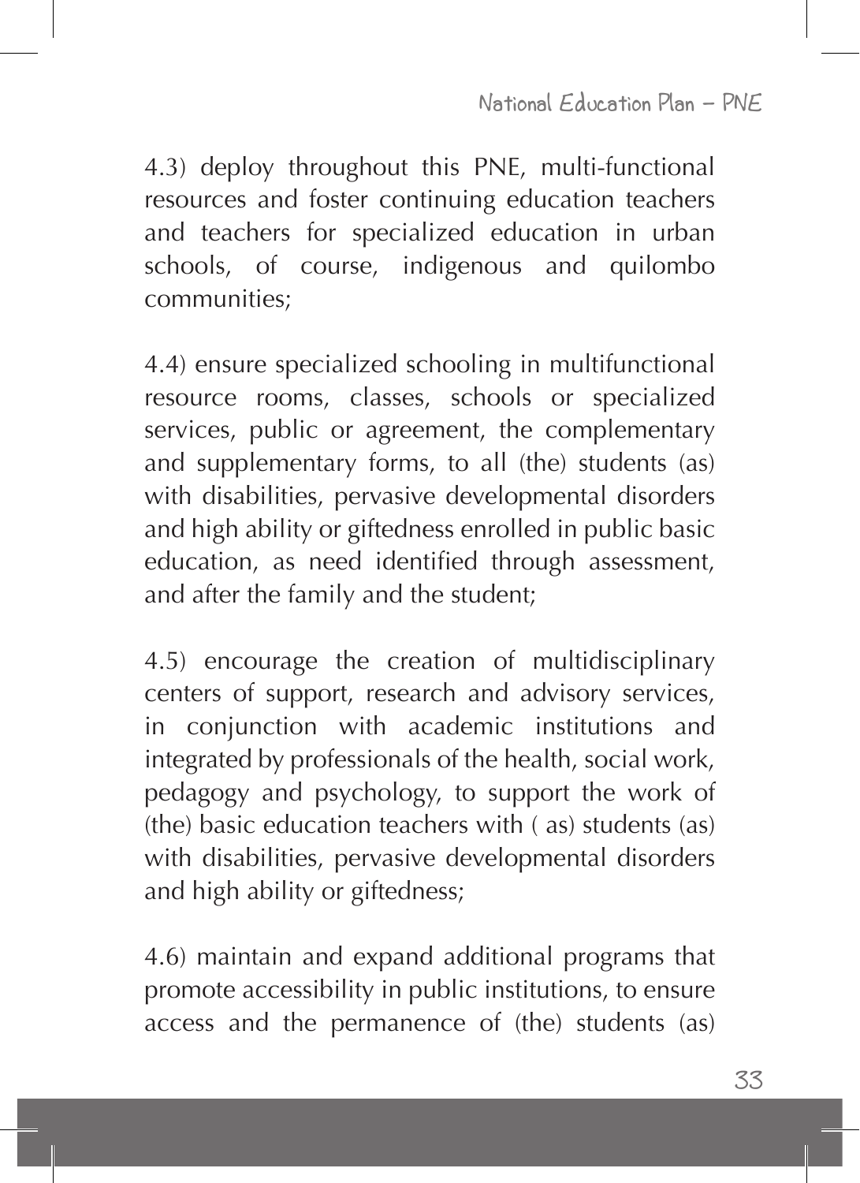4.3) deploy throughout this PNE, multi-functional resources and foster continuing education teachers and teachers for specialized education in urban schools, of course, indigenous and quilombo communities;

4.4) ensure specialized schooling in multifunctional resource rooms, classes, schools or specialized services, public or agreement, the complementary and supplementary forms, to all (the) students (as) with disabilities, pervasive developmental disorders and high ability or giftedness enrolled in public basic education, as need identified through assessment, and after the family and the student;

4.5) encourage the creation of multidisciplinary centers of support, research and advisory services, in conjunction with academic institutions and integrated by professionals of the health, social work, pedagogy and psychology, to support the work of (the) basic education teachers with ( as) students (as) with disabilities, pervasive developmental disorders and high ability or giftedness;

4.6) maintain and expand additional programs that promote accessibility in public institutions, to ensure access and the permanence of (the) students (as)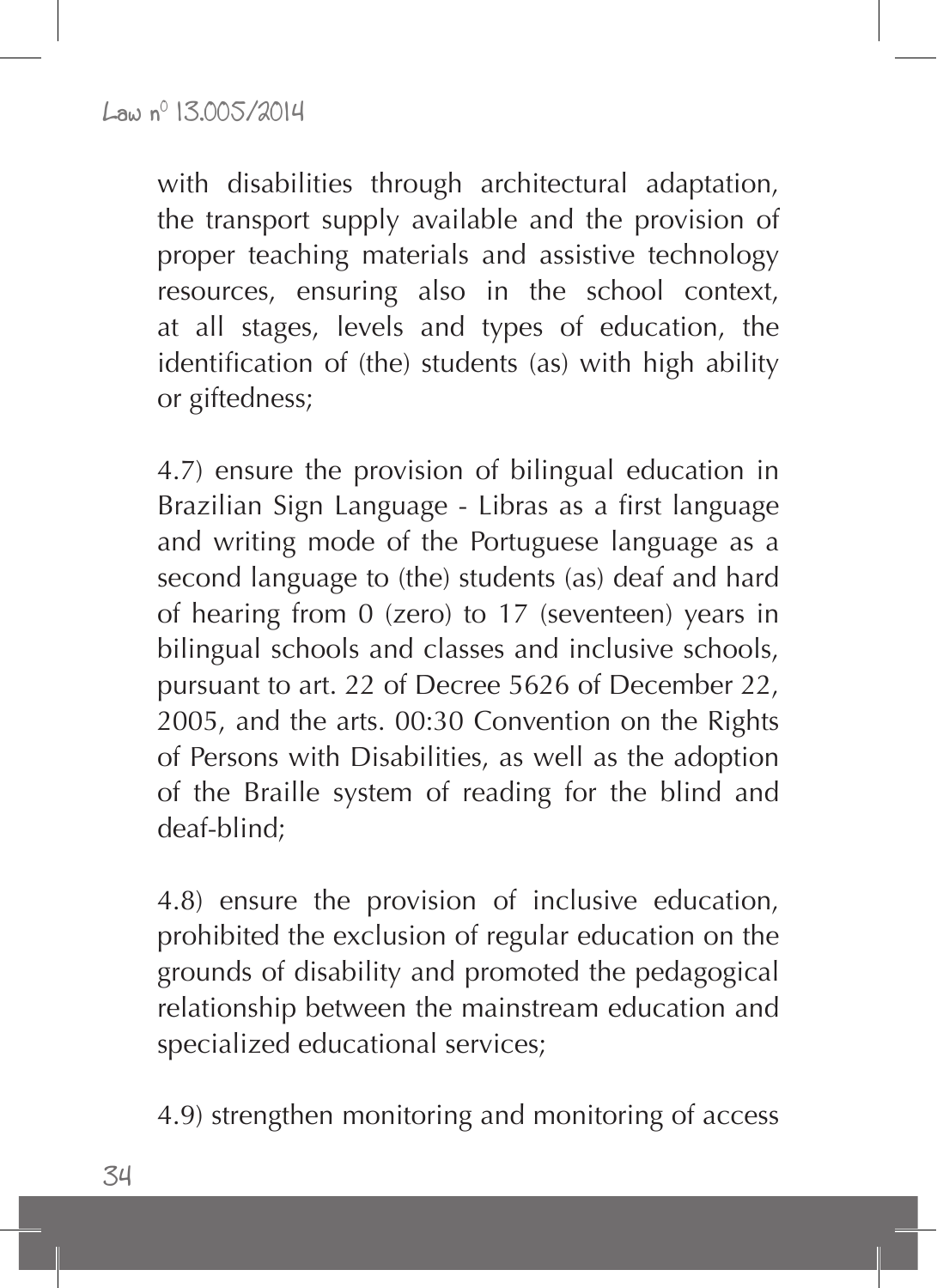with disabilities through architectural adaptation, the transport supply available and the provision of proper teaching materials and assistive technology resources, ensuring also in the school context, at all stages, levels and types of education, the identification of (the) students (as) with high ability or giftedness;

4.7) ensure the provision of bilingual education in Brazilian Sign Language - Libras as a first language and writing mode of the Portuguese language as a second language to (the) students (as) deaf and hard of hearing from 0 (zero) to 17 (seventeen) years in bilingual schools and classes and inclusive schools, pursuant to art. 22 of Decree 5626 of December 22, 2005, and the arts. 00:30 Convention on the Rights of Persons with Disabilities, as well as the adoption of the Braille system of reading for the blind and deaf-blind;

4.8) ensure the provision of inclusive education, prohibited the exclusion of regular education on the grounds of disability and promoted the pedagogical relationship between the mainstream education and specialized educational services;

4.9) strengthen monitoring and monitoring of access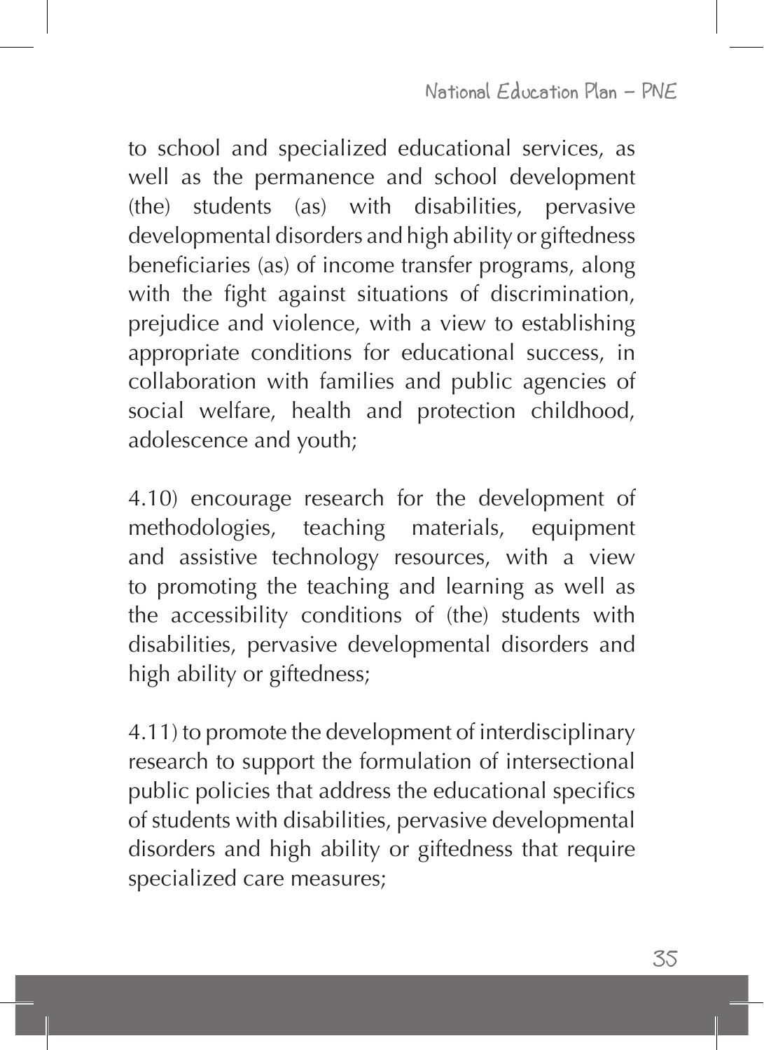to school and specialized educational services, as well as the permanence and school development (the) students (as) with disabilities, pervasive developmental disorders and high ability or giftedness beneficiaries (as) of income transfer programs, along with the fight against situations of discrimination, prejudice and violence, with a view to establishing appropriate conditions for educational success, in collaboration with families and public agencies of social welfare, health and protection childhood, adolescence and youth;

4.10) encourage research for the development of methodologies, teaching materials, equipment and assistive technology resources, with a view to promoting the teaching and learning as well as the accessibility conditions of (the) students with disabilities, pervasive developmental disorders and high ability or giftedness;

4.11) to promote the development of interdisciplinary research to support the formulation of intersectional public policies that address the educational specifics of students with disabilities, pervasive developmental disorders and high ability or giftedness that require specialized care measures;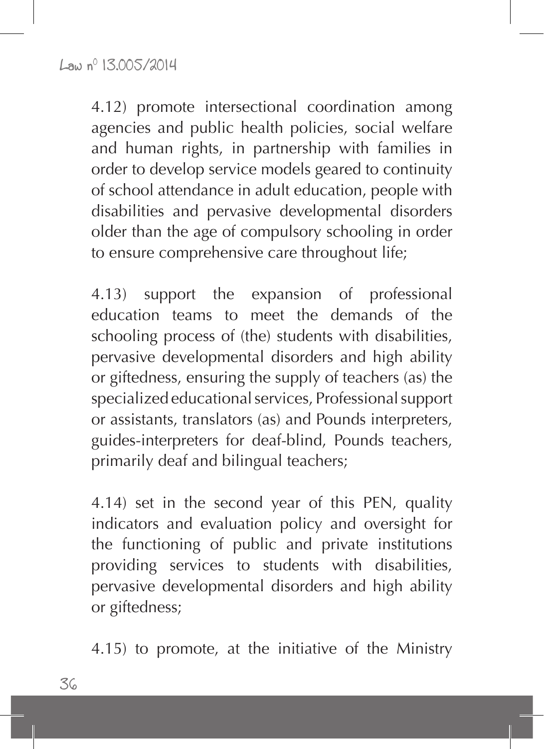4.12) promote intersectional coordination among agencies and public health policies, social welfare and human rights, in partnership with families in order to develop service models geared to continuity of school attendance in adult education, people with disabilities and pervasive developmental disorders older than the age of compulsory schooling in order to ensure comprehensive care throughout life;

4.13) support the expansion of professional education teams to meet the demands of the schooling process of (the) students with disabilities, pervasive developmental disorders and high ability or giftedness, ensuring the supply of teachers (as) the specialized educational services, Professional support or assistants, translators (as) and Pounds interpreters, guides-interpreters for deaf-blind, Pounds teachers, primarily deaf and bilingual teachers;

4.14) set in the second year of this PEN, quality indicators and evaluation policy and oversight for the functioning of public and private institutions providing services to students with disabilities, pervasive developmental disorders and high ability or giftedness;

4.15) to promote, at the initiative of the Ministry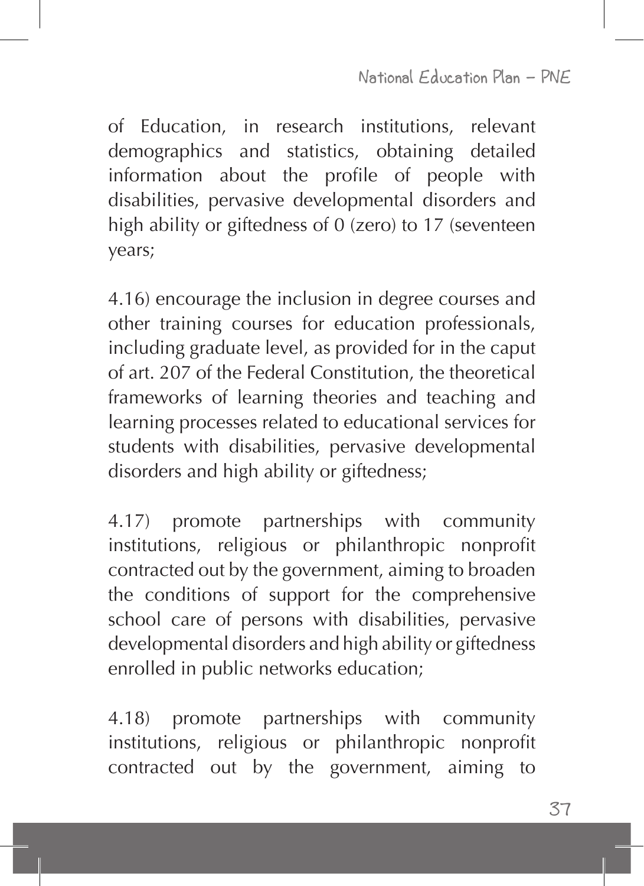of Education, in research institutions, relevant demographics and statistics, obtaining detailed information about the profile of people with disabilities, pervasive developmental disorders and high ability or giftedness of 0 (zero) to 17 (seventeen years;

4.16) encourage the inclusion in degree courses and other training courses for education professionals, including graduate level, as provided for in the caput of art. 207 of the Federal Constitution, the theoretical frameworks of learning theories and teaching and learning processes related to educational services for students with disabilities, pervasive developmental disorders and high ability or giftedness;

4.17) promote partnerships with community institutions, religious or philanthropic nonprofit contracted out by the government, aiming to broaden the conditions of support for the comprehensive school care of persons with disabilities, pervasive developmental disorders and high ability or giftedness enrolled in public networks education;

4.18) promote partnerships with community institutions, religious or philanthropic nonprofit contracted out by the government, aiming to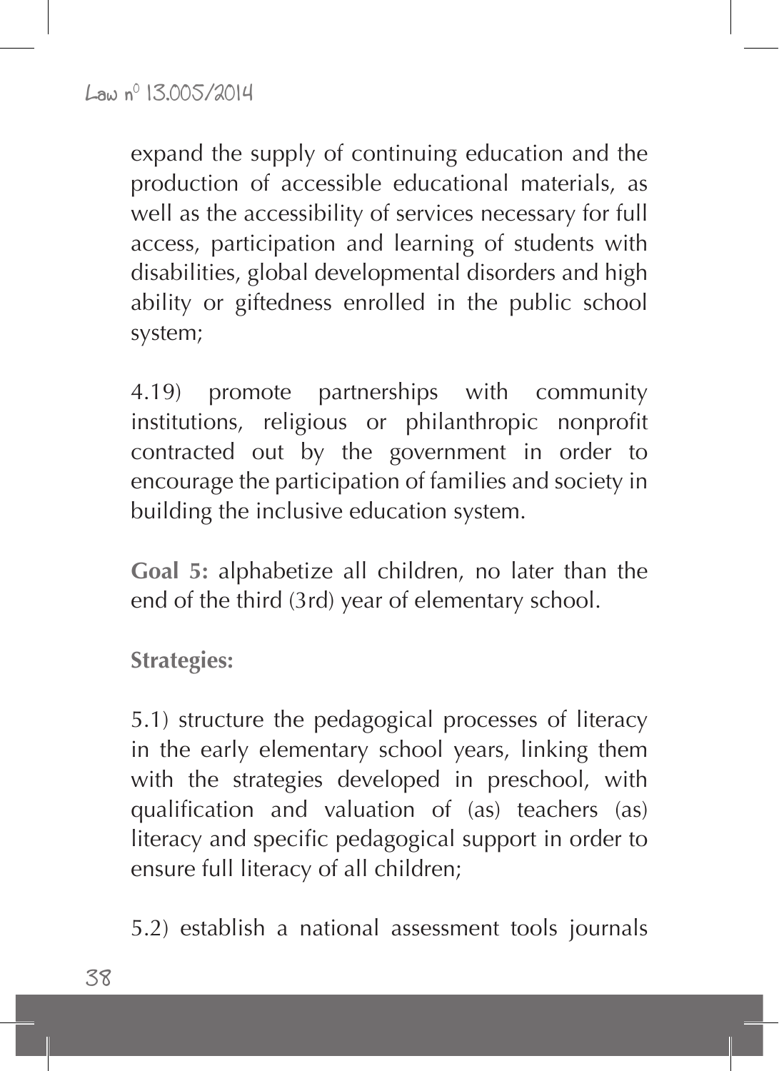expand the supply of continuing education and the production of accessible educational materials, as well as the accessibility of services necessary for full access, participation and learning of students with disabilities, global developmental disorders and high ability or giftedness enrolled in the public school system;

4.19) promote partnerships with community institutions, religious or philanthropic nonprofit contracted out by the government in order to encourage the participation of families and society in building the inclusive education system.

**Goal 5:** alphabetize all children, no later than the end of the third (3rd) year of elementary school.

**Strategies:**

5.1) structure the pedagogical processes of literacy in the early elementary school years, linking them with the strategies developed in preschool, with qualification and valuation of (as) teachers (as) literacy and specific pedagogical support in order to ensure full literacy of all children;

5.2) establish a national assessment tools journals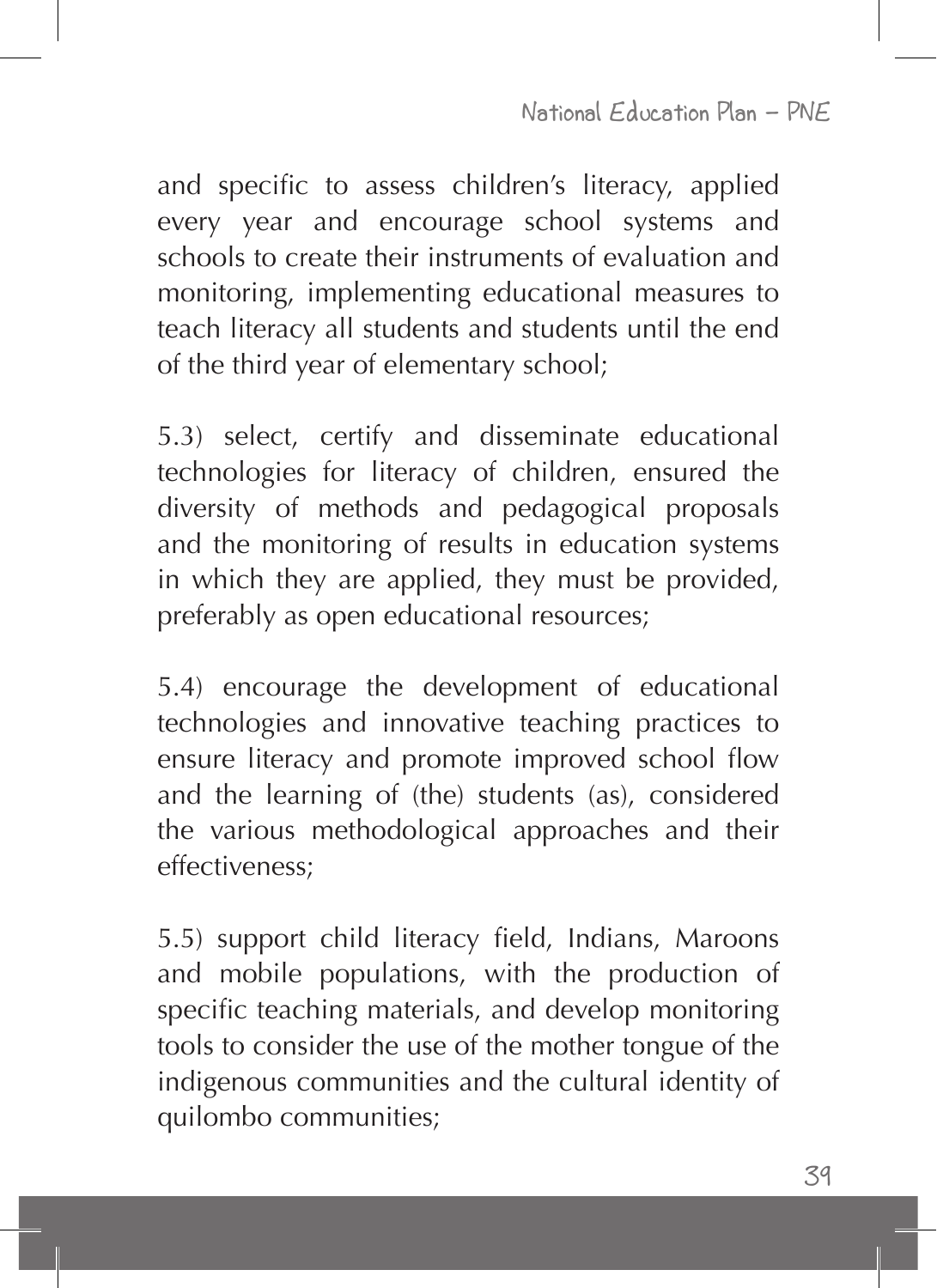and specific to assess children's literacy, applied every year and encourage school systems and schools to create their instruments of evaluation and monitoring, implementing educational measures to teach literacy all students and students until the end of the third year of elementary school;

5.3) select, certify and disseminate educational technologies for literacy of children, ensured the diversity of methods and pedagogical proposals and the monitoring of results in education systems in which they are applied, they must be provided, preferably as open educational resources;

5.4) encourage the development of educational technologies and innovative teaching practices to ensure literacy and promote improved school flow and the learning of (the) students (as), considered the various methodological approaches and their effectiveness;

5.5) support child literacy field, Indians, Maroons and mobile populations, with the production of specific teaching materials, and develop monitoring tools to consider the use of the mother tongue of the indigenous communities and the cultural identity of quilombo communities;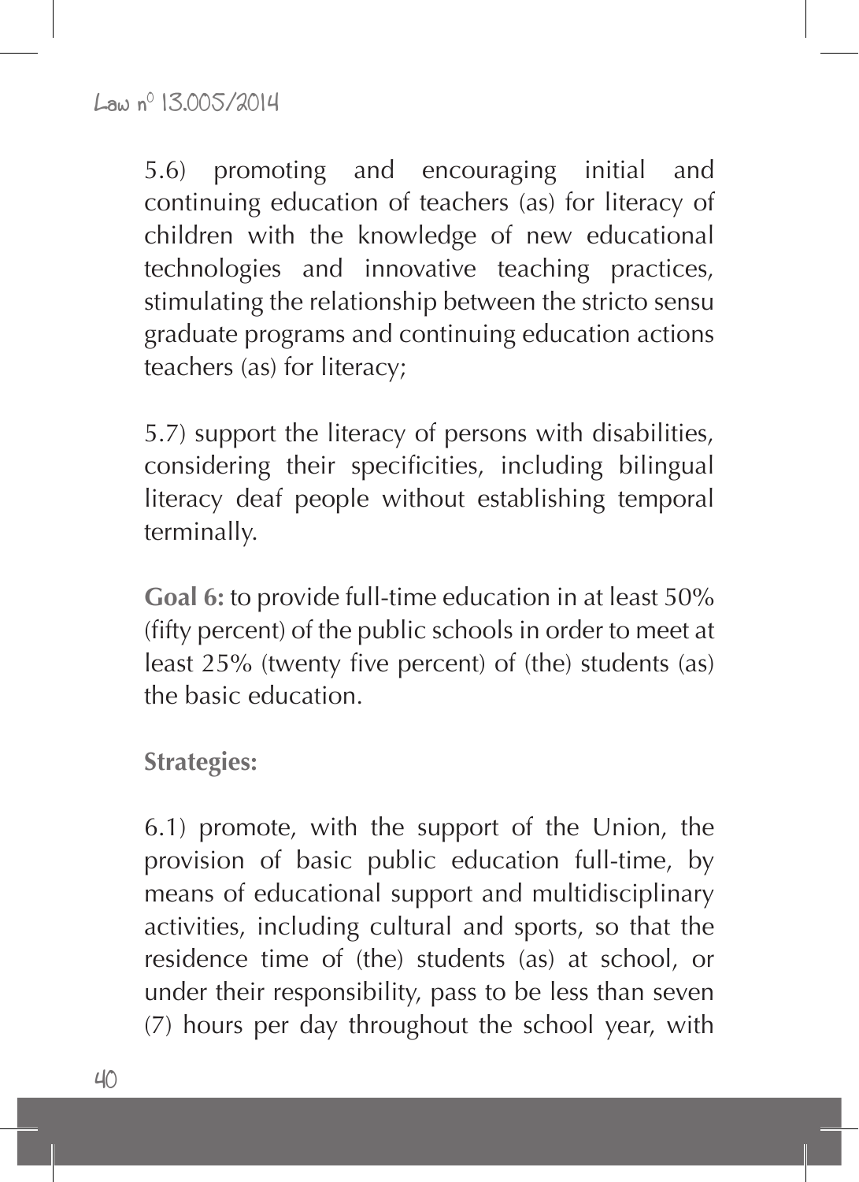5.6) promoting and encouraging initial and continuing education of teachers (as) for literacy of children with the knowledge of new educational technologies and innovative teaching practices, stimulating the relationship between the stricto sensu graduate programs and continuing education actions teachers (as) for literacy;

5.7) support the literacy of persons with disabilities, considering their specificities, including bilingual literacy deaf people without establishing temporal terminally.

**Goal 6:** to provide full-time education in at least 50% (fifty percent) of the public schools in order to meet at least 25% (twenty five percent) of (the) students (as) the basic education.

**Strategies:**

6.1) promote, with the support of the Union, the provision of basic public education full-time, by means of educational support and multidisciplinary activities, including cultural and sports, so that the residence time of (the) students (as) at school, or under their responsibility, pass to be less than seven (7) hours per day throughout the school year, with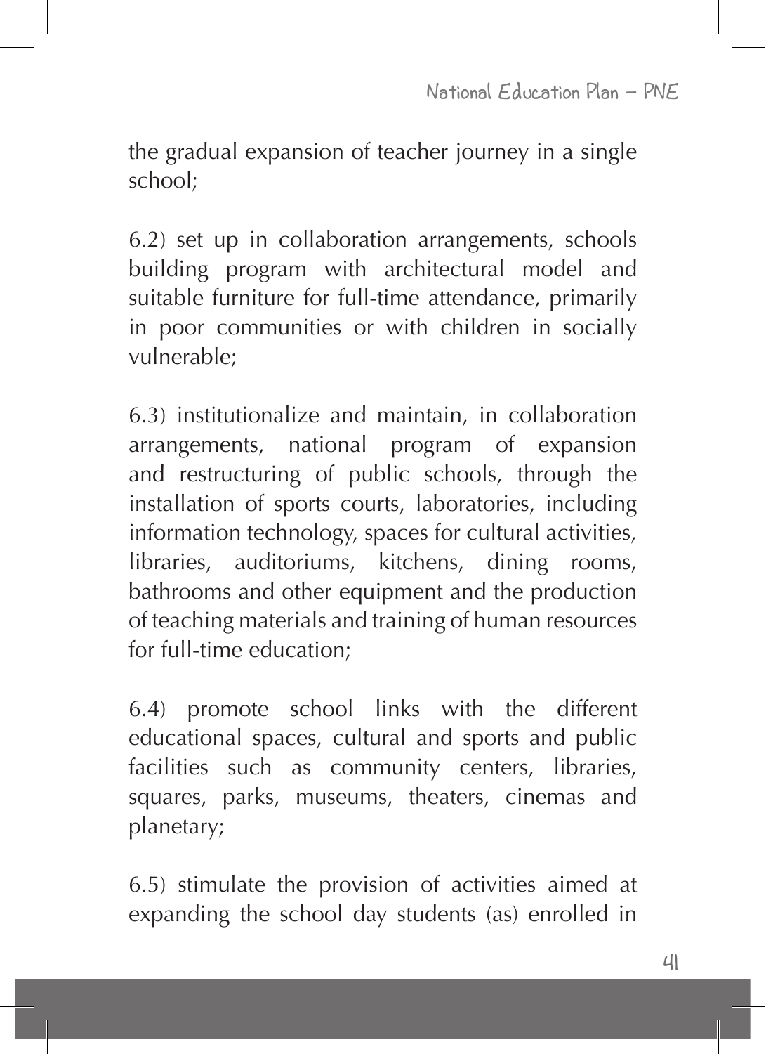the gradual expansion of teacher journey in a single school;

6.2) set up in collaboration arrangements, schools building program with architectural model and suitable furniture for full-time attendance, primarily in poor communities or with children in socially vulnerable;

6.3) institutionalize and maintain, in collaboration arrangements, national program of expansion and restructuring of public schools, through the installation of sports courts, laboratories, including information technology, spaces for cultural activities, libraries, auditoriums, kitchens, dining rooms, bathrooms and other equipment and the production of teaching materials and training of human resources for full-time education;

6.4) promote school links with the different educational spaces, cultural and sports and public facilities such as community centers, libraries, squares, parks, museums, theaters, cinemas and planetary;

6.5) stimulate the provision of activities aimed at expanding the school day students (as) enrolled in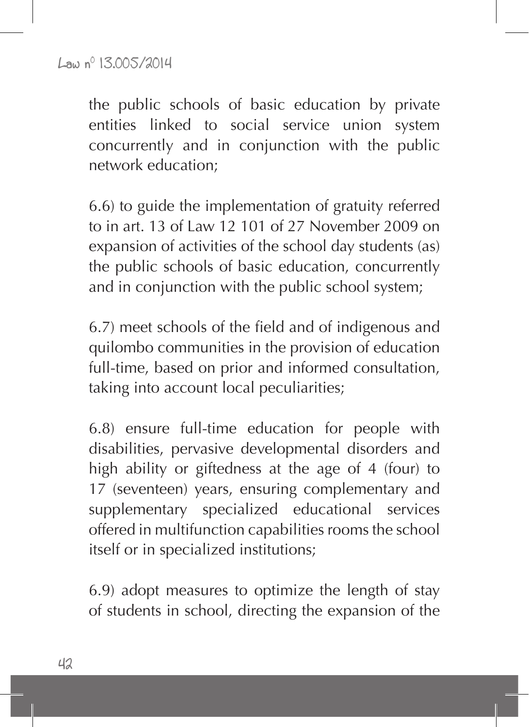the public schools of basic education by private entities linked to social service union system concurrently and in conjunction with the public network education;

6.6) to guide the implementation of gratuity referred to in art. 13 of Law 12 101 of 27 November 2009 on expansion of activities of the school day students (as) the public schools of basic education, concurrently and in conjunction with the public school system;

6.7) meet schools of the field and of indigenous and quilombo communities in the provision of education full-time, based on prior and informed consultation, taking into account local peculiarities;

6.8) ensure full-time education for people with disabilities, pervasive developmental disorders and high ability or giftedness at the age of 4 (four) to 17 (seventeen) years, ensuring complementary and supplementary specialized educational services offered in multifunction capabilities rooms the school itself or in specialized institutions;

6.9) adopt measures to optimize the length of stay of students in school, directing the expansion of the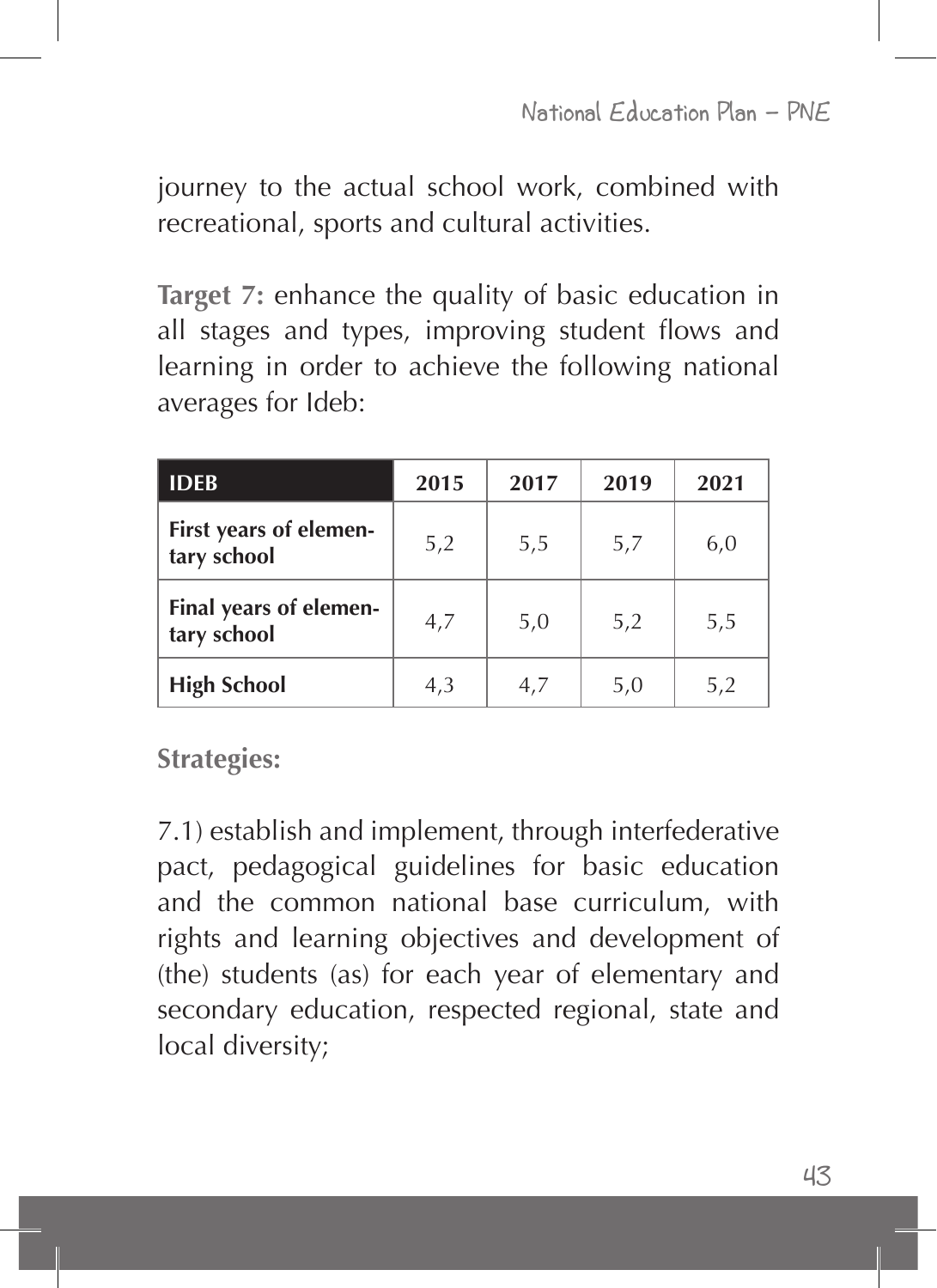journey to the actual school work, combined with recreational, sports and cultural activities.

**Target 7:** enhance the quality of basic education in all stages and types, improving student flows and learning in order to achieve the following national averages for Ideb:

| IDEB | 2015 | 2017 | 2019 | 2021 |
|---|---|---|---|---|
| **First years of elementary school** | 5,2 | 5,5 | 5,7 | 6,0 |
| **Final years of elementary school** | 4,7 | 5,0 | 5,2 | 5,5 |
| **High School** | 4,3 | 4,7 | 5,0 | 5,2 |

**Strategies:**

7.1) establish and implement, through interfederative pact, pedagogical guidelines for basic education and the common national base curriculum, with rights and learning objectives and development of (the) students (as) for each year of elementary and secondary education, respected regional, state and local diversity;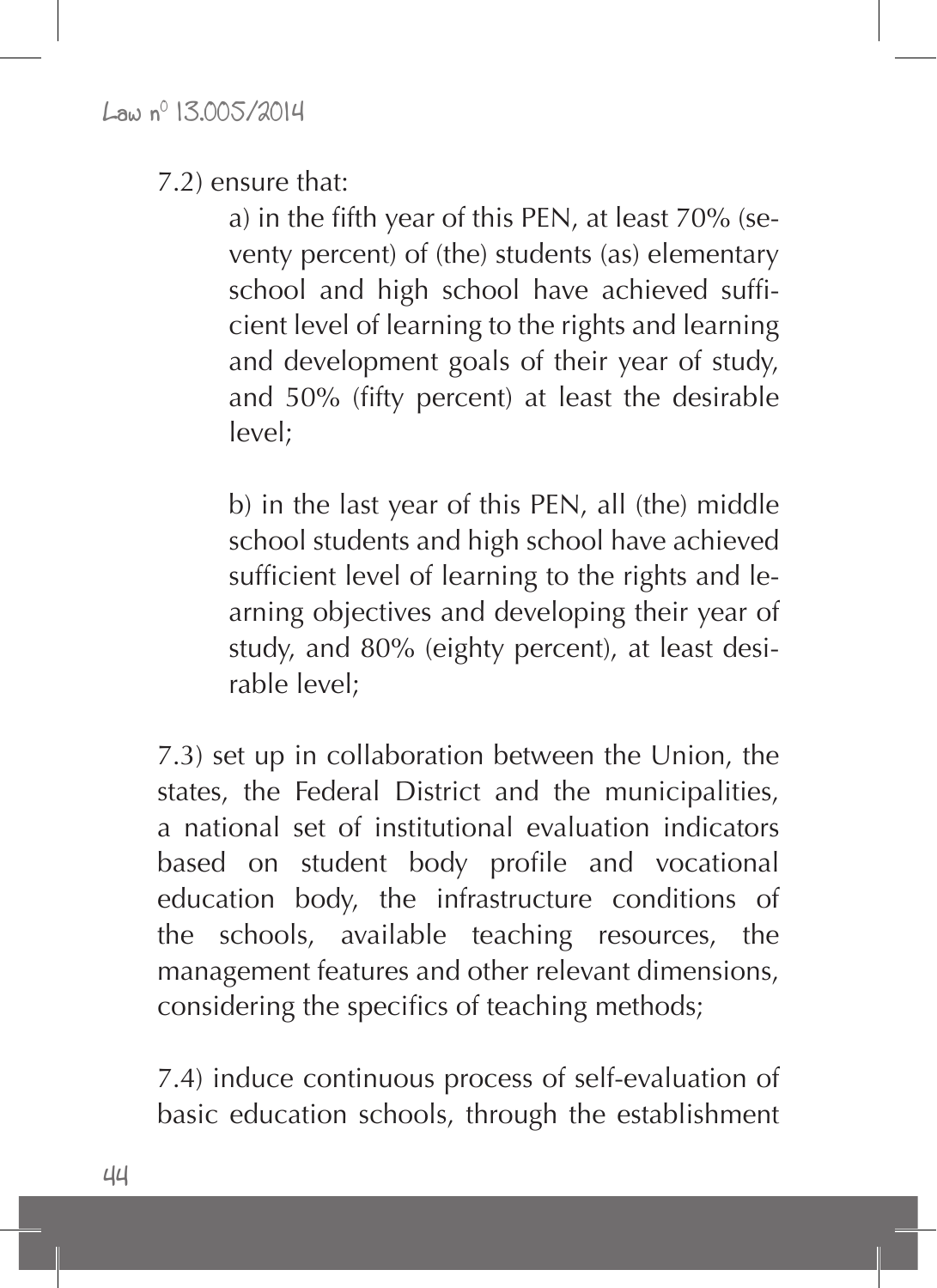7.2) ensure that:

a) in the fifth year of this PEN, at least 70% (seventy percent) of (the) students (as) elementary school and high school have achieved sufficient level of learning to the rights and learning and development goals of their year of study, and 50% (fifty percent) at least the desirable level;

b) in the last year of this PEN, all (the) middle school students and high school have achieved sufficient level of learning to the rights and learning objectives and developing their year of study, and 80% (eighty percent), at least desirable level;

7.3) set up in collaboration between the Union, the states, the Federal District and the municipalities, a national set of institutional evaluation indicators based on student body profile and vocational education body, the infrastructure conditions of the schools, available teaching resources, the management features and other relevant dimensions, considering the specifics of teaching methods;

7.4) induce continuous process of self-evaluation of basic education schools, through the establishment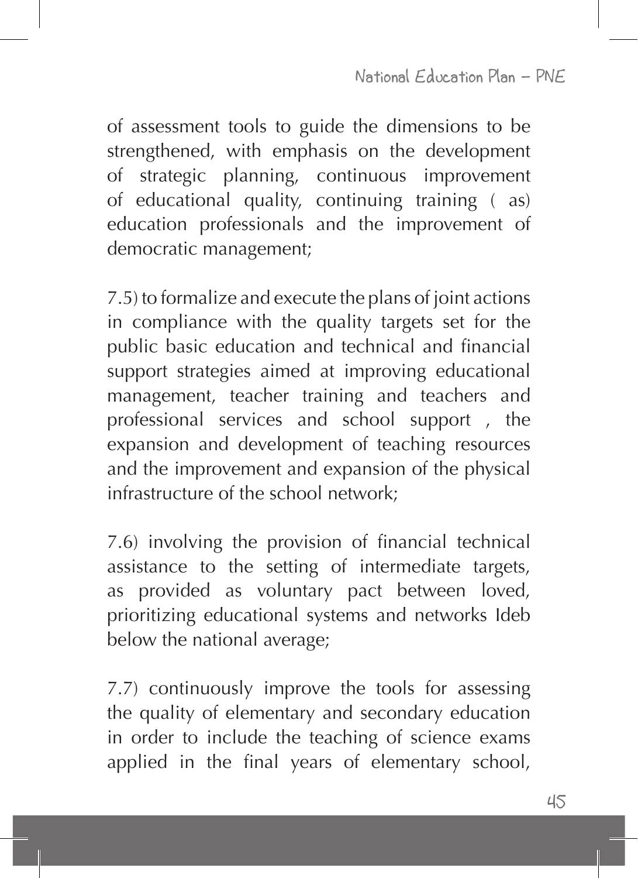of assessment tools to guide the dimensions to be strengthened, with emphasis on the development of strategic planning, continuous improvement of educational quality, continuing training ( as) education professionals and the improvement of democratic management;

7.5) to formalize and execute the plans of joint actions in compliance with the quality targets set for the public basic education and technical and financial support strategies aimed at improving educational management, teacher training and teachers and professional services and school support , the expansion and development of teaching resources and the improvement and expansion of the physical infrastructure of the school network;

7.6) involving the provision of financial technical assistance to the setting of intermediate targets, as provided as voluntary pact between loved, prioritizing educational systems and networks Ideb below the national average;

7.7) continuously improve the tools for assessing the quality of elementary and secondary education in order to include the teaching of science exams applied in the final years of elementary school,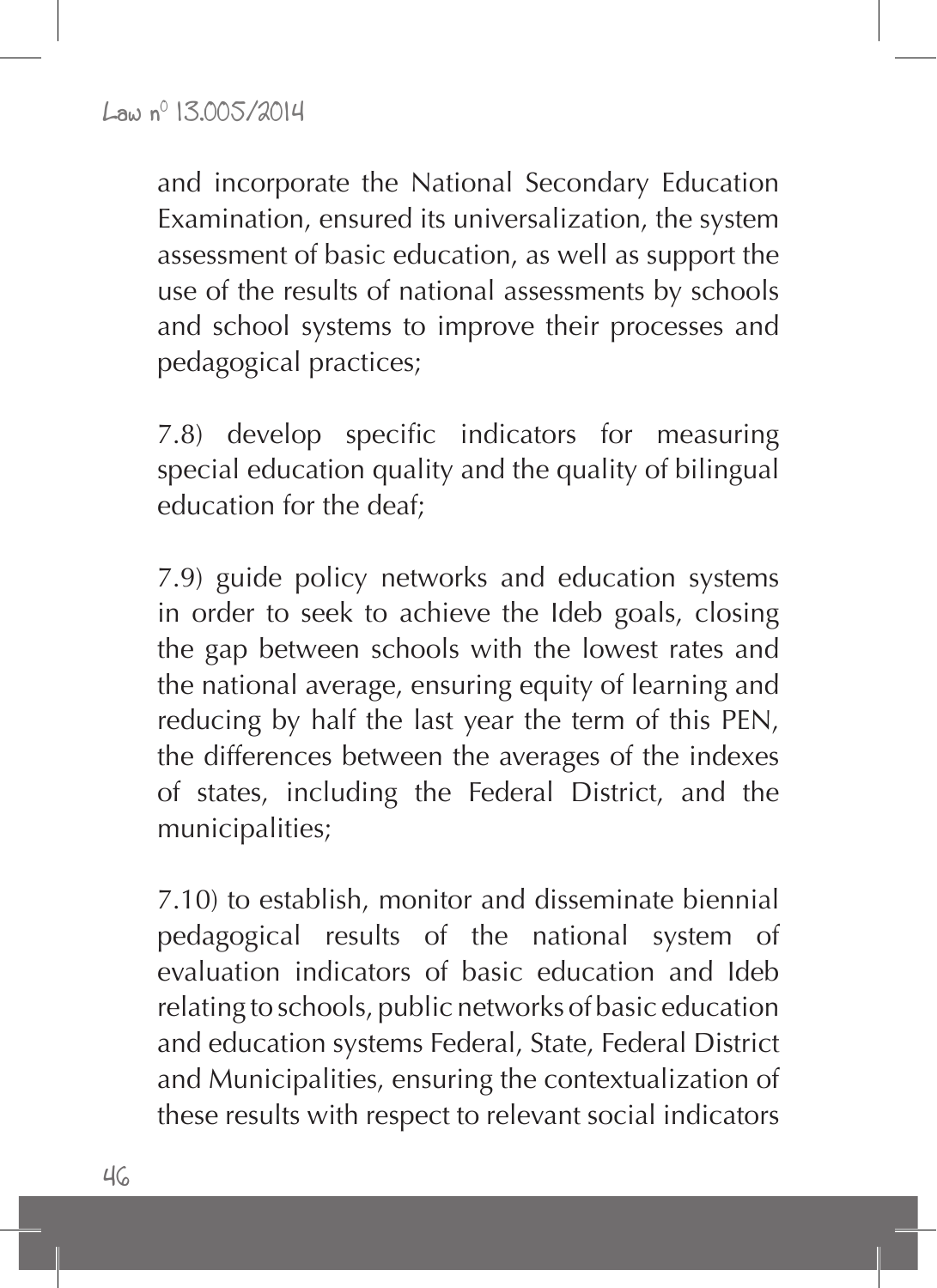and incorporate the National Secondary Education Examination, ensured its universalization, the system assessment of basic education, as well as support the use of the results of national assessments by schools and school systems to improve their processes and pedagogical practices;

7.8) develop specific indicators for measuring special education quality and the quality of bilingual education for the deaf;

7.9) guide policy networks and education systems in order to seek to achieve the Ideb goals, closing the gap between schools with the lowest rates and the national average, ensuring equity of learning and reducing by half the last year the term of this PEN, the differences between the averages of the indexes of states, including the Federal District, and the municipalities;

7.10) to establish, monitor and disseminate biennial pedagogical results of the national system of evaluation indicators of basic education and Ideb relating to schools, public networks of basic education and education systems Federal, State, Federal District and Municipalities, ensuring the contextualization of these results with respect to relevant social indicators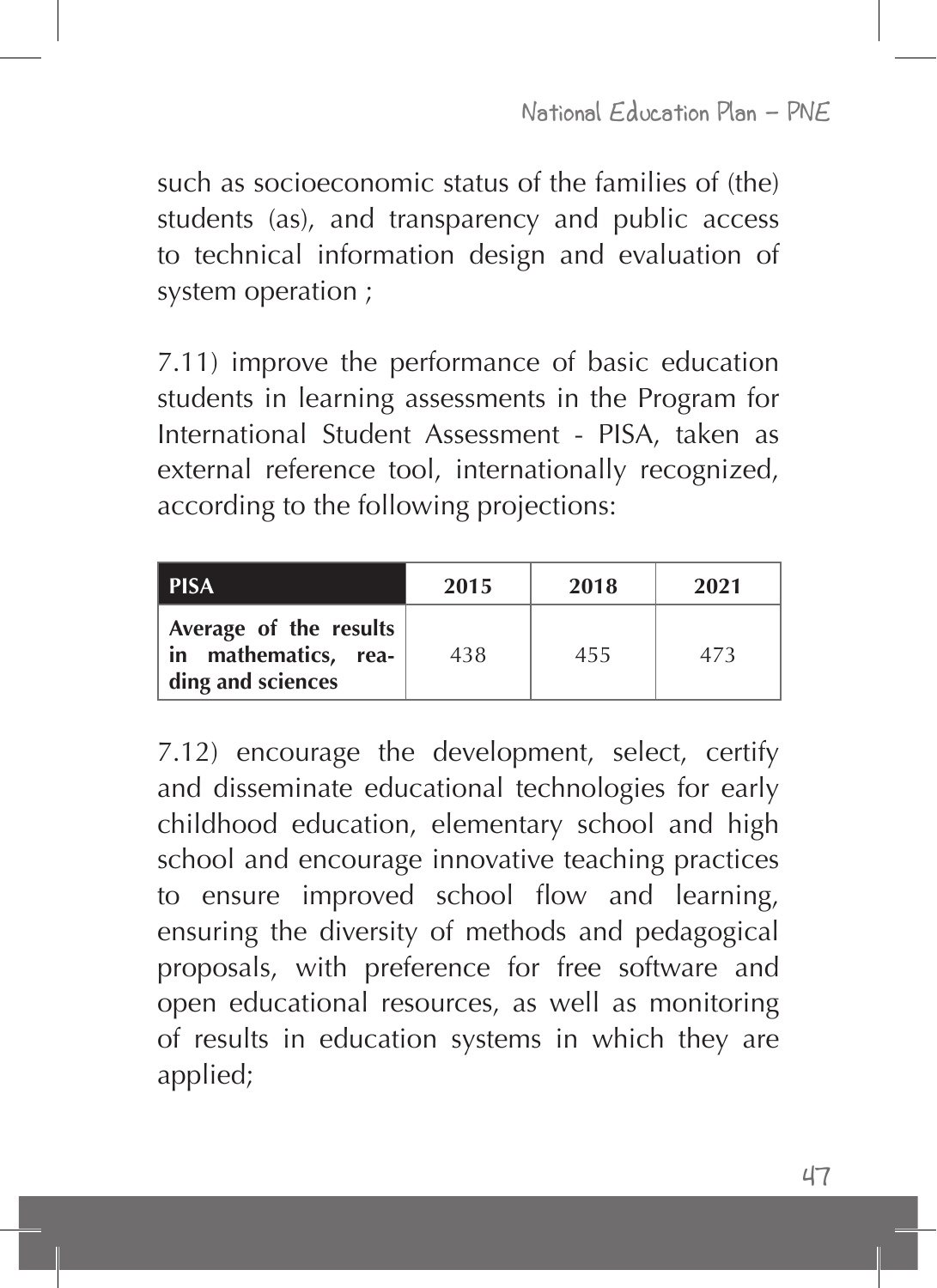such as socioeconomic status of the families of (the) students (as), and transparency and public access to technical information design and evaluation of system operation ;

7.11) improve the performance of basic education students in learning assessments in the Program for International Student Assessment - PISA, taken as external reference tool, internationally recognized, according to the following projections:

| PISA | 2015 | 2018 | 2021 |
|---|---|---|---|
| Average of the results in mathematics, reading and sciences | 438 | 455 | 473 |

7.12) encourage the development, select, certify and disseminate educational technologies for early childhood education, elementary school and high school and encourage innovative teaching practices to ensure improved school flow and learning, ensuring the diversity of methods and pedagogical proposals, with preference for free software and open educational resources, as well as monitoring of results in education systems in which they are applied;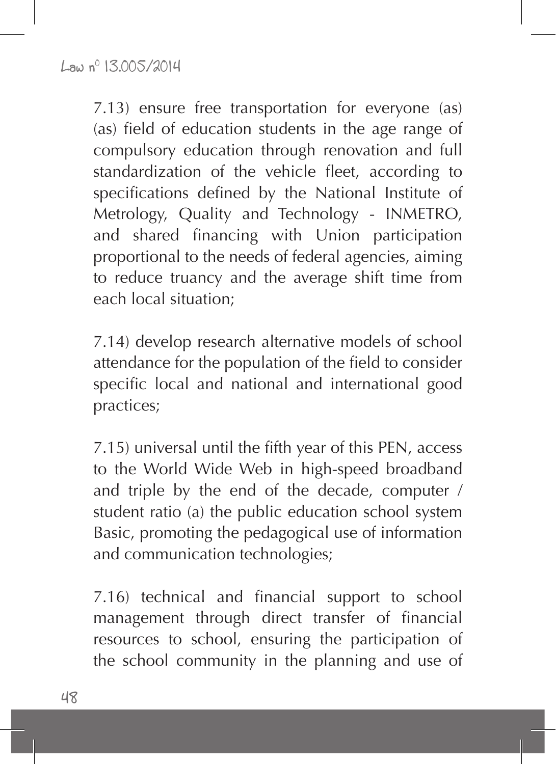7.13) ensure free transportation for everyone (as) (as) field of education students in the age range of compulsory education through renovation and full standardization of the vehicle fleet, according to specifications defined by the National Institute of Metrology, Quality and Technology - INMETRO, and shared financing with Union participation proportional to the needs of federal agencies, aiming to reduce truancy and the average shift time from each local situation;

7.14) develop research alternative models of school attendance for the population of the field to consider specific local and national and international good practices;

7.15) universal until the fifth year of this PEN, access to the World Wide Web in high-speed broadband and triple by the end of the decade, computer / student ratio (a) the public education school system Basic, promoting the pedagogical use of information and communication technologies;

7.16) technical and financial support to school management through direct transfer of financial resources to school, ensuring the participation of the school community in the planning and use of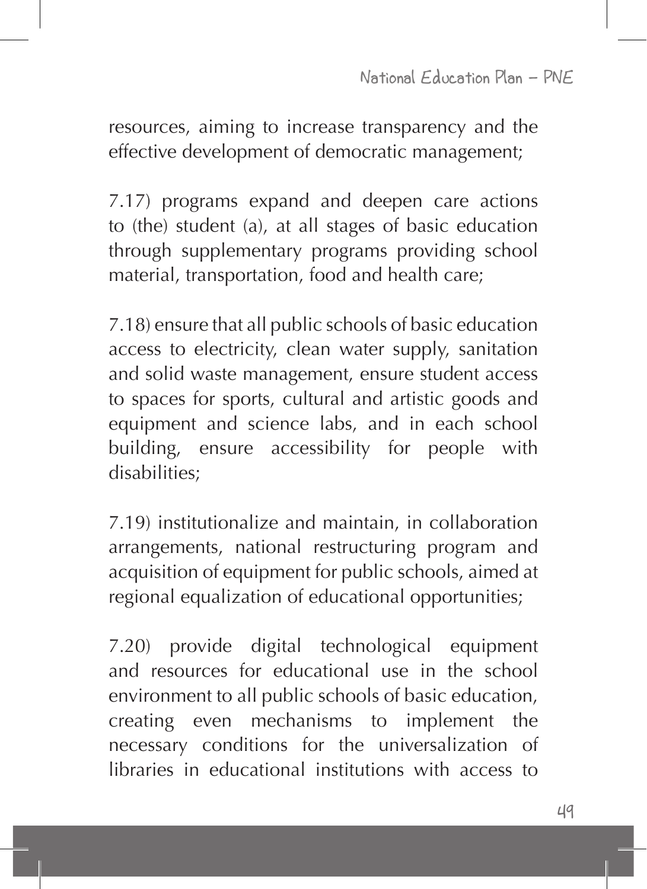resources, aiming to increase transparency and the effective development of democratic management;

7.17) programs expand and deepen care actions to (the) student (a), at all stages of basic education through supplementary programs providing school material, transportation, food and health care;

7.18) ensure that all public schools of basic education access to electricity, clean water supply, sanitation and solid waste management, ensure student access to spaces for sports, cultural and artistic goods and equipment and science labs, and in each school building, ensure accessibility for people with disabilities;

7.19) institutionalize and maintain, in collaboration arrangements, national restructuring program and acquisition of equipment for public schools, aimed at regional equalization of educational opportunities;

7.20) provide digital technological equipment and resources for educational use in the school environment to all public schools of basic education, creating even mechanisms to implement the necessary conditions for the universalization of libraries in educational institutions with access to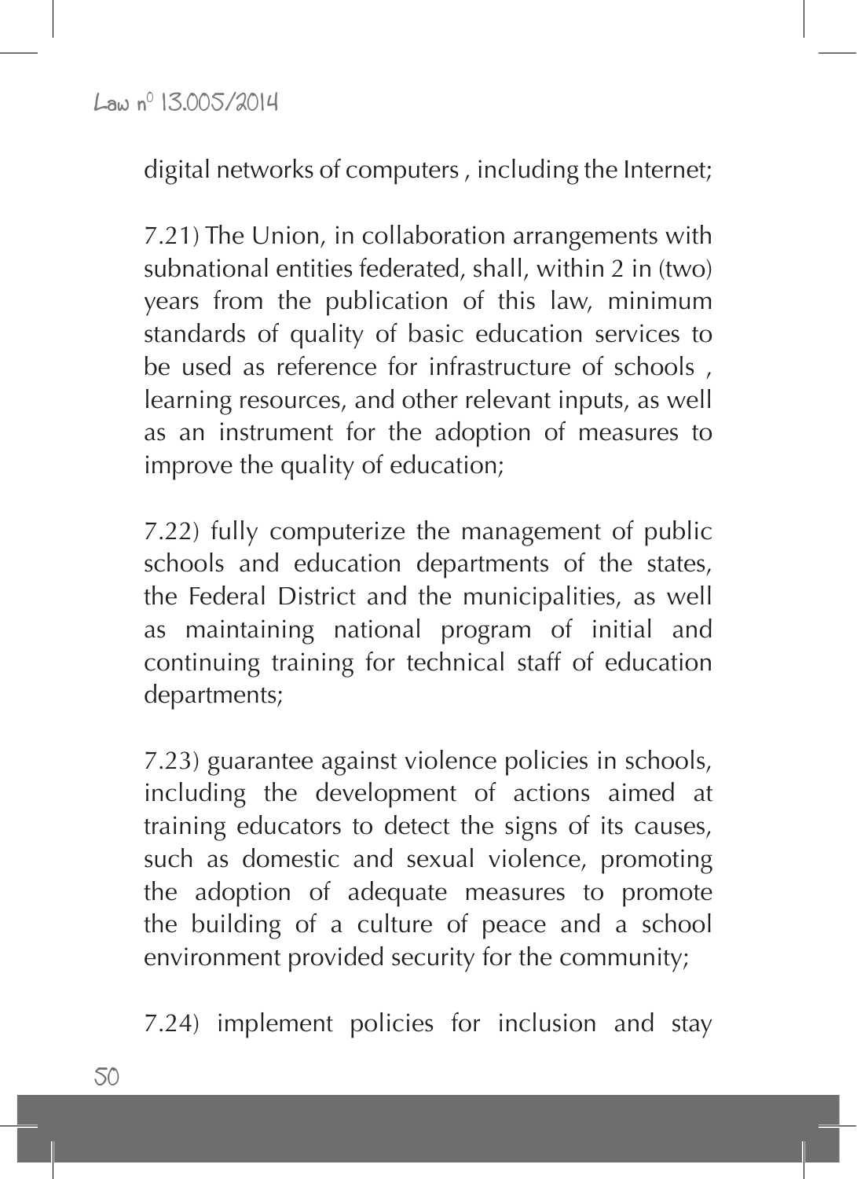digital networks of computers , including the Internet;

7.21) The Union, in collaboration arrangements with subnational entities federated, shall, within 2 in (two) years from the publication of this law, minimum standards of quality of basic education services to be used as reference for infrastructure of schools , learning resources, and other relevant inputs, as well as an instrument for the adoption of measures to improve the quality of education;

7.22) fully computerize the management of public schools and education departments of the states, the Federal District and the municipalities, as well as maintaining national program of initial and continuing training for technical staff of education departments;

7.23) guarantee against violence policies in schools, including the development of actions aimed at training educators to detect the signs of its causes, such as domestic and sexual violence, promoting the adoption of adequate measures to promote the building of a culture of peace and a school environment provided security for the community;

7.24) implement policies for inclusion and stay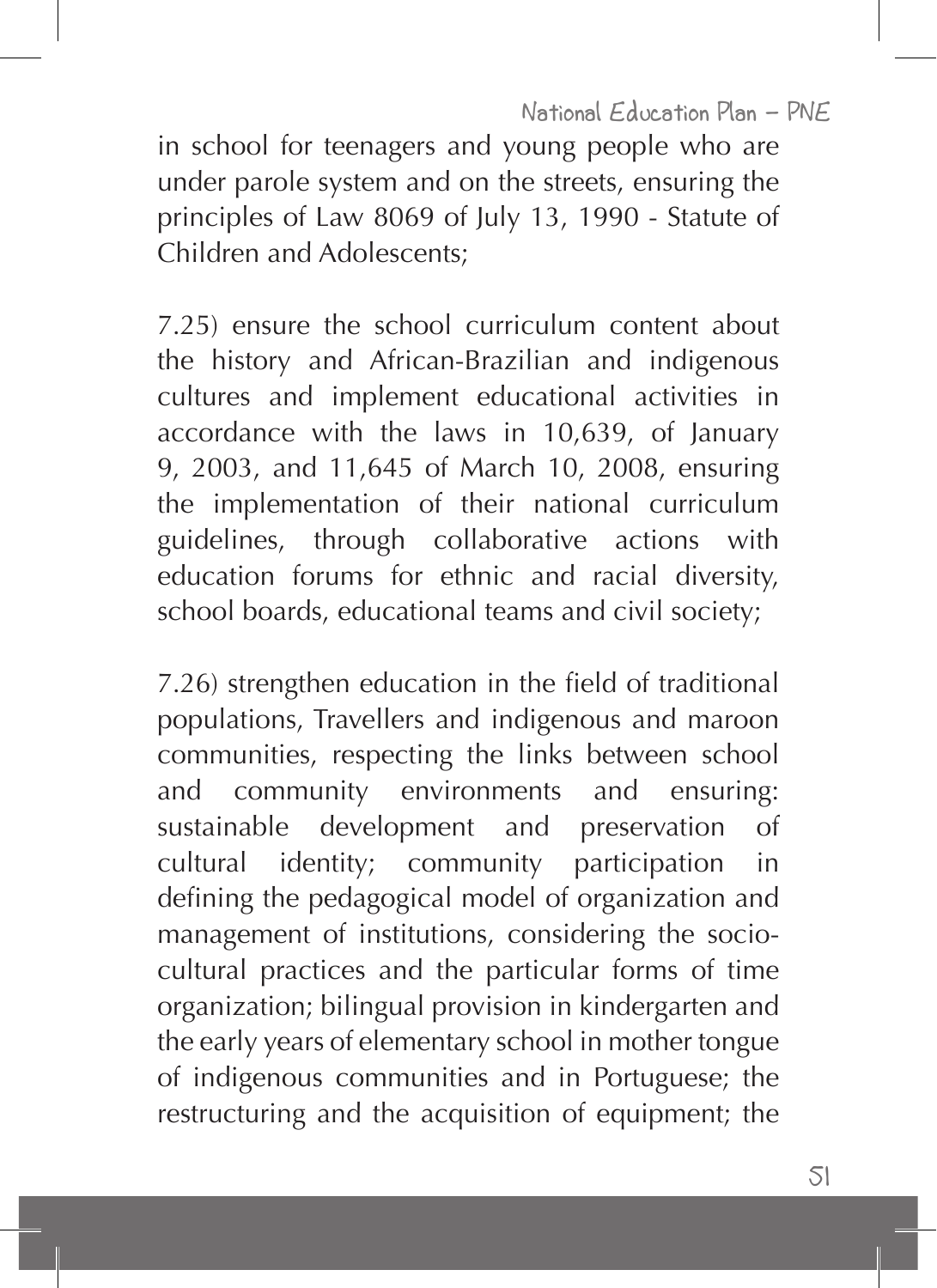in school for teenagers and young people who are under parole system and on the streets, ensuring the principles of Law 8069 of July 13, 1990 - Statute of Children and Adolescents;

7.25) ensure the school curriculum content about the history and African-Brazilian and indigenous cultures and implement educational activities in accordance with the laws in 10,639, of January 9, 2003, and 11,645 of March 10, 2008, ensuring the implementation of their national curriculum guidelines, through collaborative actions with education forums for ethnic and racial diversity, school boards, educational teams and civil society;

7.26) strengthen education in the field of traditional populations, Travellers and indigenous and maroon communities, respecting the links between school and community environments and ensuring: sustainable development and preservation of cultural identity; community participation in defining the pedagogical model of organization and management of institutions, considering the socio-cultural practices and the particular forms of time organization; bilingual provision in kindergarten and the early years of elementary school in mother tongue of indigenous communities and in Portuguese; the restructuring and the acquisition of equipment; the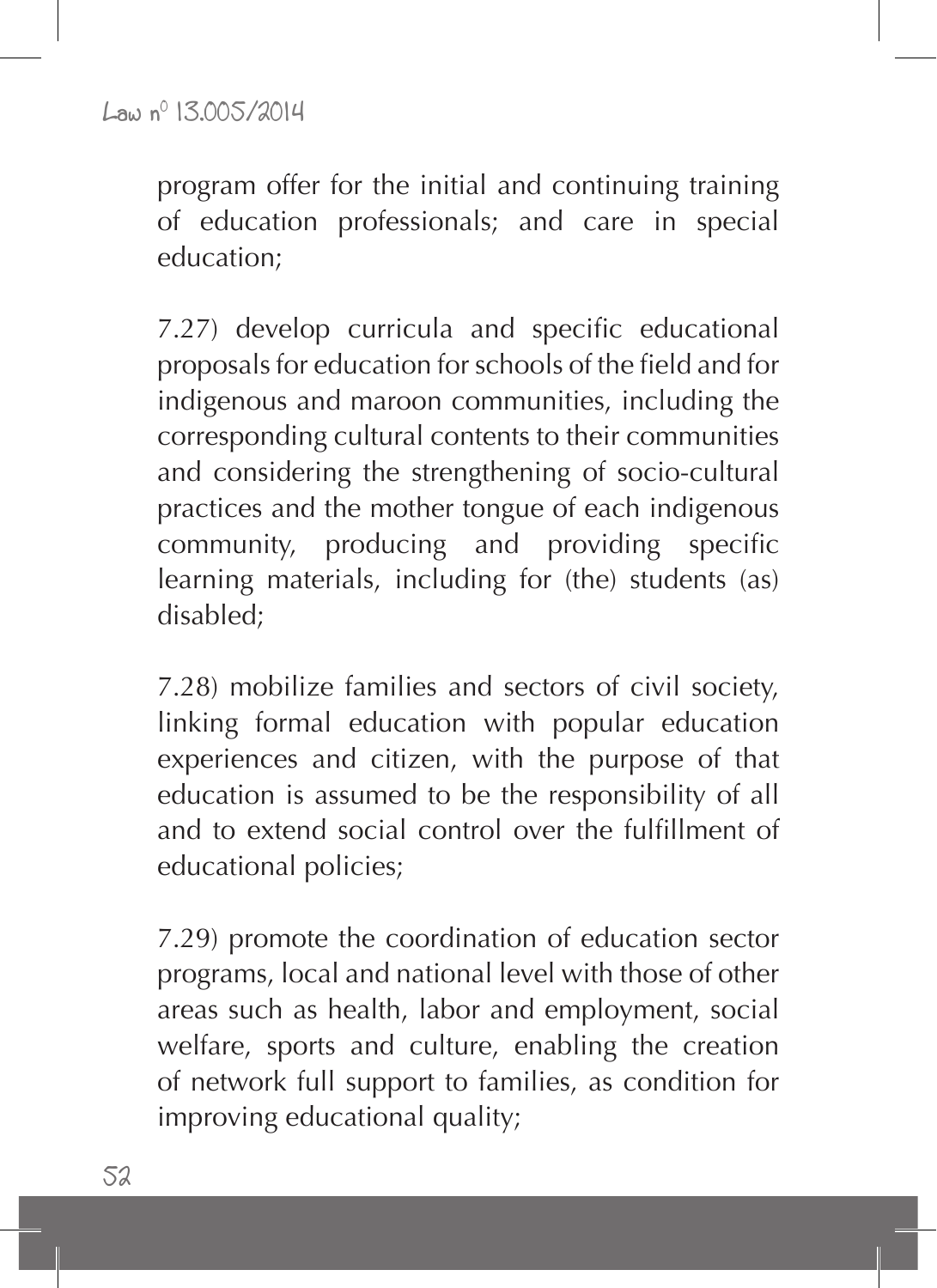program offer for the initial and continuing training of education professionals; and care in special education;

7.27) develop curricula and specific educational proposals for education for schools of the field and for indigenous and maroon communities, including the corresponding cultural contents to their communities and considering the strengthening of socio-cultural practices and the mother tongue of each indigenous community, producing and providing specific learning materials, including for (the) students (as) disabled;

7.28) mobilize families and sectors of civil society, linking formal education with popular education experiences and citizen, with the purpose of that education is assumed to be the responsibility of all and to extend social control over the fulfillment of educational policies;

7.29) promote the coordination of education sector programs, local and national level with those of other areas such as health, labor and employment, social welfare, sports and culture, enabling the creation of network full support to families, as condition for improving educational quality;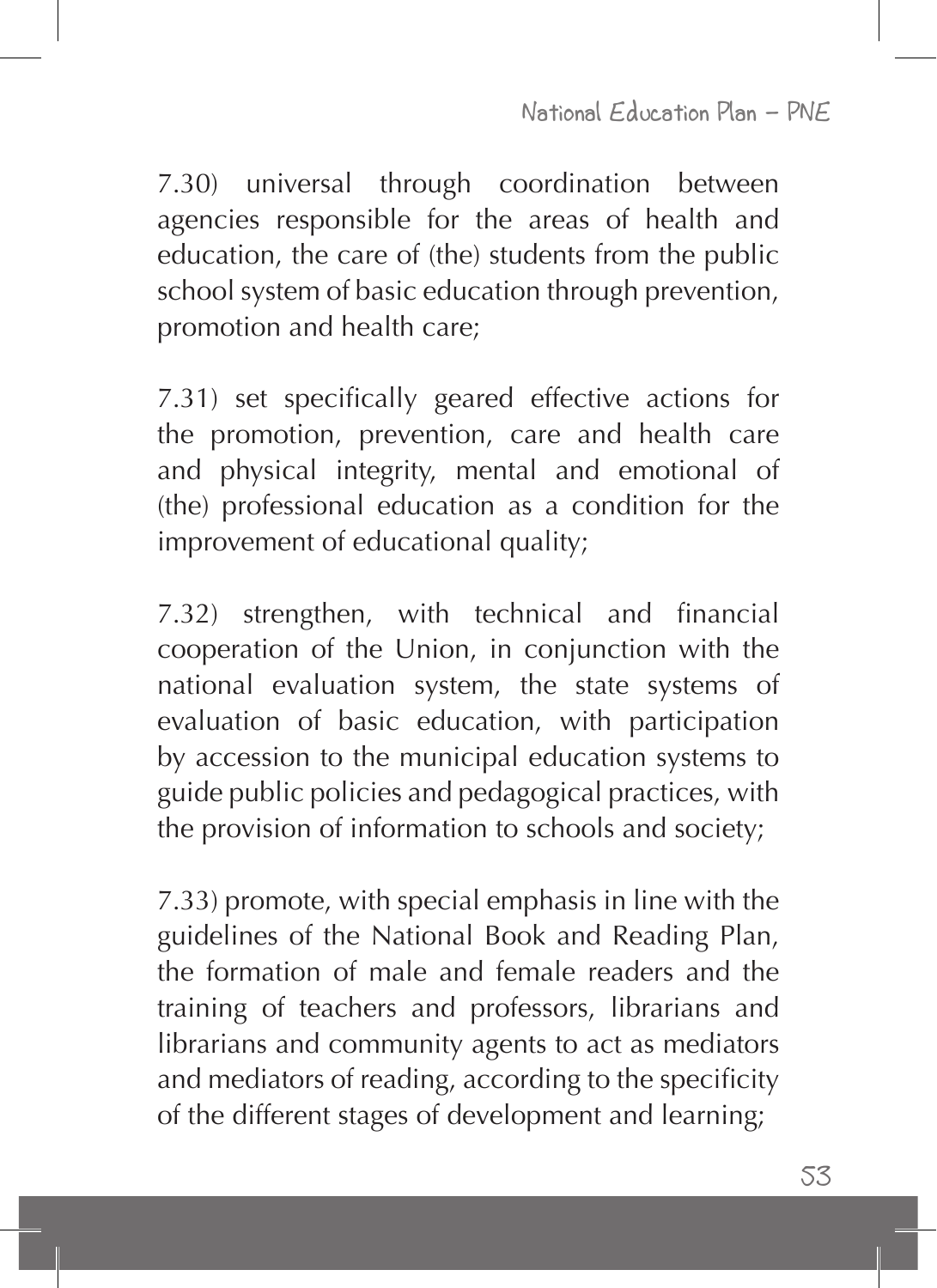7.30) universal through coordination between agencies responsible for the areas of health and education, the care of (the) students from the public school system of basic education through prevention, promotion and health care;

7.31) set specifically geared effective actions for the promotion, prevention, care and health care and physical integrity, mental and emotional of (the) professional education as a condition for the improvement of educational quality;

7.32) strengthen, with technical and financial cooperation of the Union, in conjunction with the national evaluation system, the state systems of evaluation of basic education, with participation by accession to the municipal education systems to guide public policies and pedagogical practices, with the provision of information to schools and society;

7.33) promote, with special emphasis in line with the guidelines of the National Book and Reading Plan, the formation of male and female readers and the training of teachers and professors, librarians and librarians and community agents to act as mediators and mediators of reading, according to the specificity of the different stages of development and learning;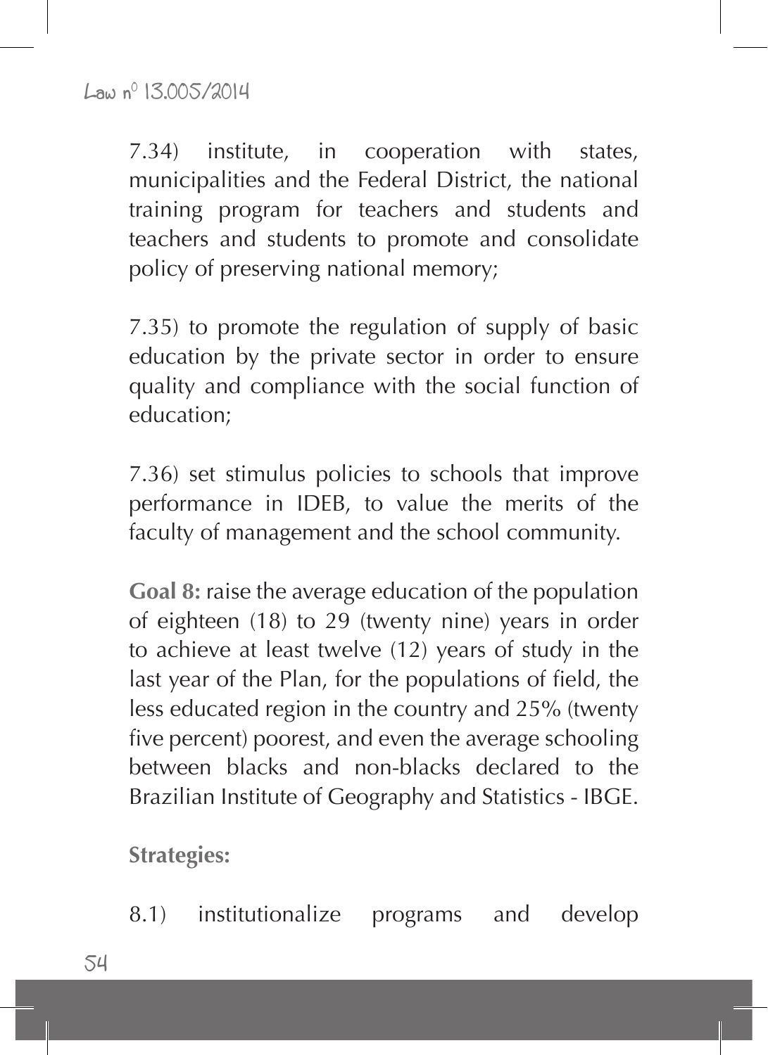7.34) institute, in cooperation with states, municipalities and the Federal District, the national training program for teachers and students and teachers and students to promote and consolidate policy of preserving national memory;

7.35) to promote the regulation of supply of basic education by the private sector in order to ensure quality and compliance with the social function of education;

7.36) set stimulus policies to schools that improve performance in IDEB, to value the merits of the faculty of management and the school community.

**Goal 8:** raise the average education of the population of eighteen (18) to 29 (twenty nine) years in order to achieve at least twelve (12) years of study in the last year of the Plan, for the populations of field, the less educated region in the country and 25% (twenty five percent) poorest, and even the average schooling between blacks and non-blacks declared to the Brazilian Institute of Geography and Statistics - IBGE.

**Strategies:**

8.1) institutionalize programs and develop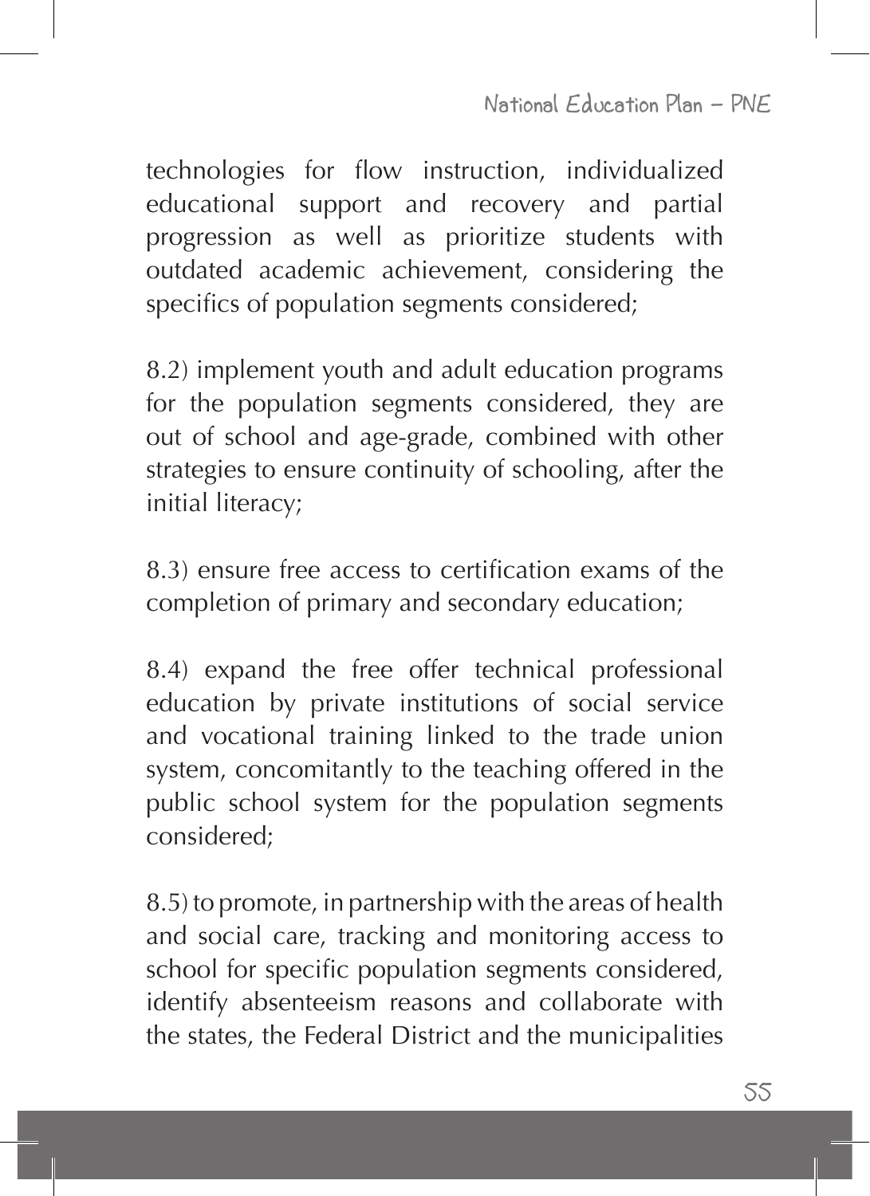technologies for flow instruction, individualized educational support and recovery and partial progression as well as prioritize students with outdated academic achievement, considering the specifics of population segments considered;

8.2) implement youth and adult education programs for the population segments considered, they are out of school and age-grade, combined with other strategies to ensure continuity of schooling, after the initial literacy;

8.3) ensure free access to certification exams of the completion of primary and secondary education;

8.4) expand the free offer technical professional education by private institutions of social service and vocational training linked to the trade union system, concomitantly to the teaching offered in the public school system for the population segments considered;

8.5) to promote, in partnership with the areas of health and social care, tracking and monitoring access to school for specific population segments considered, identify absenteeism reasons and collaborate with the states, the Federal District and the municipalities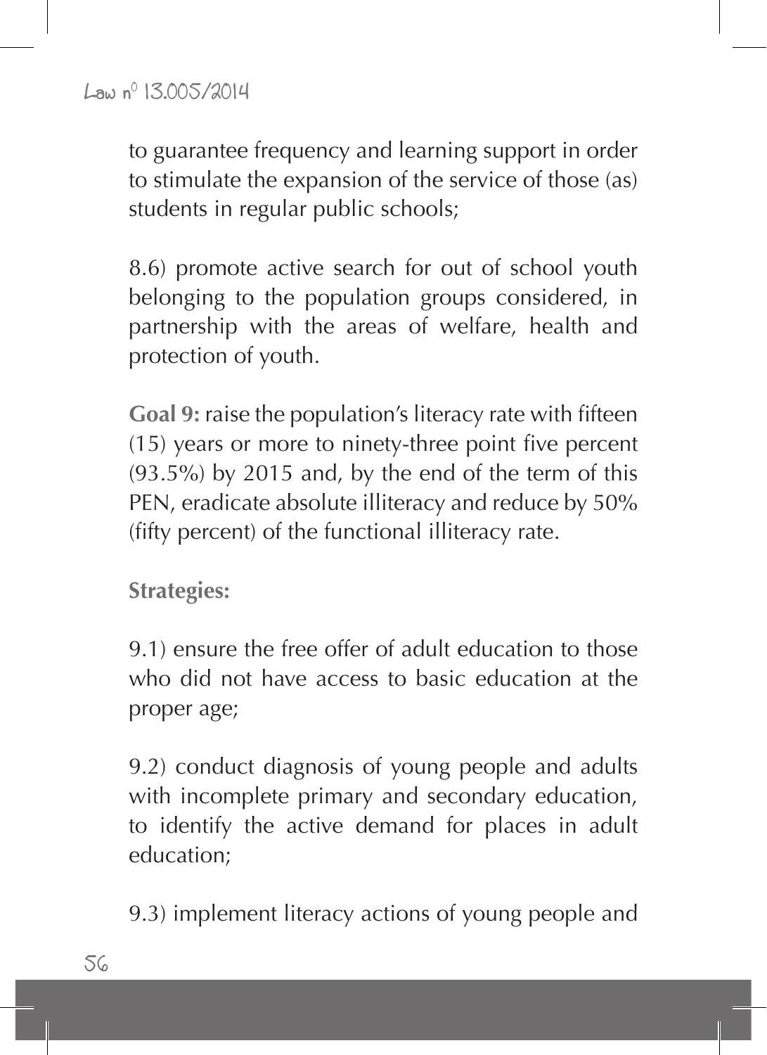to guarantee frequency and learning support in order to stimulate the expansion of the service of those (as) students in regular public schools;

8.6) promote active search for out of school youth belonging to the population groups considered, in partnership with the areas of welfare, health and protection of youth.

**Goal 9:** raise the population's literacy rate with fifteen (15) years or more to ninety-three point five percent (93.5%) by 2015 and, by the end of the term of this PEN, eradicate absolute illiteracy and reduce by 50% (fifty percent) of the functional illiteracy rate.

**Strategies:**

9.1) ensure the free offer of adult education to those who did not have access to basic education at the proper age;

9.2) conduct diagnosis of young people and adults with incomplete primary and secondary education, to identify the active demand for places in adult education;

9.3) implement literacy actions of young people and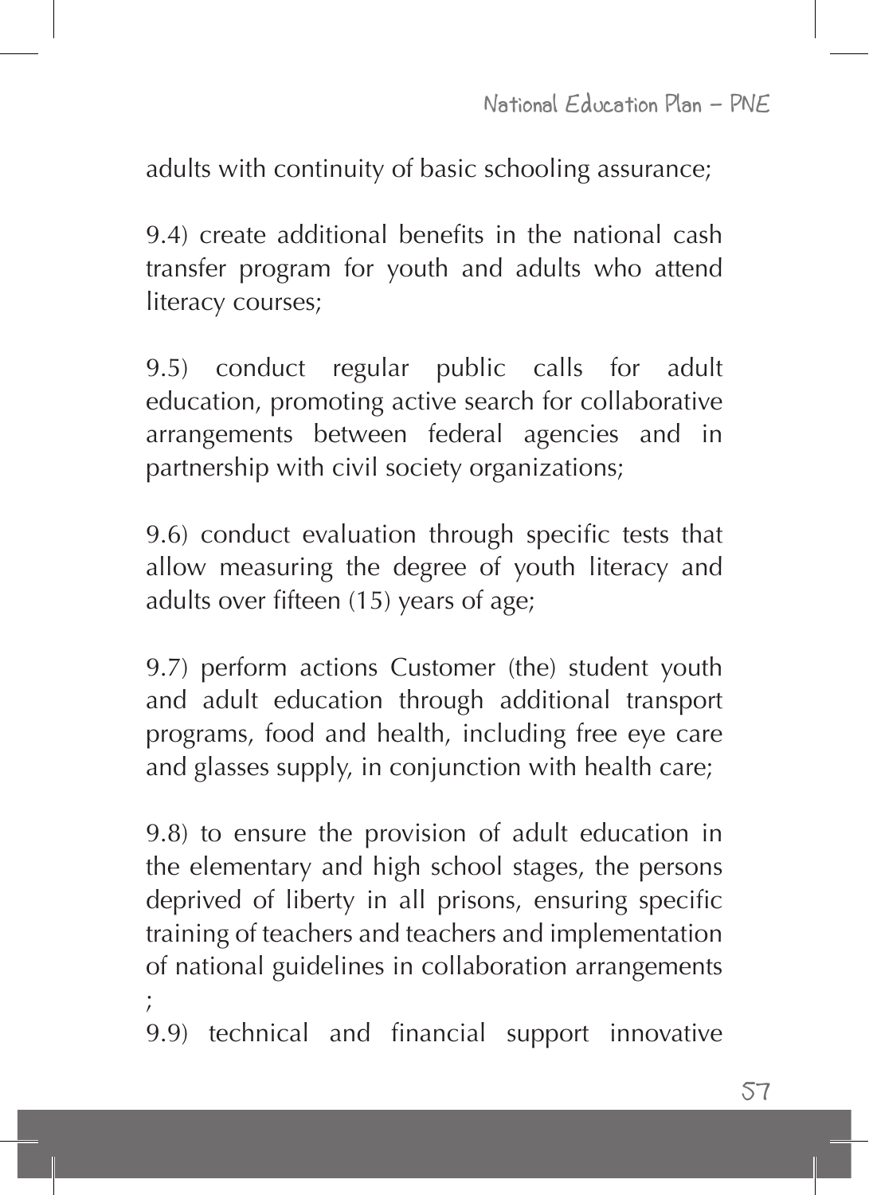adults with continuity of basic schooling assurance;

9.4) create additional benefits in the national cash transfer program for youth and adults who attend literacy courses;

9.5) conduct regular public calls for adult education, promoting active search for collaborative arrangements between federal agencies and in partnership with civil society organizations;

9.6) conduct evaluation through specific tests that allow measuring the degree of youth literacy and adults over fifteen (15) years of age;

9.7) perform actions Customer (the) student youth and adult education through additional transport programs, food and health, including free eye care and glasses supply, in conjunction with health care;

9.8) to ensure the provision of adult education in the elementary and high school stages, the persons deprived of liberty in all prisons, ensuring specific training of teachers and teachers and implementation of national guidelines in collaboration arrangements ;

9.9) technical and financial support innovative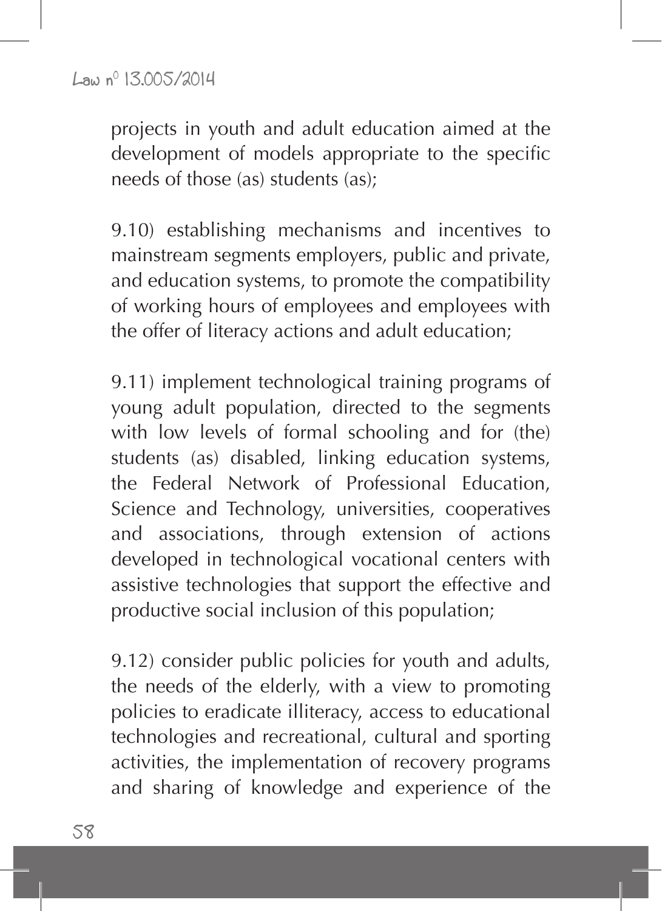projects in youth and adult education aimed at the development of models appropriate to the specific needs of those (as) students (as);

9.10) establishing mechanisms and incentives to mainstream segments employers, public and private, and education systems, to promote the compatibility of working hours of employees and employees with the offer of literacy actions and adult education;

9.11) implement technological training programs of young adult population, directed to the segments with low levels of formal schooling and for (the) students (as) disabled, linking education systems, the Federal Network of Professional Education, Science and Technology, universities, cooperatives and associations, through extension of actions developed in technological vocational centers with assistive technologies that support the effective and productive social inclusion of this population;

9.12) consider public policies for youth and adults, the needs of the elderly, with a view to promoting policies to eradicate illiteracy, access to educational technologies and recreational, cultural and sporting activities, the implementation of recovery programs and sharing of knowledge and experience of the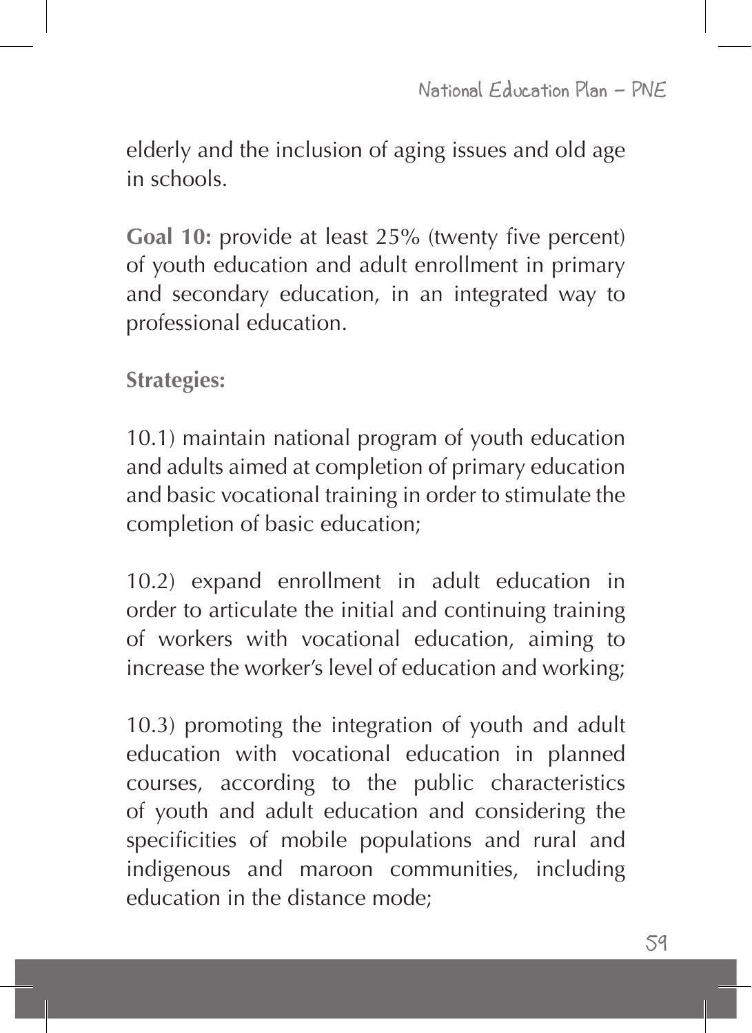elderly and the inclusion of aging issues and old age in schools.

**Goal 10:** provide at least 25% (twenty five percent) of youth education and adult enrollment in primary and secondary education, in an integrated way to professional education.

**Strategies:**

10.1) maintain national program of youth education and adults aimed at completion of primary education and basic vocational training in order to stimulate the completion of basic education;

10.2) expand enrollment in adult education in order to articulate the initial and continuing training of workers with vocational education, aiming to increase the worker's level of education and working;

10.3) promoting the integration of youth and adult education with vocational education in planned courses, according to the public characteristics of youth and adult education and considering the specificities of mobile populations and rural and indigenous and maroon communities, including education in the distance mode;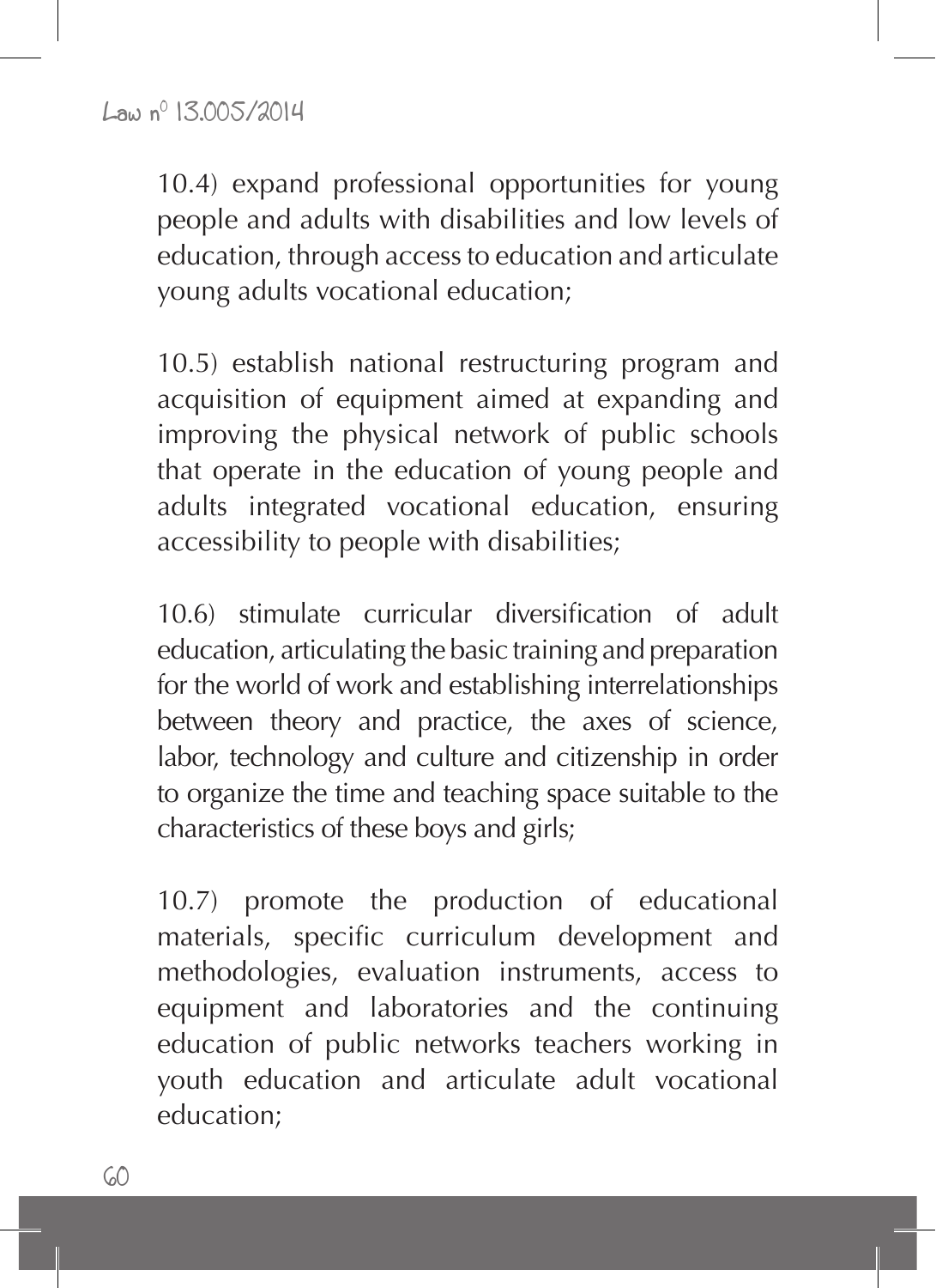10.4) expand professional opportunities for young people and adults with disabilities and low levels of education, through access to education and articulate young adults vocational education;

10.5) establish national restructuring program and acquisition of equipment aimed at expanding and improving the physical network of public schools that operate in the education of young people and adults integrated vocational education, ensuring accessibility to people with disabilities;

10.6) stimulate curricular diversification of adult education, articulating the basic training and preparation for the world of work and establishing interrelationships between theory and practice, the axes of science, labor, technology and culture and citizenship in order to organize the time and teaching space suitable to the characteristics of these boys and girls;

10.7) promote the production of educational materials, specific curriculum development and methodologies, evaluation instruments, access to equipment and laboratories and the continuing education of public networks teachers working in youth education and articulate adult vocational education;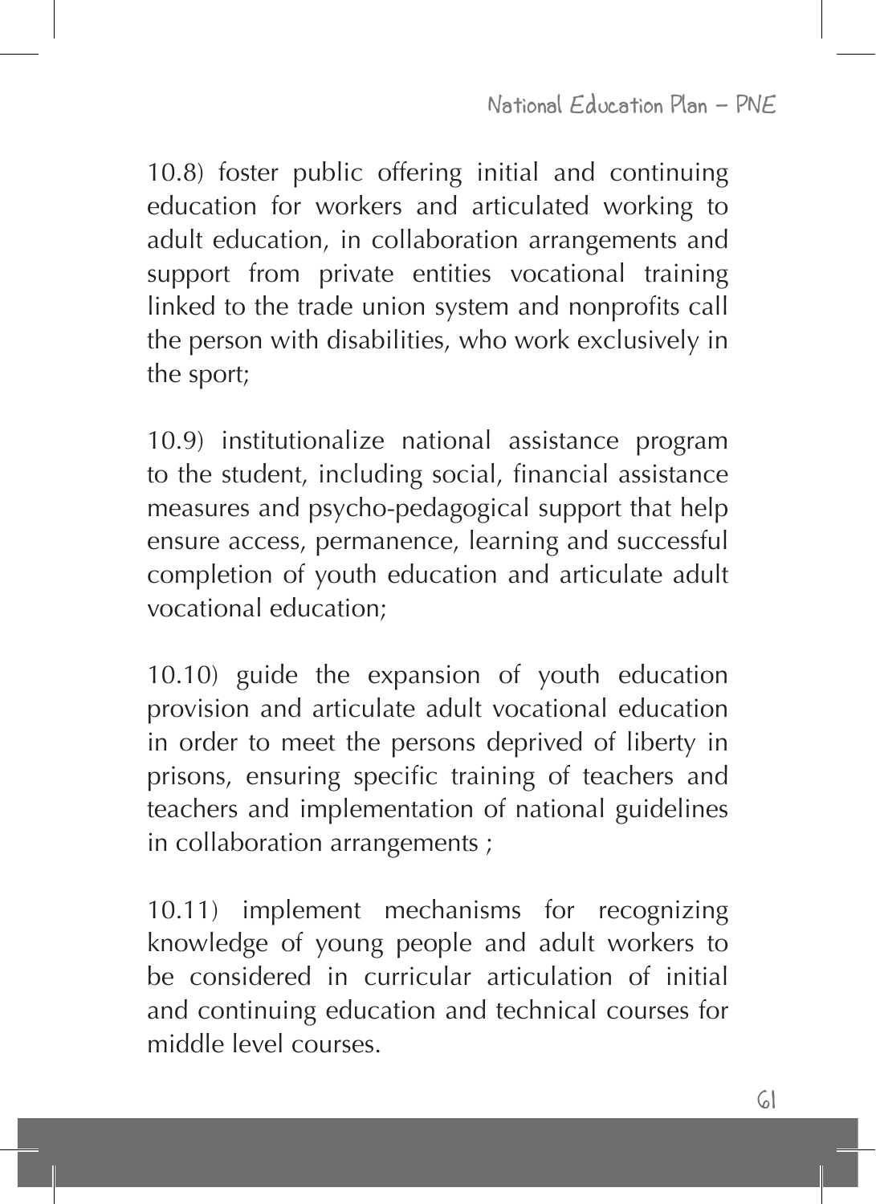10.8) foster public offering initial and continuing education for workers and articulated working to adult education, in collaboration arrangements and support from private entities vocational training linked to the trade union system and nonprofits call the person with disabilities, who work exclusively in the sport;

10.9) institutionalize national assistance program to the student, including social, financial assistance measures and psycho-pedagogical support that help ensure access, permanence, learning and successful completion of youth education and articulate adult vocational education;

10.10) guide the expansion of youth education provision and articulate adult vocational education in order to meet the persons deprived of liberty in prisons, ensuring specific training of teachers and teachers and implementation of national guidelines in collaboration arrangements ;

10.11) implement mechanisms for recognizing knowledge of young people and adult workers to be considered in curricular articulation of initial and continuing education and technical courses for middle level courses.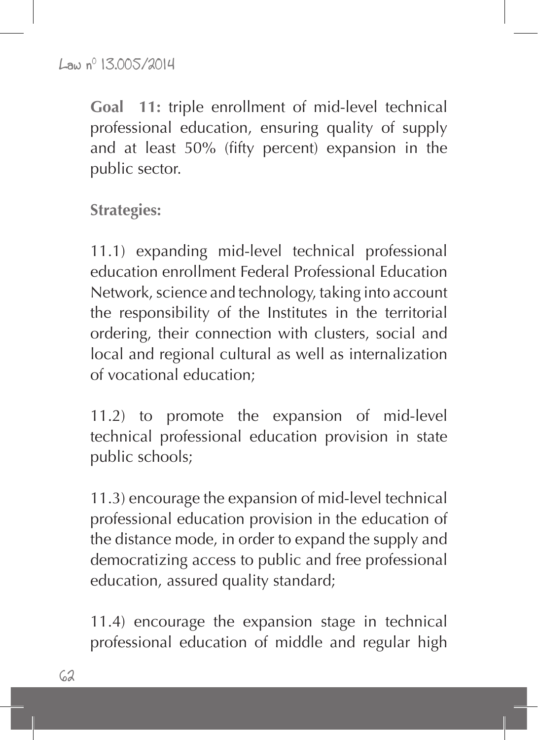**Goal 11:** triple enrollment of mid-level technical professional education, ensuring quality of supply and at least 50% (fifty percent) expansion in the public sector.

**Strategies:**

11.1) expanding mid-level technical professional education enrollment Federal Professional Education Network, science and technology, taking into account the responsibility of the Institutes in the territorial ordering, their connection with clusters, social and local and regional cultural as well as internalization of vocational education;

11.2) to promote the expansion of mid-level technical professional education provision in state public schools;

11.3) encourage the expansion of mid-level technical professional education provision in the education of the distance mode, in order to expand the supply and democratizing access to public and free professional education, assured quality standard;

11.4) encourage the expansion stage in technical professional education of middle and regular high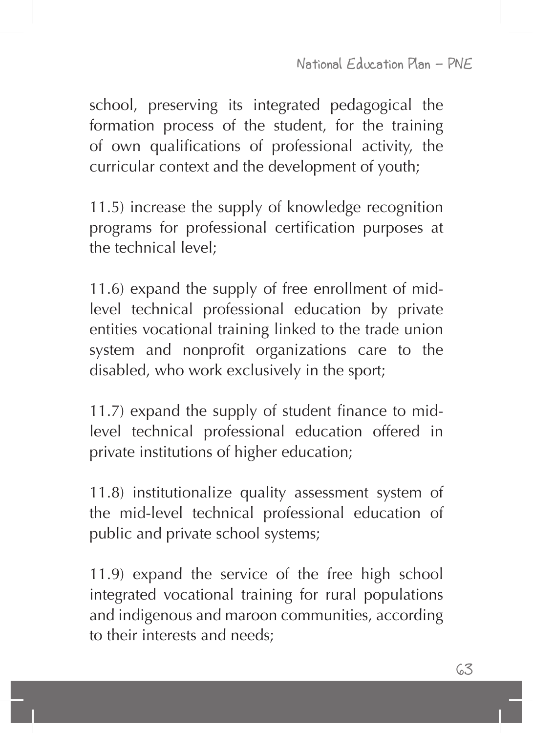school, preserving its integrated pedagogical the formation process of the student, for the training of own qualifications of professional activity, the curricular context and the development of youth;

11.5) increase the supply of knowledge recognition programs for professional certification purposes at the technical level;

11.6) expand the supply of free enrollment of mid-level technical professional education by private entities vocational training linked to the trade union system and nonprofit organizations care to the disabled, who work exclusively in the sport;

11.7) expand the supply of student finance to mid-level technical professional education offered in private institutions of higher education;

11.8) institutionalize quality assessment system of the mid-level technical professional education of public and private school systems;

11.9) expand the service of the free high school integrated vocational training for rural populations and indigenous and maroon communities, according to their interests and needs;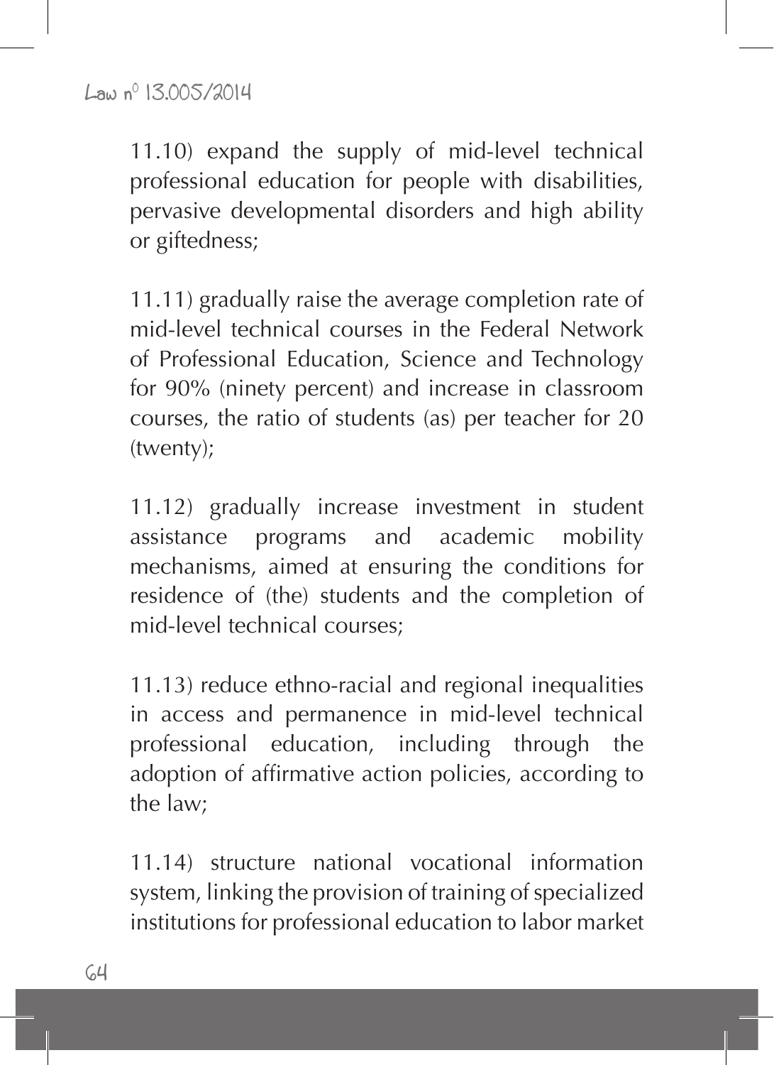11.10) expand the supply of mid-level technical professional education for people with disabilities, pervasive developmental disorders and high ability or giftedness;

11.11) gradually raise the average completion rate of mid-level technical courses in the Federal Network of Professional Education, Science and Technology for 90% (ninety percent) and increase in classroom courses, the ratio of students (as) per teacher for 20 (twenty);

11.12) gradually increase investment in student assistance programs and academic mobility mechanisms, aimed at ensuring the conditions for residence of (the) students and the completion of mid-level technical courses;

11.13) reduce ethno-racial and regional inequalities in access and permanence in mid-level technical professional education, including through the adoption of affirmative action policies, according to the law;

11.14) structure national vocational information system, linking the provision of training of specialized institutions for professional education to labor market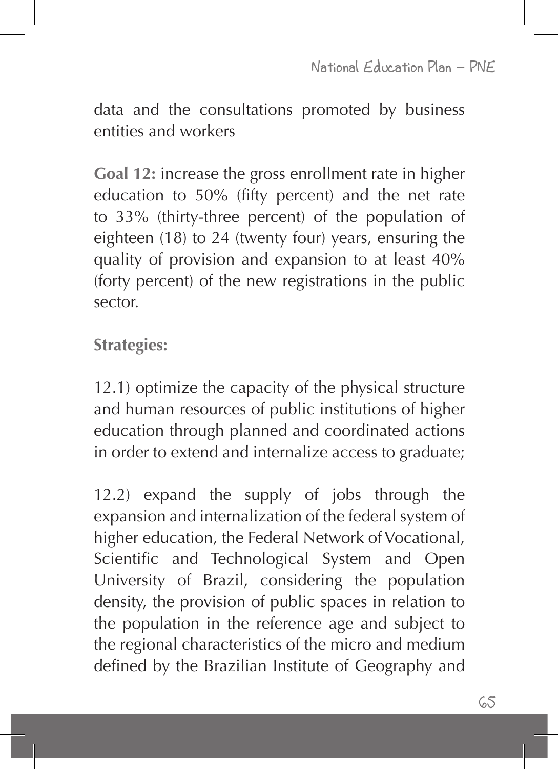data and the consultations promoted by business entities and workers

**Goal 12:** increase the gross enrollment rate in higher education to 50% (fifty percent) and the net rate to 33% (thirty-three percent) of the population of eighteen (18) to 24 (twenty four) years, ensuring the quality of provision and expansion to at least 40% (forty percent) of the new registrations in the public sector.

**Strategies:**

12.1) optimize the capacity of the physical structure and human resources of public institutions of higher education through planned and coordinated actions in order to extend and internalize access to graduate;

12.2) expand the supply of jobs through the expansion and internalization of the federal system of higher education, the Federal Network of Vocational, Scientific and Technological System and Open University of Brazil, considering the population density, the provision of public spaces in relation to the population in the reference age and subject to the regional characteristics of the micro and medium defined by the Brazilian Institute of Geography and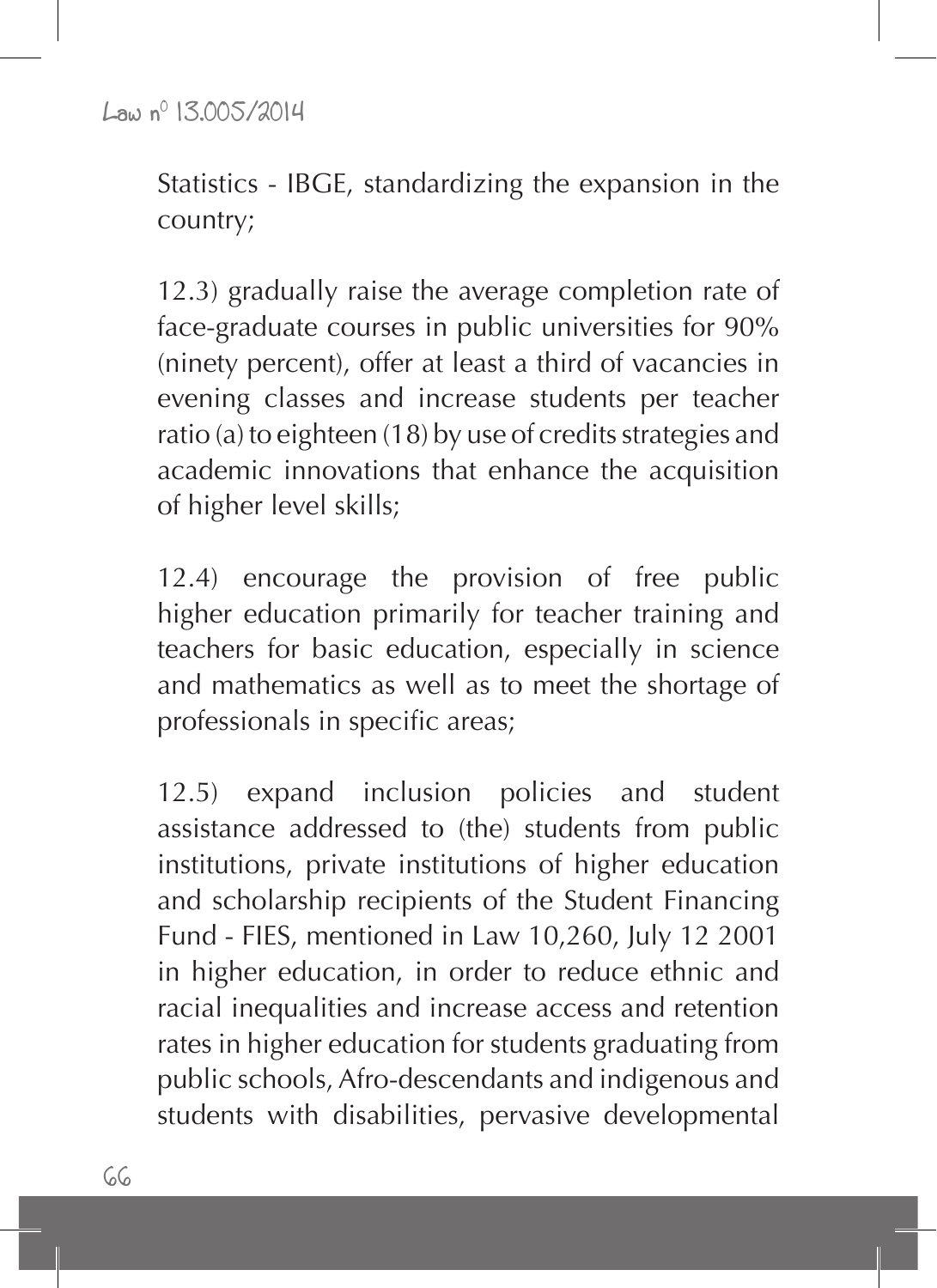Statistics - IBGE, standardizing the expansion in the country;

12.3) gradually raise the average completion rate of face-graduate courses in public universities for 90% (ninety percent), offer at least a third of vacancies in evening classes and increase students per teacher ratio (a) to eighteen (18) by use of credits strategies and academic innovations that enhance the acquisition of higher level skills;

12.4) encourage the provision of free public higher education primarily for teacher training and teachers for basic education, especially in science and mathematics as well as to meet the shortage of professionals in specific areas;

12.5) expand inclusion policies and student assistance addressed to (the) students from public institutions, private institutions of higher education and scholarship recipients of the Student Financing Fund - FIES, mentioned in Law 10,260, July 12 2001 in higher education, in order to reduce ethnic and racial inequalities and increase access and retention rates in higher education for students graduating from public schools, Afro-descendants and indigenous and students with disabilities, pervasive developmental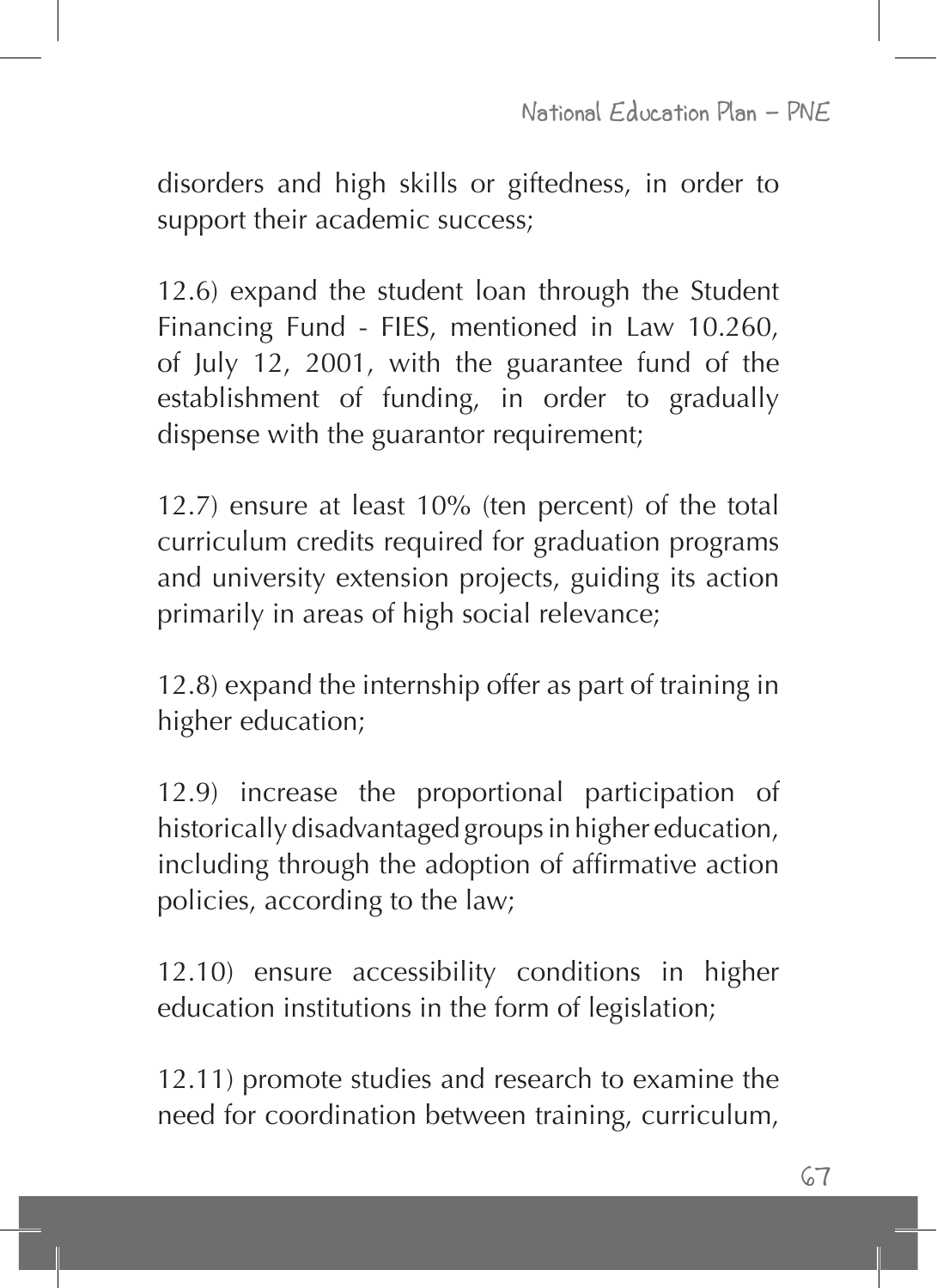disorders and high skills or giftedness, in order to support their academic success;

12.6) expand the student loan through the Student Financing Fund - FIES, mentioned in Law 10.260, of July 12, 2001, with the guarantee fund of the establishment of funding, in order to gradually dispense with the guarantor requirement;

12.7) ensure at least 10% (ten percent) of the total curriculum credits required for graduation programs and university extension projects, guiding its action primarily in areas of high social relevance;

12.8) expand the internship offer as part of training in higher education;

12.9) increase the proportional participation of historically disadvantaged groups in higher education, including through the adoption of affirmative action policies, according to the law;

12.10) ensure accessibility conditions in higher education institutions in the form of legislation;

12.11) promote studies and research to examine the need for coordination between training, curriculum,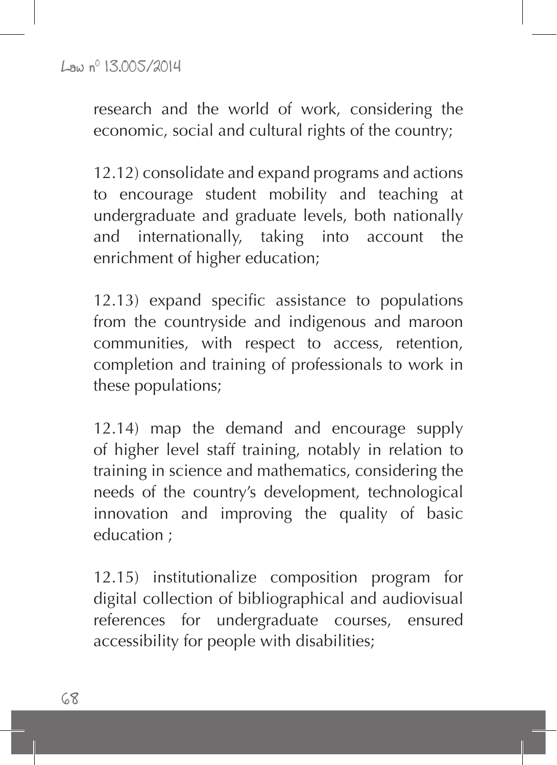research and the world of work, considering the economic, social and cultural rights of the country;

12.12) consolidate and expand programs and actions to encourage student mobility and teaching at undergraduate and graduate levels, both nationally and internationally, taking into account the enrichment of higher education;

12.13) expand specific assistance to populations from the countryside and indigenous and maroon communities, with respect to access, retention, completion and training of professionals to work in these populations;

12.14) map the demand and encourage supply of higher level staff training, notably in relation to training in science and mathematics, considering the needs of the country's development, technological innovation and improving the quality of basic education ;

12.15) institutionalize composition program for digital collection of bibliographical and audiovisual references for undergraduate courses, ensured accessibility for people with disabilities;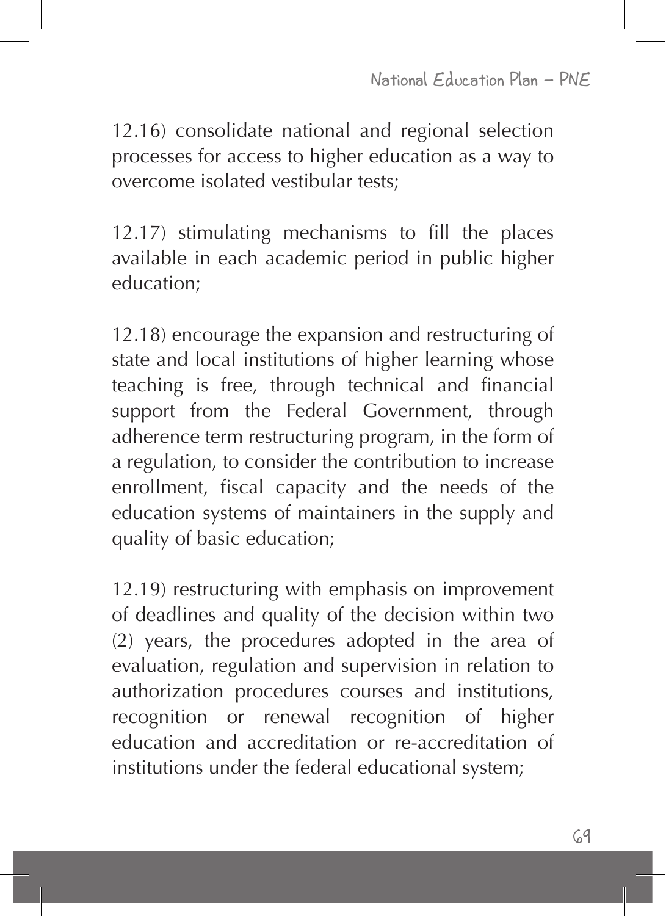12.16) consolidate national and regional selection processes for access to higher education as a way to overcome isolated vestibular tests;

12.17) stimulating mechanisms to fill the places available in each academic period in public higher education;

12.18) encourage the expansion and restructuring of state and local institutions of higher learning whose teaching is free, through technical and financial support from the Federal Government, through adherence term restructuring program, in the form of a regulation, to consider the contribution to increase enrollment, fiscal capacity and the needs of the education systems of maintainers in the supply and quality of basic education;

12.19) restructuring with emphasis on improvement of deadlines and quality of the decision within two (2) years, the procedures adopted in the area of evaluation, regulation and supervision in relation to authorization procedures courses and institutions, recognition or renewal recognition of higher education and accreditation or re-accreditation of institutions under the federal educational system;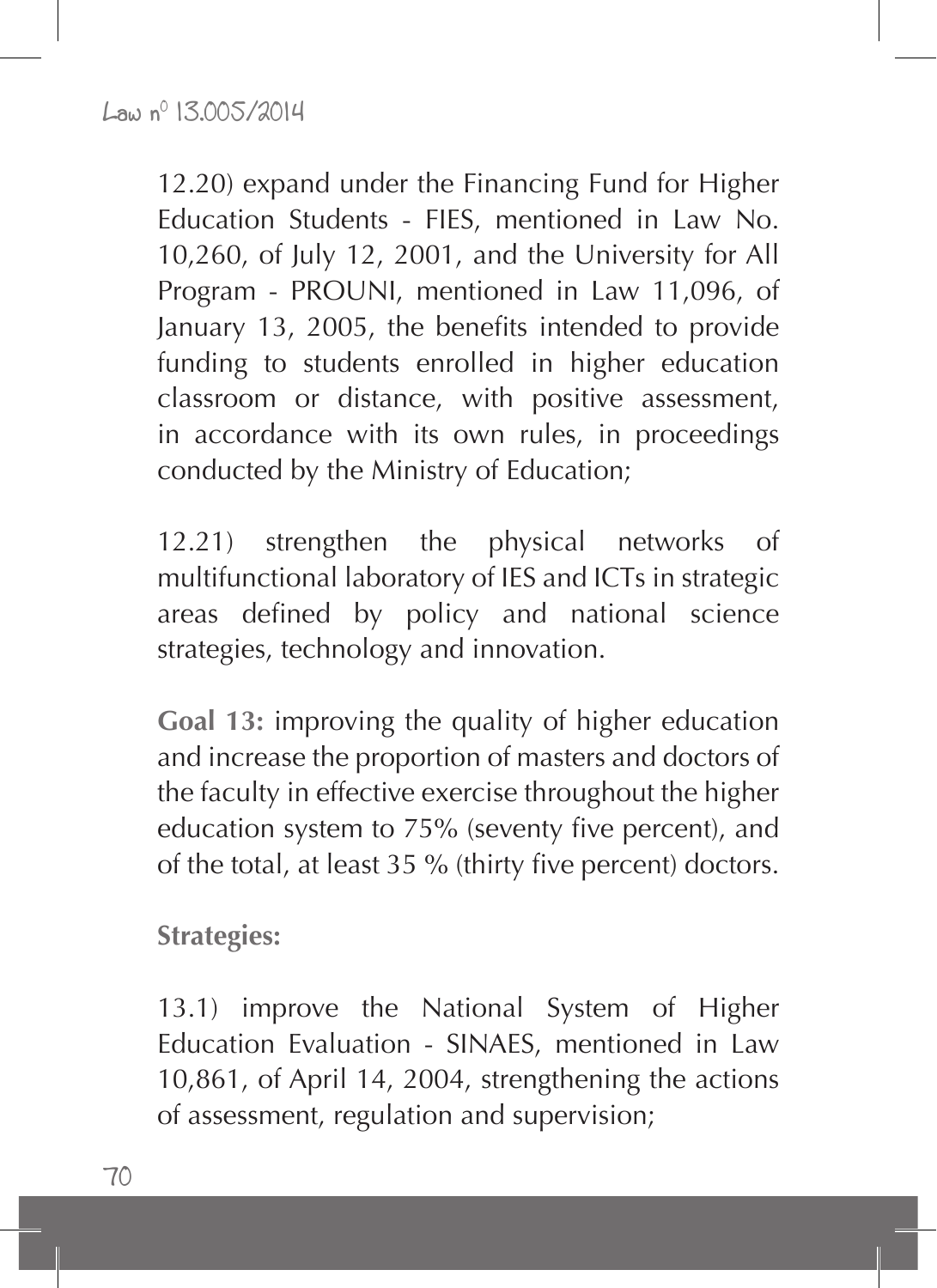12.20) expand under the Financing Fund for Higher Education Students - FIES, mentioned in Law No. 10,260, of July 12, 2001, and the University for All Program - PROUNI, mentioned in Law 11,096, of January 13, 2005, the benefits intended to provide funding to students enrolled in higher education classroom or distance, with positive assessment, in accordance with its own rules, in proceedings conducted by the Ministry of Education;

12.21) strengthen the physical networks of multifunctional laboratory of IES and ICTs in strategic areas defined by policy and national science strategies, technology and innovation.

**Goal 13:** improving the quality of higher education and increase the proportion of masters and doctors of the faculty in effective exercise throughout the higher education system to 75% (seventy five percent), and of the total, at least 35 % (thirty five percent) doctors.

**Strategies:**

13.1) improve the National System of Higher Education Evaluation - SINAES, mentioned in Law 10,861, of April 14, 2004, strengthening the actions of assessment, regulation and supervision;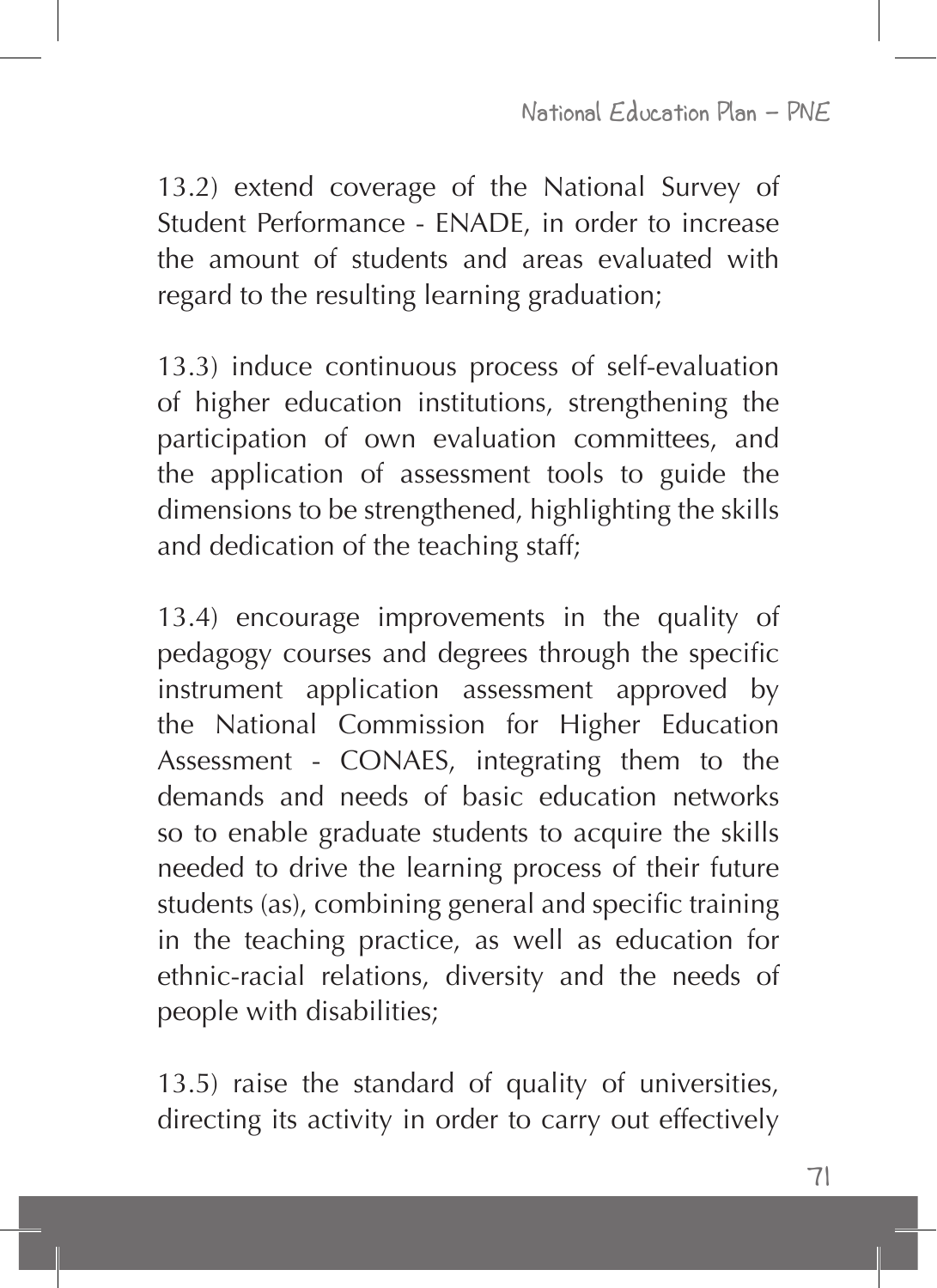13.2) extend coverage of the National Survey of Student Performance - ENADE, in order to increase the amount of students and areas evaluated with regard to the resulting learning graduation;

13.3) induce continuous process of self-evaluation of higher education institutions, strengthening the participation of own evaluation committees, and the application of assessment tools to guide the dimensions to be strengthened, highlighting the skills and dedication of the teaching staff;

13.4) encourage improvements in the quality of pedagogy courses and degrees through the specific instrument application assessment approved by the National Commission for Higher Education Assessment - CONAES, integrating them to the demands and needs of basic education networks so to enable graduate students to acquire the skills needed to drive the learning process of their future students (as), combining general and specific training in the teaching practice, as well as education for ethnic-racial relations, diversity and the needs of people with disabilities;

13.5) raise the standard of quality of universities, directing its activity in order to carry out effectively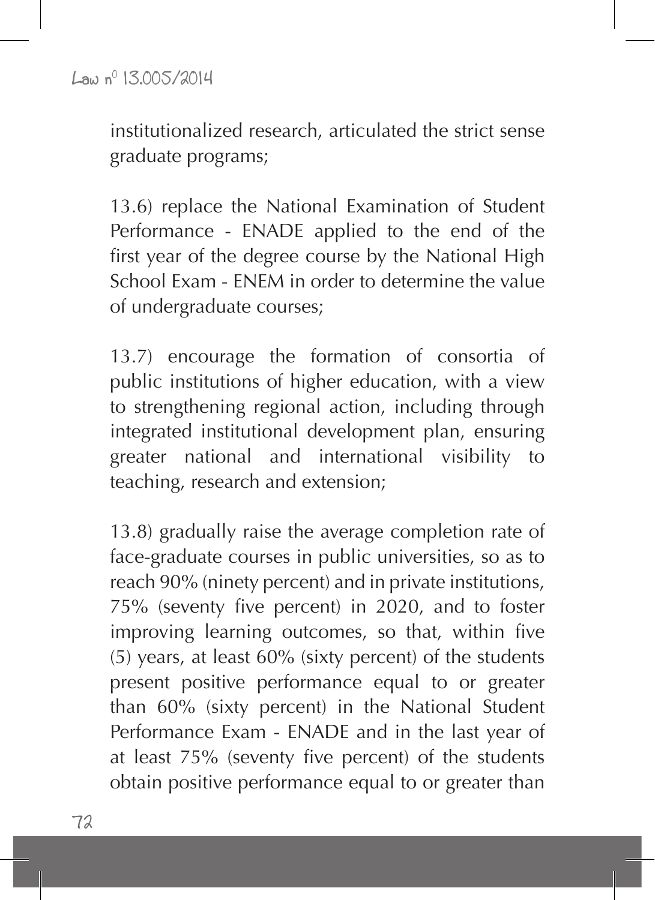institutionalized research, articulated the strict sense graduate programs;

13.6) replace the National Examination of Student Performance - ENADE applied to the end of the first year of the degree course by the National High School Exam - ENEM in order to determine the value of undergraduate courses;

13.7) encourage the formation of consortia of public institutions of higher education, with a view to strengthening regional action, including through integrated institutional development plan, ensuring greater national and international visibility to teaching, research and extension;

13.8) gradually raise the average completion rate of face-graduate courses in public universities, so as to reach 90% (ninety percent) and in private institutions, 75% (seventy five percent) in 2020, and to foster improving learning outcomes, so that, within five (5) years, at least 60% (sixty percent) of the students present positive performance equal to or greater than 60% (sixty percent) in the National Student Performance Exam - ENADE and in the last year of at least 75% (seventy five percent) of the students obtain positive performance equal to or greater than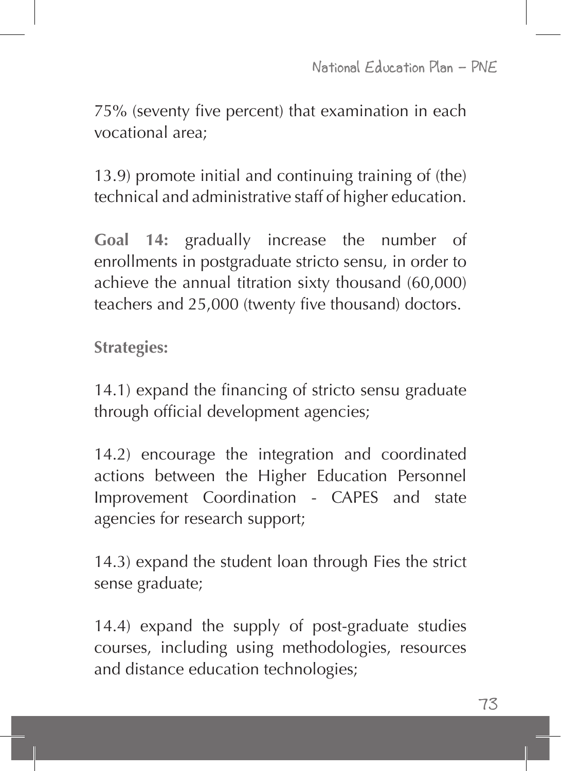75% (seventy five percent) that examination in each vocational area;

13.9) promote initial and continuing training of (the) technical and administrative staff of higher education.

**Goal 14:** gradually increase the number of enrollments in postgraduate stricto sensu, in order to achieve the annual titration sixty thousand (60,000) teachers and 25,000 (twenty five thousand) doctors.

**Strategies:**

14.1) expand the financing of stricto sensu graduate through official development agencies;

14.2) encourage the integration and coordinated actions between the Higher Education Personnel Improvement Coordination - CAPES and state agencies for research support;

14.3) expand the student loan through Fies the strict sense graduate;

14.4) expand the supply of post-graduate studies courses, including using methodologies, resources and distance education technologies;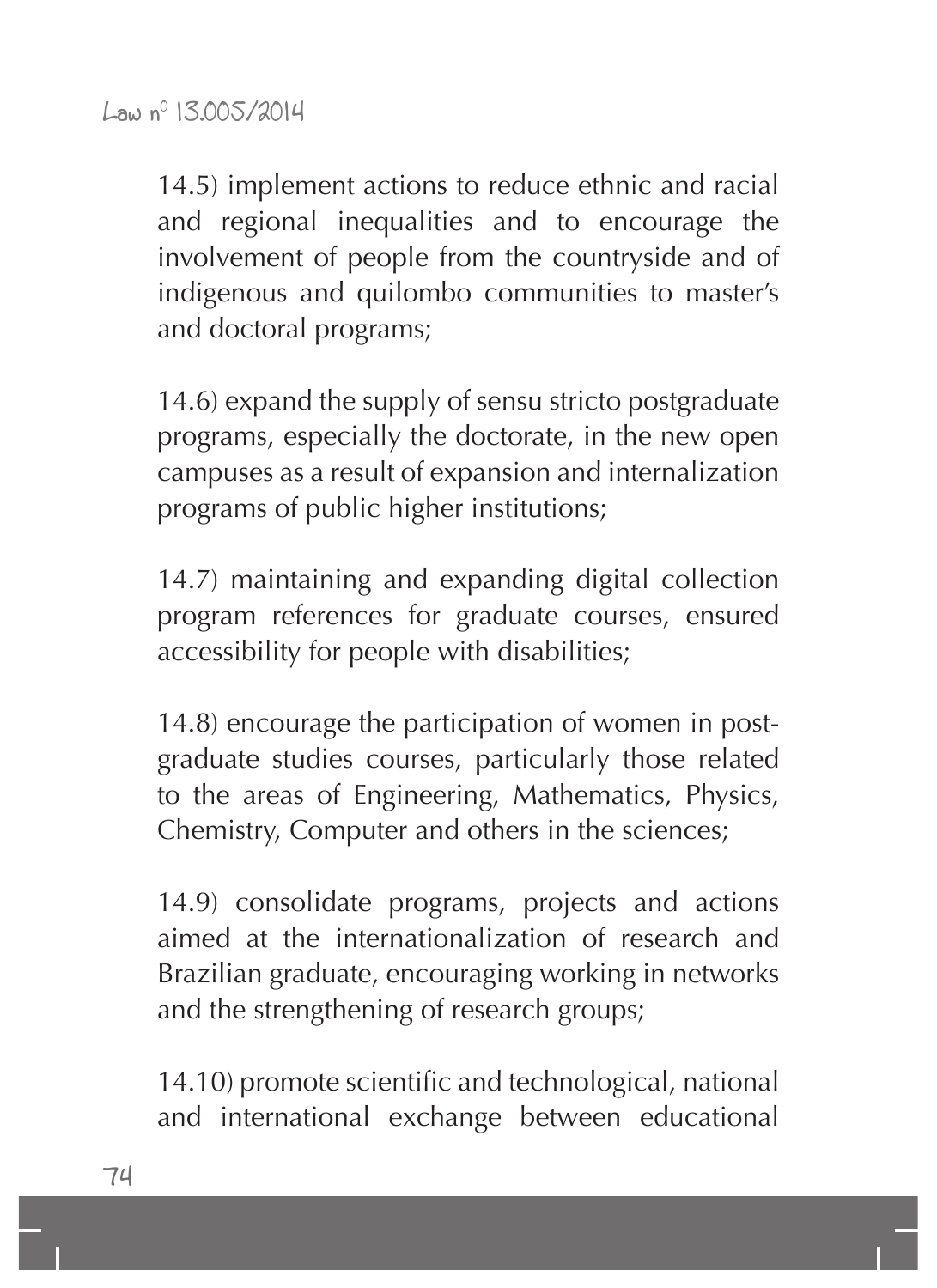14.5) implement actions to reduce ethnic and racial and regional inequalities and to encourage the involvement of people from the countryside and of indigenous and quilombo communities to master's and doctoral programs;

14.6) expand the supply of sensu stricto postgraduate programs, especially the doctorate, in the new open campuses as a result of expansion and internalization programs of public higher institutions;

14.7) maintaining and expanding digital collection program references for graduate courses, ensured accessibility for people with disabilities;

14.8) encourage the participation of women in post-graduate studies courses, particularly those related to the areas of Engineering, Mathematics, Physics, Chemistry, Computer and others in the sciences;

14.9) consolidate programs, projects and actions aimed at the internationalization of research and Brazilian graduate, encouraging working in networks and the strengthening of research groups;

14.10) promote scientific and technological, national and international exchange between educational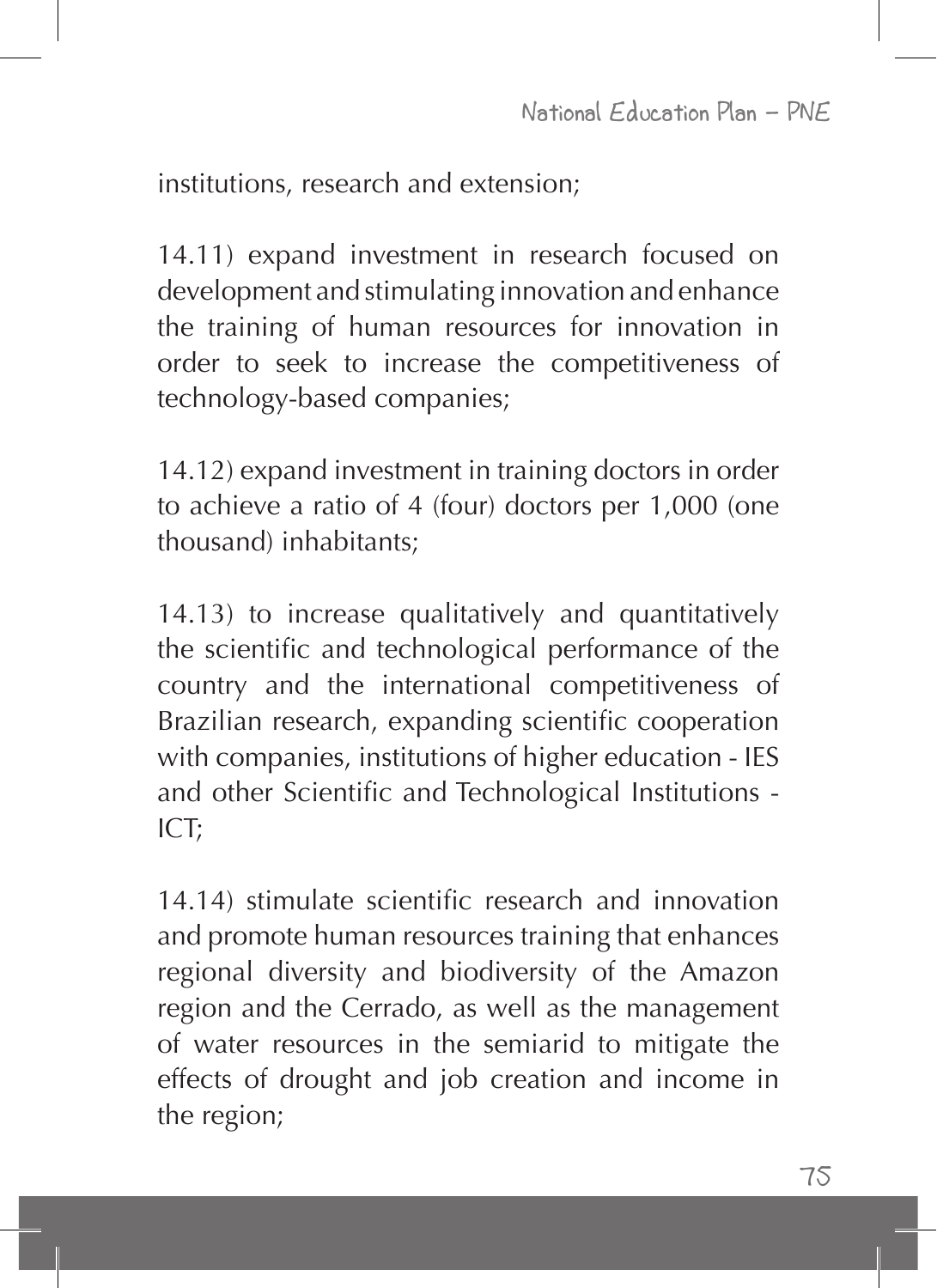institutions, research and extension;

14.11) expand investment in research focused on development and stimulating innovation and enhance the training of human resources for innovation in order to seek to increase the competitiveness of technology-based companies;

14.12) expand investment in training doctors in order to achieve a ratio of 4 (four) doctors per 1,000 (one thousand) inhabitants;

14.13) to increase qualitatively and quantitatively the scientific and technological performance of the country and the international competitiveness of Brazilian research, expanding scientific cooperation with companies, institutions of higher education - IES and other Scientific and Technological Institutions - ICT;

14.14) stimulate scientific research and innovation and promote human resources training that enhances regional diversity and biodiversity of the Amazon region and the Cerrado, as well as the management of water resources in the semiarid to mitigate the effects of drought and job creation and income in the region;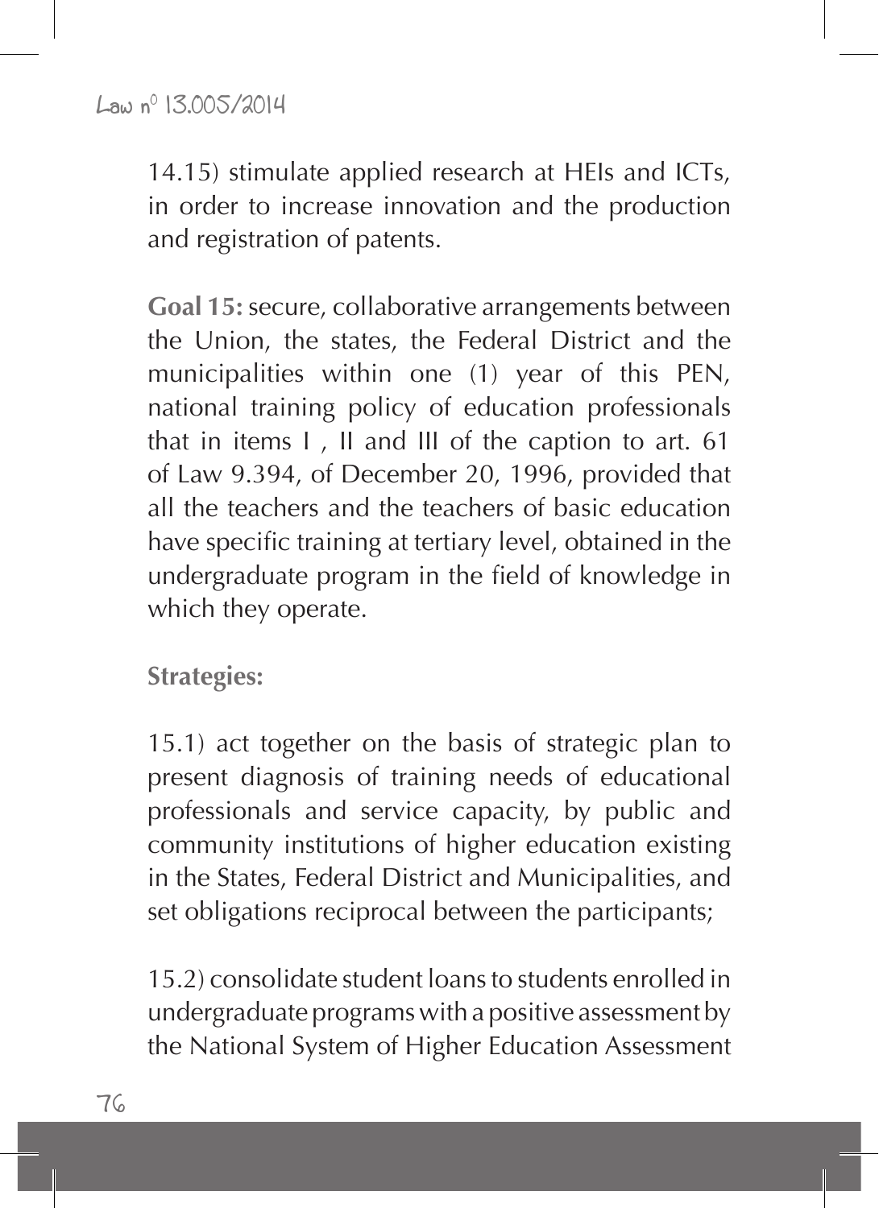14.15) stimulate applied research at HEIs and ICTs, in order to increase innovation and the production and registration of patents.

**Goal 15:** secure, collaborative arrangements between the Union, the states, the Federal District and the municipalities within one (1) year of this PEN, national training policy of education professionals that in items I , II and III of the caption to art. 61 of Law 9.394, of December 20, 1996, provided that all the teachers and the teachers of basic education have specific training at tertiary level, obtained in the undergraduate program in the field of knowledge in which they operate.

**Strategies:**

15.1) act together on the basis of strategic plan to present diagnosis of training needs of educational professionals and service capacity, by public and community institutions of higher education existing in the States, Federal District and Municipalities, and set obligations reciprocal between the participants;

15.2) consolidate student loans to students enrolled in undergraduate programs with a positive assessment by the National System of Higher Education Assessment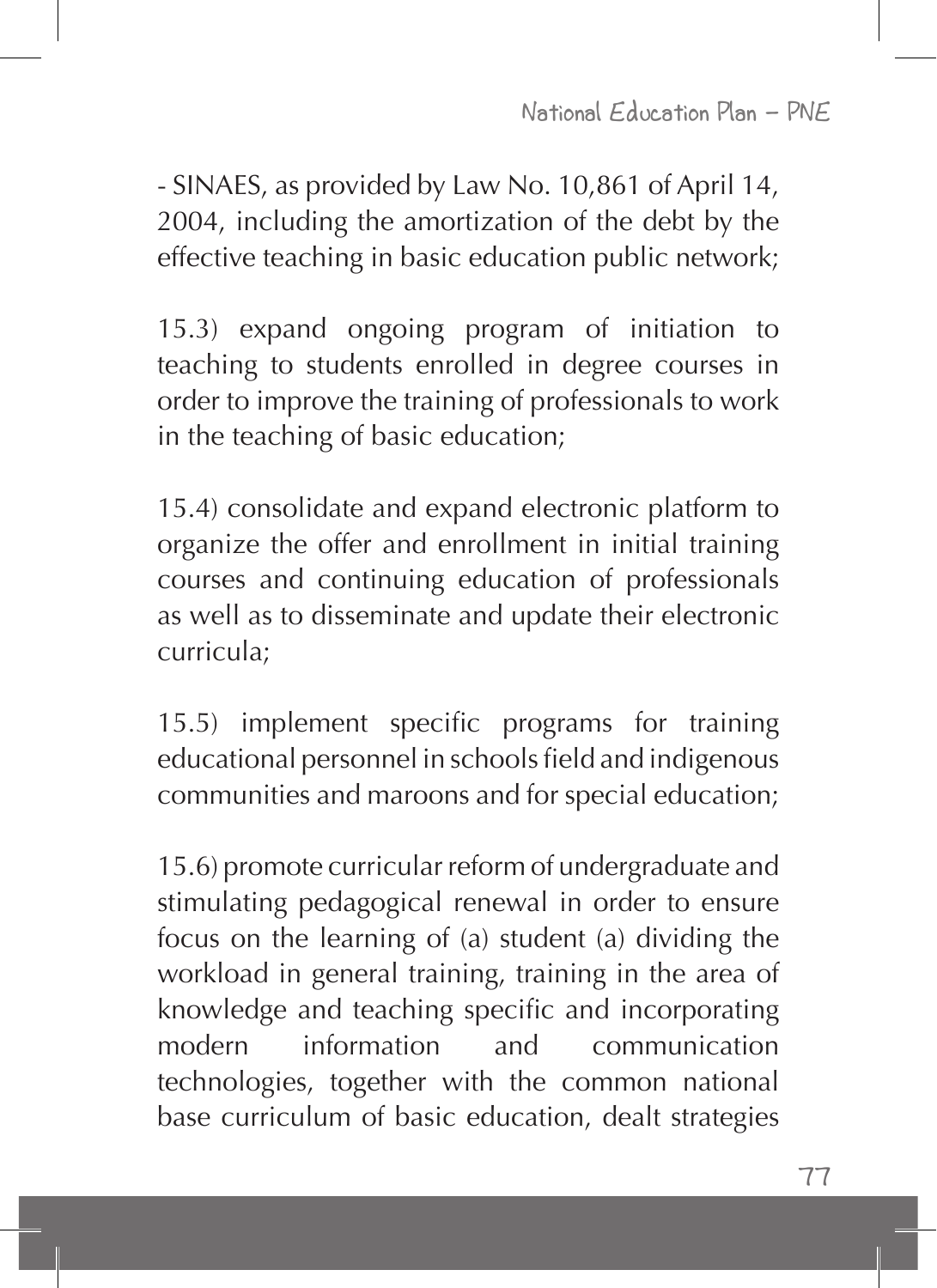- SINAES, as provided by Law No. 10,861 of April 14, 2004, including the amortization of the debt by the effective teaching in basic education public network;

15.3) expand ongoing program of initiation to teaching to students enrolled in degree courses in order to improve the training of professionals to work in the teaching of basic education;

15.4) consolidate and expand electronic platform to organize the offer and enrollment in initial training courses and continuing education of professionals as well as to disseminate and update their electronic curricula;

15.5) implement specific programs for training educational personnel in schools field and indigenous communities and maroons and for special education;

15.6) promote curricular reform of undergraduate and stimulating pedagogical renewal in order to ensure focus on the learning of (a) student (a) dividing the workload in general training, training in the area of knowledge and teaching specific and incorporating modern information and communication technologies, together with the common national base curriculum of basic education, dealt strategies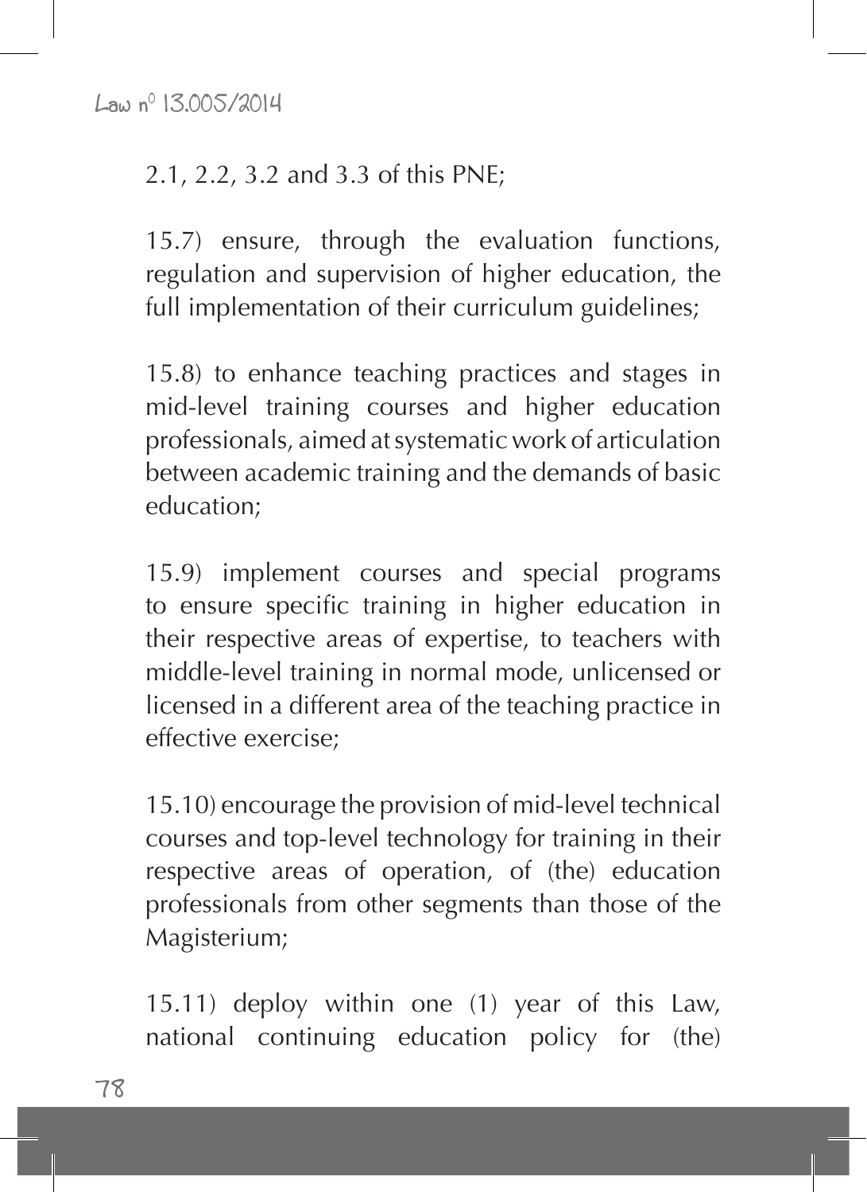2.1, 2.2, 3.2 and 3.3 of this PNE;

15.7) ensure, through the evaluation functions, regulation and supervision of higher education, the full implementation of their curriculum guidelines;

15.8) to enhance teaching practices and stages in mid-level training courses and higher education professionals, aimed at systematic work of articulation between academic training and the demands of basic education;

15.9) implement courses and special programs to ensure specific training in higher education in their respective areas of expertise, to teachers with middle-level training in normal mode, unlicensed or licensed in a different area of the teaching practice in effective exercise;

15.10) encourage the provision of mid-level technical courses and top-level technology for training in their respective areas of operation, of (the) education professionals from other segments than those of the Magisterium;

15.11) deploy within one (1) year of this Law, national continuing education policy for (the)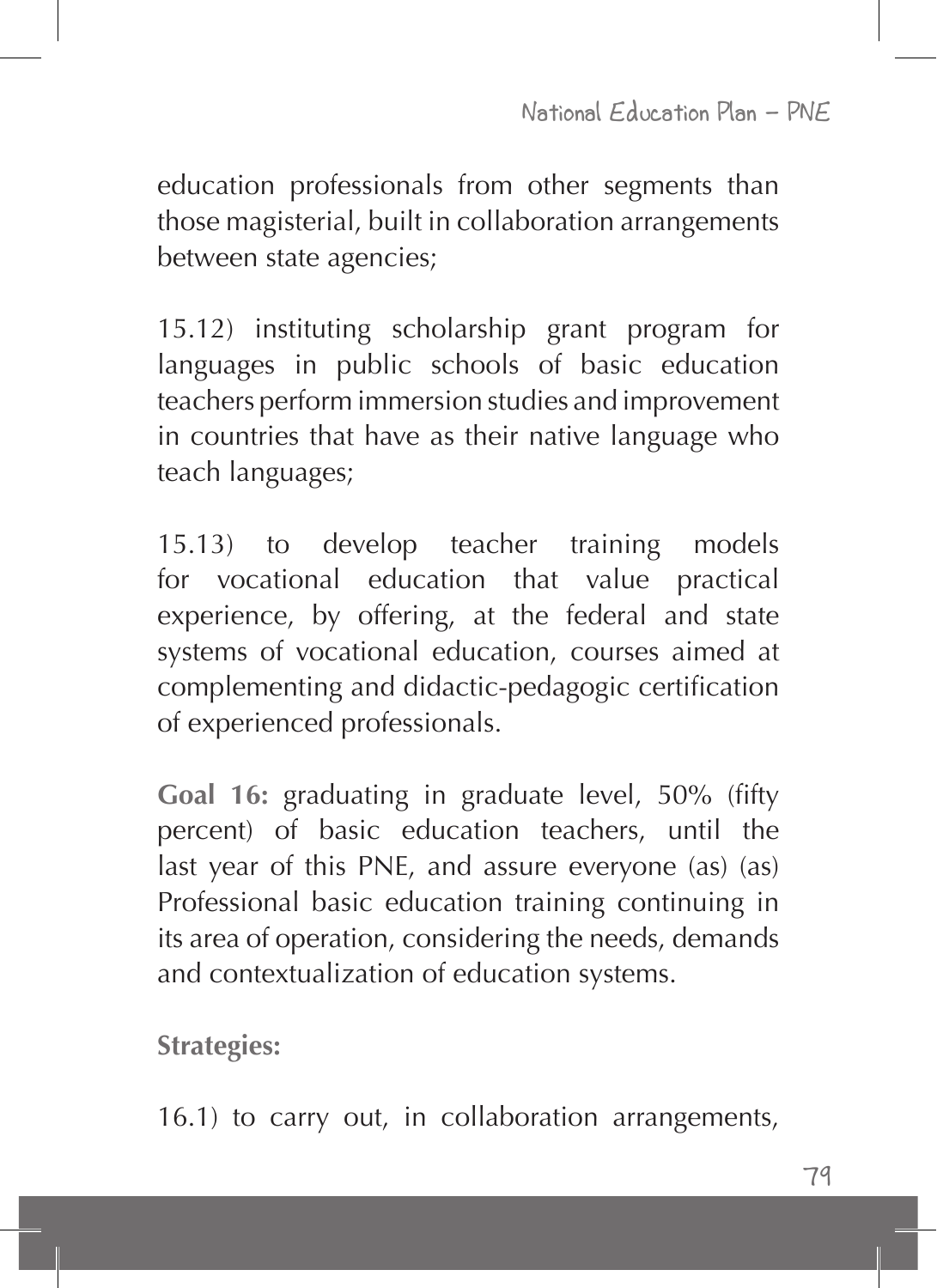education professionals from other segments than those magisterial, built in collaboration arrangements between state agencies;

15.12) instituting scholarship grant program for languages in public schools of basic education teachers perform immersion studies and improvement in countries that have as their native language who teach languages;

15.13) to develop teacher training models for vocational education that value practical experience, by offering, at the federal and state systems of vocational education, courses aimed at complementing and didactic-pedagogic certification of experienced professionals.

**Goal 16:** graduating in graduate level, 50% (fifty percent) of basic education teachers, until the last year of this PNE, and assure everyone (as) (as) Professional basic education training continuing in its area of operation, considering the needs, demands and contextualization of education systems.

**Strategies:**

16.1) to carry out, in collaboration arrangements,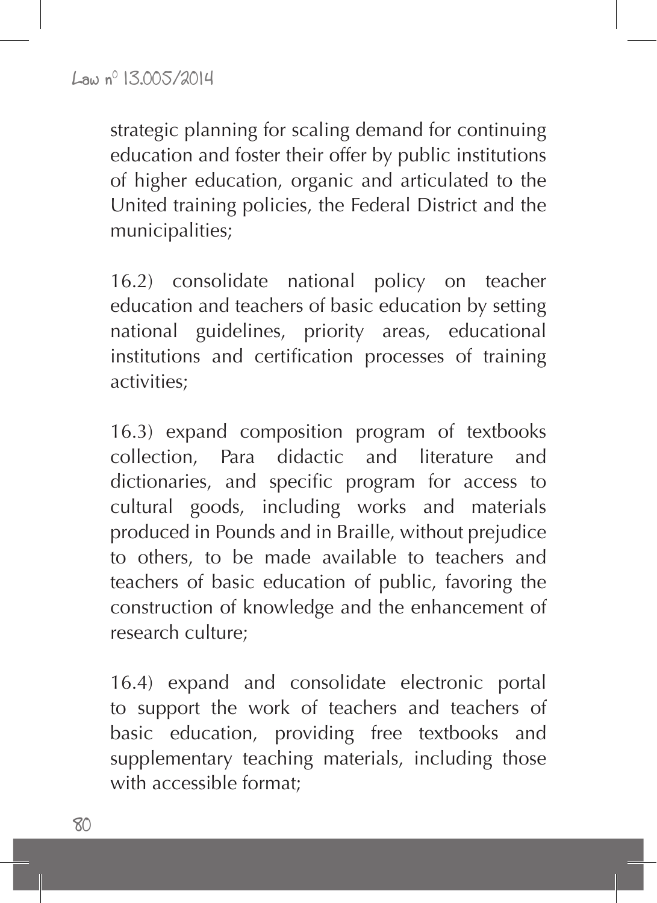strategic planning for scaling demand for continuing education and foster their offer by public institutions of higher education, organic and articulated to the United training policies, the Federal District and the municipalities;

16.2) consolidate national policy on teacher education and teachers of basic education by setting national guidelines, priority areas, educational institutions and certification processes of training activities;

16.3) expand composition program of textbooks collection, Para didactic and literature and dictionaries, and specific program for access to cultural goods, including works and materials produced in Pounds and in Braille, without prejudice to others, to be made available to teachers and teachers of basic education of public, favoring the construction of knowledge and the enhancement of research culture;

16.4) expand and consolidate electronic portal to support the work of teachers and teachers of basic education, providing free textbooks and supplementary teaching materials, including those with accessible format;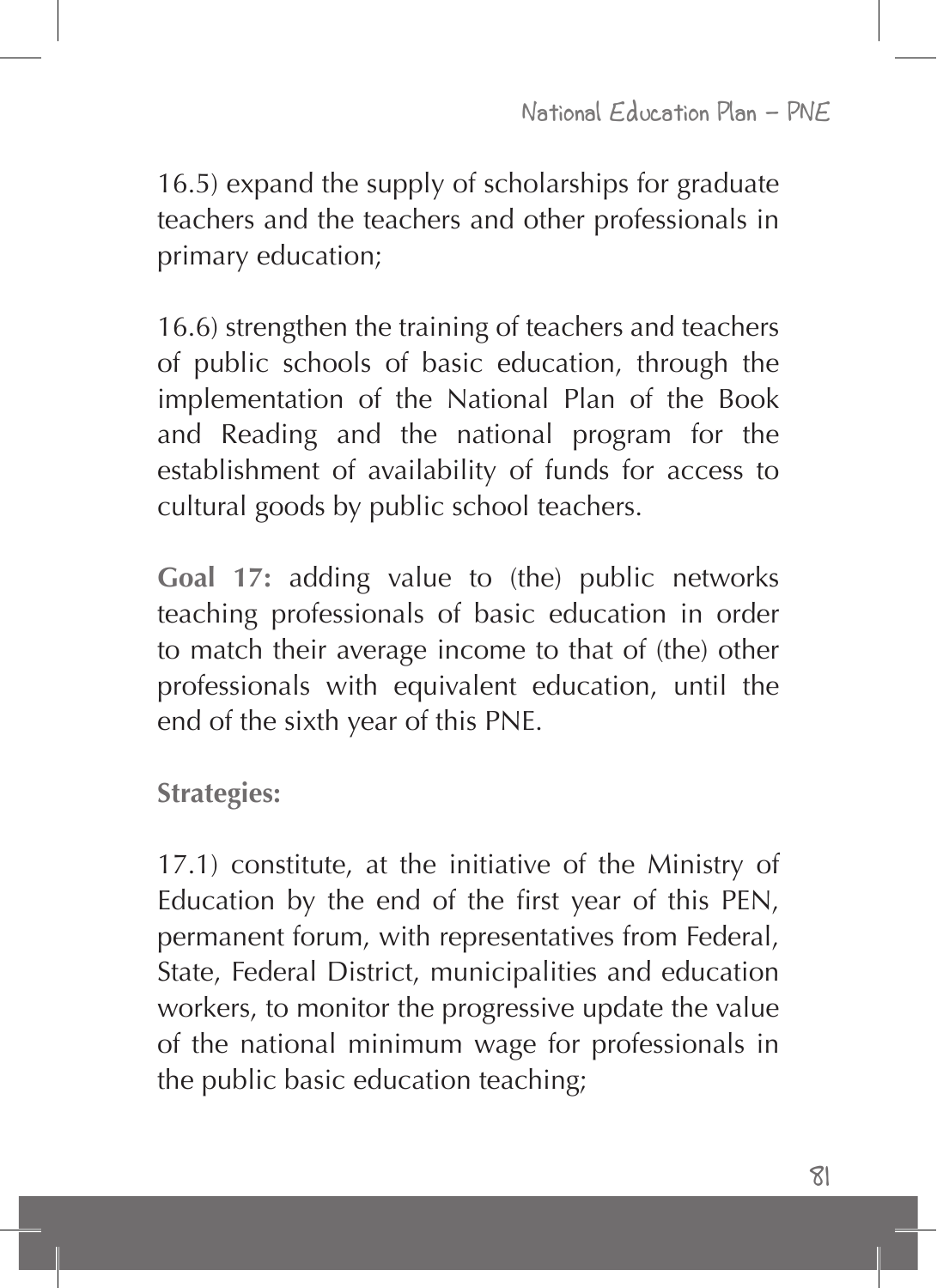16.5) expand the supply of scholarships for graduate teachers and the teachers and other professionals in primary education;

16.6) strengthen the training of teachers and teachers of public schools of basic education, through the implementation of the National Plan of the Book and Reading and the national program for the establishment of availability of funds for access to cultural goods by public school teachers.

**Goal 17:** adding value to (the) public networks teaching professionals of basic education in order to match their average income to that of (the) other professionals with equivalent education, until the end of the sixth year of this PNE.

**Strategies:**

17.1) constitute, at the initiative of the Ministry of Education by the end of the first year of this PEN, permanent forum, with representatives from Federal, State, Federal District, municipalities and education workers, to monitor the progressive update the value of the national minimum wage for professionals in the public basic education teaching;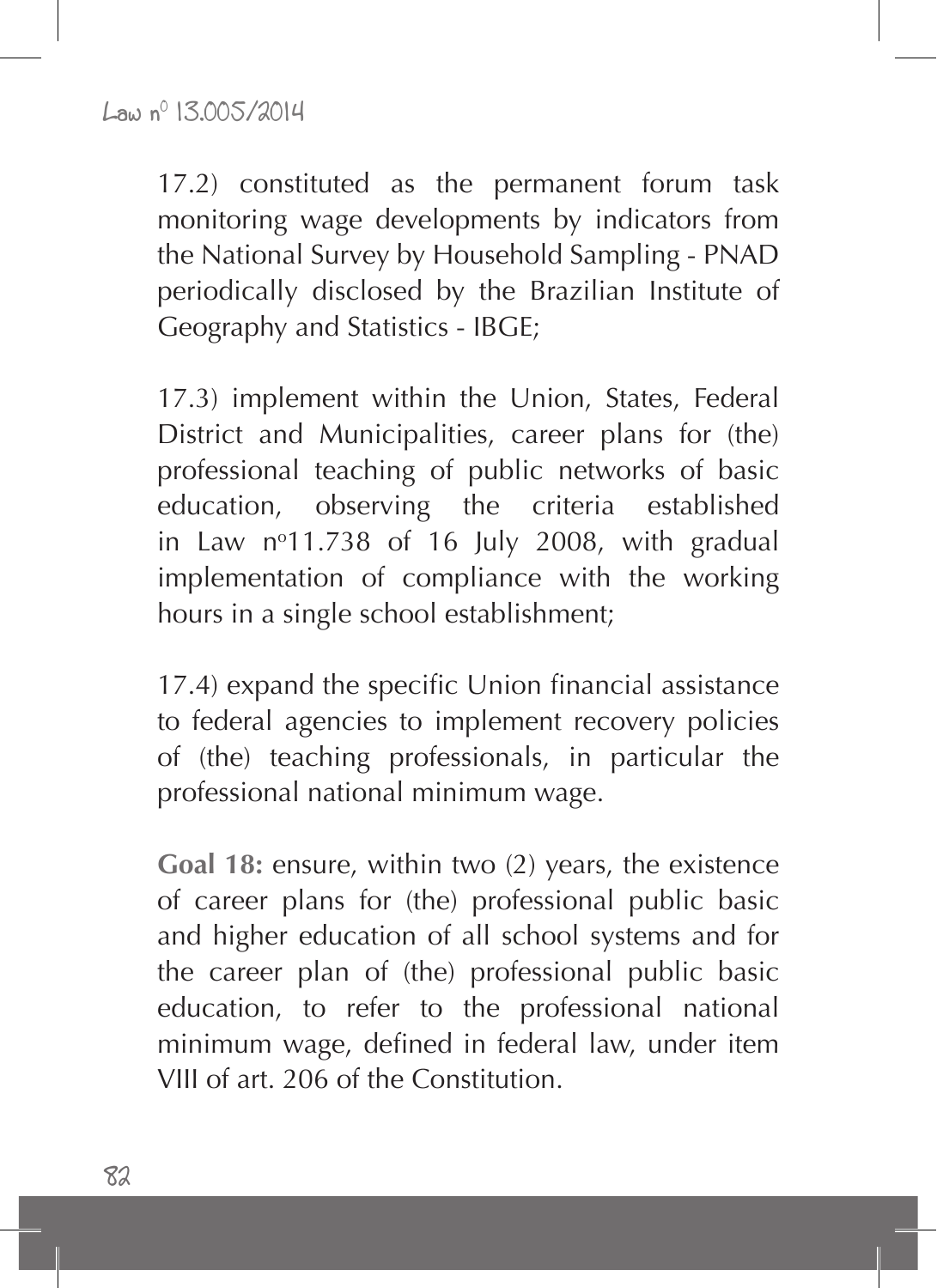17.2) constituted as the permanent forum task monitoring wage developments by indicators from the National Survey by Household Sampling - PNAD periodically disclosed by the Brazilian Institute of Geography and Statistics - IBGE;

17.3) implement within the Union, States, Federal District and Municipalities, career plans for (the) professional teaching of public networks of basic education, observing the criteria established in Law nº11.738 of 16 July 2008, with gradual implementation of compliance with the working hours in a single school establishment;

17.4) expand the specific Union financial assistance to federal agencies to implement recovery policies of (the) teaching professionals, in particular the professional national minimum wage.

**Goal 18:** ensure, within two (2) years, the existence of career plans for (the) professional public basic and higher education of all school systems and for the career plan of (the) professional public basic education, to refer to the professional national minimum wage, defined in federal law, under item VIII of art. 206 of the Constitution.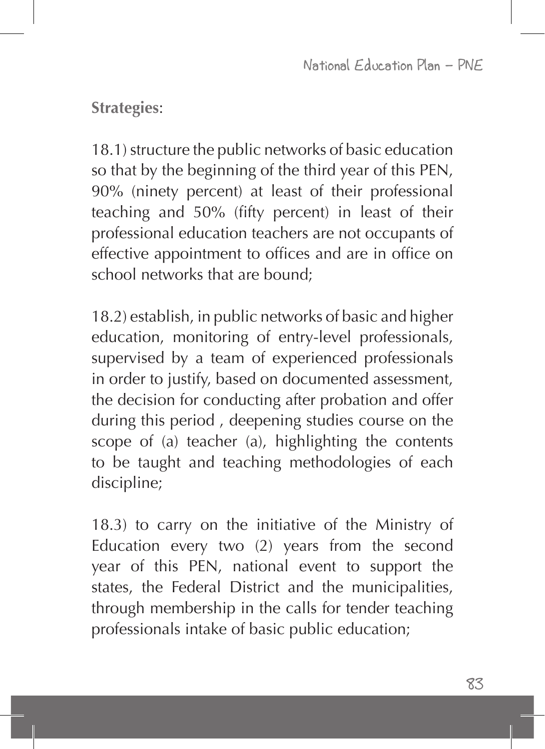**Strategies**:

18.1) structure the public networks of basic education so that by the beginning of the third year of this PEN, 90% (ninety percent) at least of their professional teaching and 50% (fifty percent) in least of their professional education teachers are not occupants of effective appointment to offices and are in office on school networks that are bound;

18.2) establish, in public networks of basic and higher education, monitoring of entry-level professionals, supervised by a team of experienced professionals in order to justify, based on documented assessment, the decision for conducting after probation and offer during this period , deepening studies course on the scope of (a) teacher (a), highlighting the contents to be taught and teaching methodologies of each discipline;

18.3) to carry on the initiative of the Ministry of Education every two (2) years from the second year of this PEN, national event to support the states, the Federal District and the municipalities, through membership in the calls for tender teaching professionals intake of basic public education;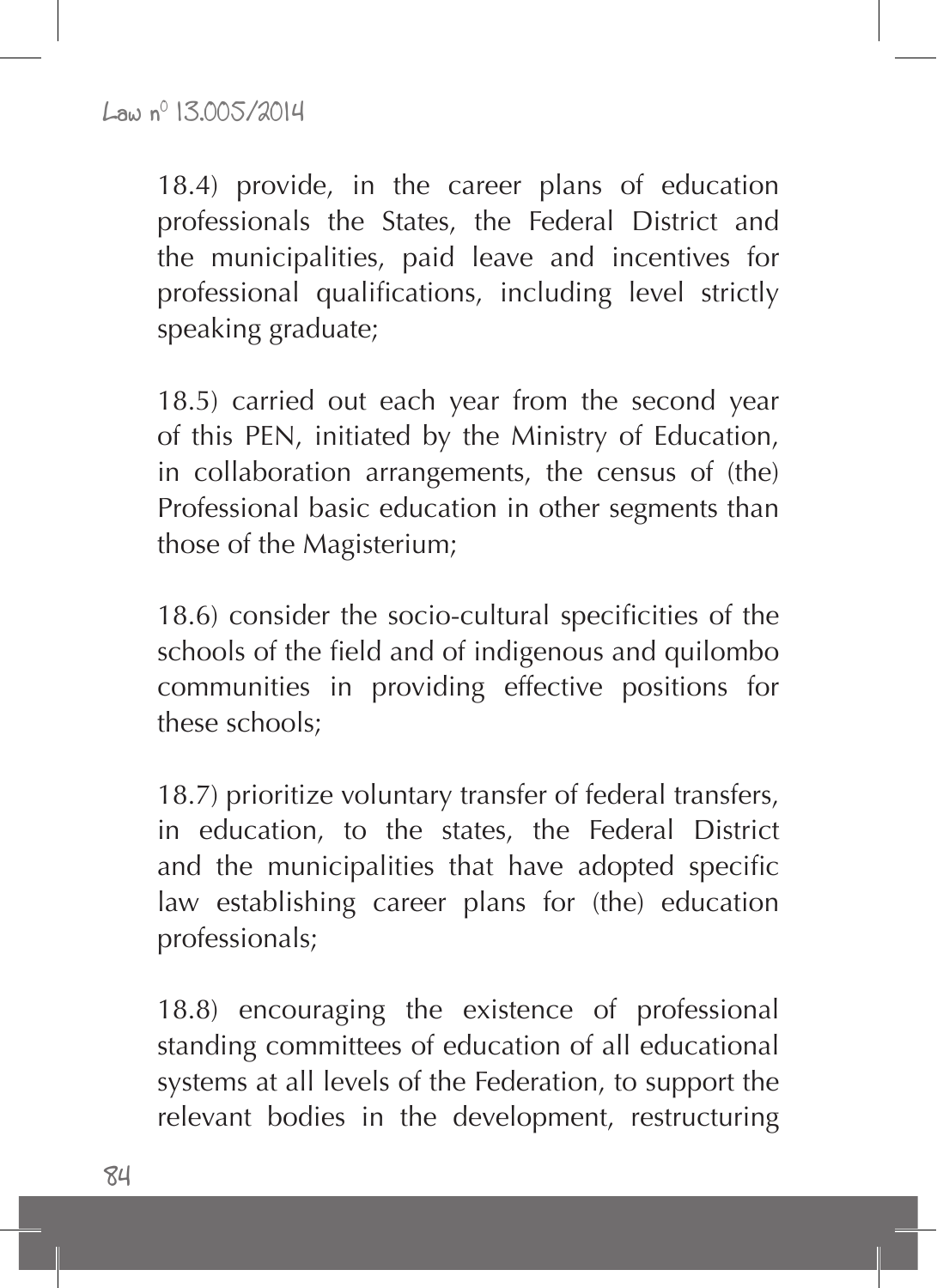18.4) provide, in the career plans of education professionals the States, the Federal District and the municipalities, paid leave and incentives for professional qualifications, including level strictly speaking graduate;

18.5) carried out each year from the second year of this PEN, initiated by the Ministry of Education, in collaboration arrangements, the census of (the) Professional basic education in other segments than those of the Magisterium;

18.6) consider the socio-cultural specificities of the schools of the field and of indigenous and quilombo communities in providing effective positions for these schools;

18.7) prioritize voluntary transfer of federal transfers, in education, to the states, the Federal District and the municipalities that have adopted specific law establishing career plans for (the) education professionals;

18.8) encouraging the existence of professional standing committees of education of all educational systems at all levels of the Federation, to support the relevant bodies in the development, restructuring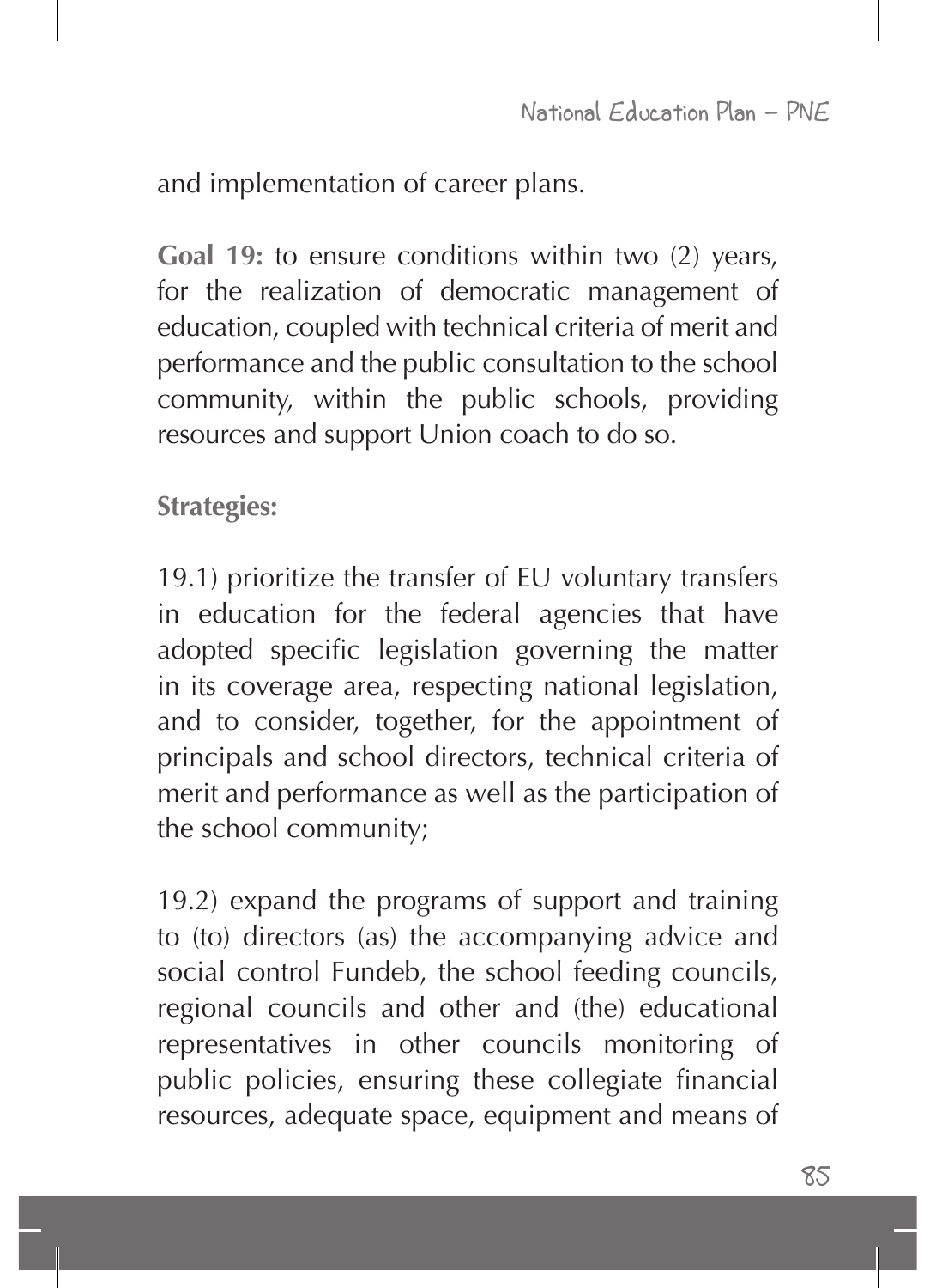and implementation of career plans.

**Goal 19:** to ensure conditions within two (2) years, for the realization of democratic management of education, coupled with technical criteria of merit and performance and the public consultation to the school community, within the public schools, providing resources and support Union coach to do so.

**Strategies:**

19.1) prioritize the transfer of EU voluntary transfers in education for the federal agencies that have adopted specific legislation governing the matter in its coverage area, respecting national legislation, and to consider, together, for the appointment of principals and school directors, technical criteria of merit and performance as well as the participation of the school community;

19.2) expand the programs of support and training to (to) directors (as) the accompanying advice and social control Fundeb, the school feeding councils, regional councils and other and (the) educational representatives in other councils monitoring of public policies, ensuring these collegiate financial resources, adequate space, equipment and means of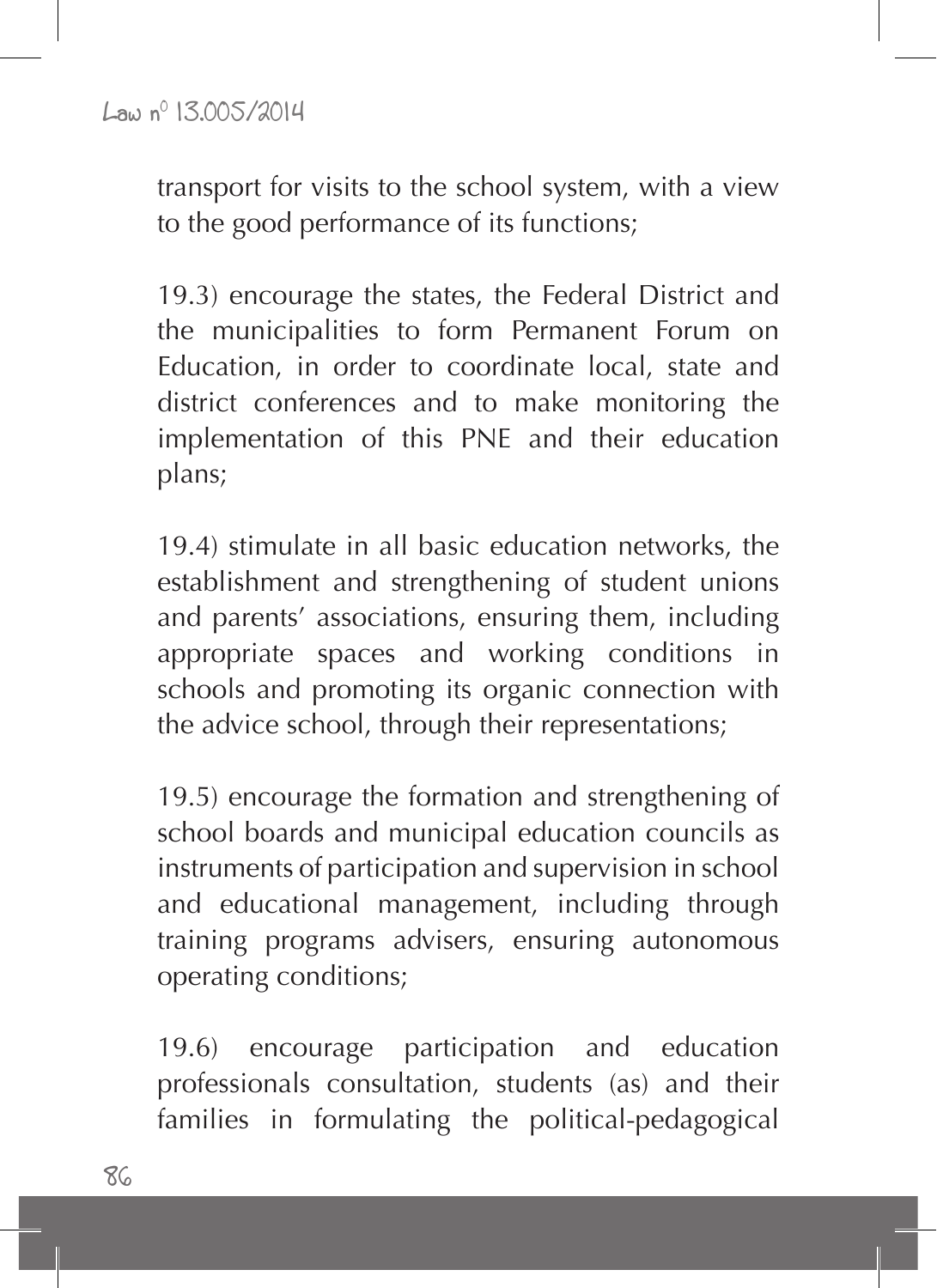transport for visits to the school system, with a view to the good performance of its functions;

19.3) encourage the states, the Federal District and the municipalities to form Permanent Forum on Education, in order to coordinate local, state and district conferences and to make monitoring the implementation of this PNE and their education plans;

19.4) stimulate in all basic education networks, the establishment and strengthening of student unions and parents' associations, ensuring them, including appropriate spaces and working conditions in schools and promoting its organic connection with the advice school, through their representations;

19.5) encourage the formation and strengthening of school boards and municipal education councils as instruments of participation and supervision in school and educational management, including through training programs advisers, ensuring autonomous operating conditions;

19.6) encourage participation and education professionals consultation, students (as) and their families in formulating the political-pedagogical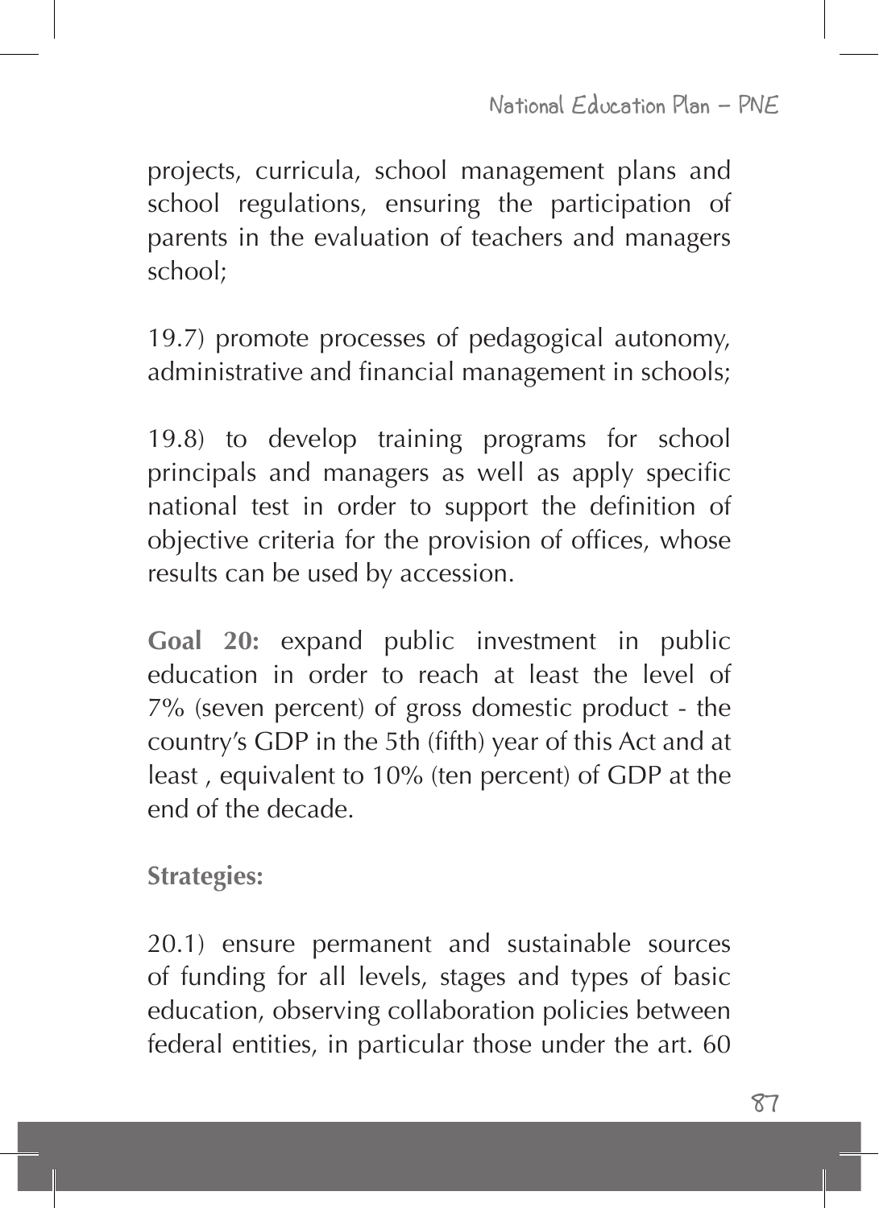projects, curricula, school management plans and school regulations, ensuring the participation of parents in the evaluation of teachers and managers school;

19.7) promote processes of pedagogical autonomy, administrative and financial management in schools;

19.8) to develop training programs for school principals and managers as well as apply specific national test in order to support the definition of objective criteria for the provision of offices, whose results can be used by accession.

**Goal 20:** expand public investment in public education in order to reach at least the level of 7% (seven percent) of gross domestic product - the country's GDP in the 5th (fifth) year of this Act and at least , equivalent to 10% (ten percent) of GDP at the end of the decade.

**Strategies:**

20.1) ensure permanent and sustainable sources of funding for all levels, stages and types of basic education, observing collaboration policies between federal entities, in particular those under the art. 60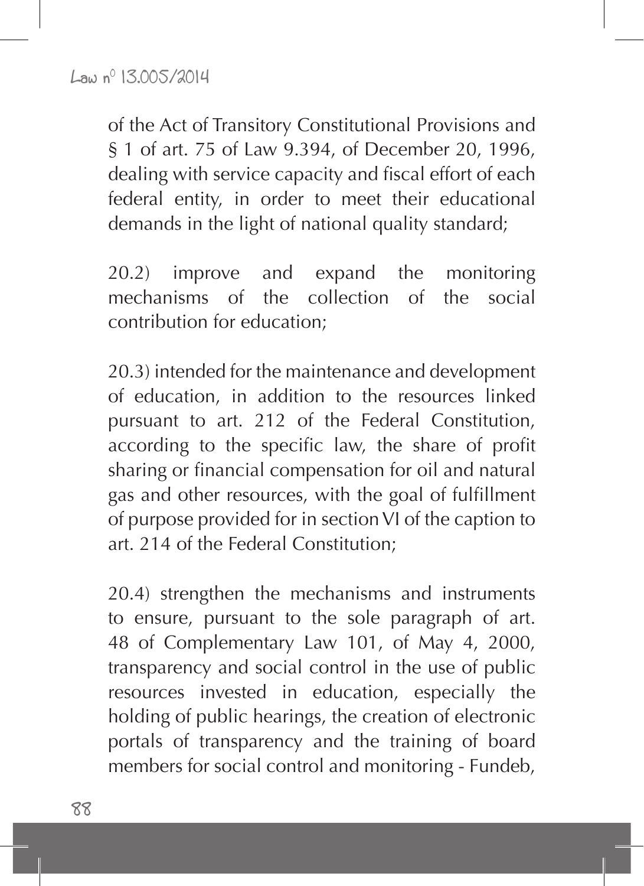of the Act of Transitory Constitutional Provisions and § 1 of art. 75 of Law 9.394, of December 20, 1996, dealing with service capacity and fiscal effort of each federal entity, in order to meet their educational demands in the light of national quality standard;

20.2) improve and expand the monitoring mechanisms of the collection of the social contribution for education;

20.3) intended for the maintenance and development of education, in addition to the resources linked pursuant to art. 212 of the Federal Constitution, according to the specific law, the share of profit sharing or financial compensation for oil and natural gas and other resources, with the goal of fulfillment of purpose provided for in section VI of the caption to art. 214 of the Federal Constitution;

20.4) strengthen the mechanisms and instruments to ensure, pursuant to the sole paragraph of art. 48 of Complementary Law 101, of May 4, 2000, transparency and social control in the use of public resources invested in education, especially the holding of public hearings, the creation of electronic portals of transparency and the training of board members for social control and monitoring - Fundeb,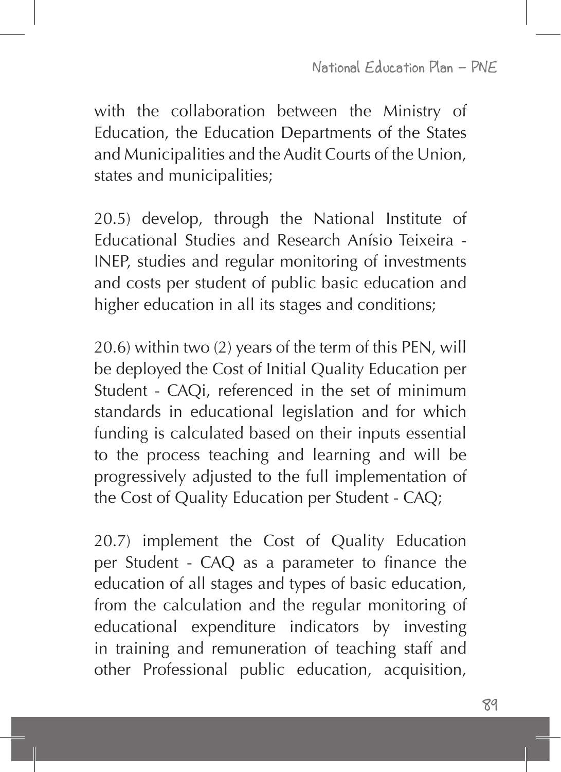with the collaboration between the Ministry of Education, the Education Departments of the States and Municipalities and the Audit Courts of the Union, states and municipalities;

20.5) develop, through the National Institute of Educational Studies and Research Anísio Teixeira - INEP, studies and regular monitoring of investments and costs per student of public basic education and higher education in all its stages and conditions;

20.6) within two (2) years of the term of this PEN, will be deployed the Cost of Initial Quality Education per Student - CAQi, referenced in the set of minimum standards in educational legislation and for which funding is calculated based on their inputs essential to the process teaching and learning and will be progressively adjusted to the full implementation of the Cost of Quality Education per Student - CAQ;

20.7) implement the Cost of Quality Education per Student - CAQ as a parameter to finance the education of all stages and types of basic education, from the calculation and the regular monitoring of educational expenditure indicators by investing in training and remuneration of teaching staff and other Professional public education, acquisition,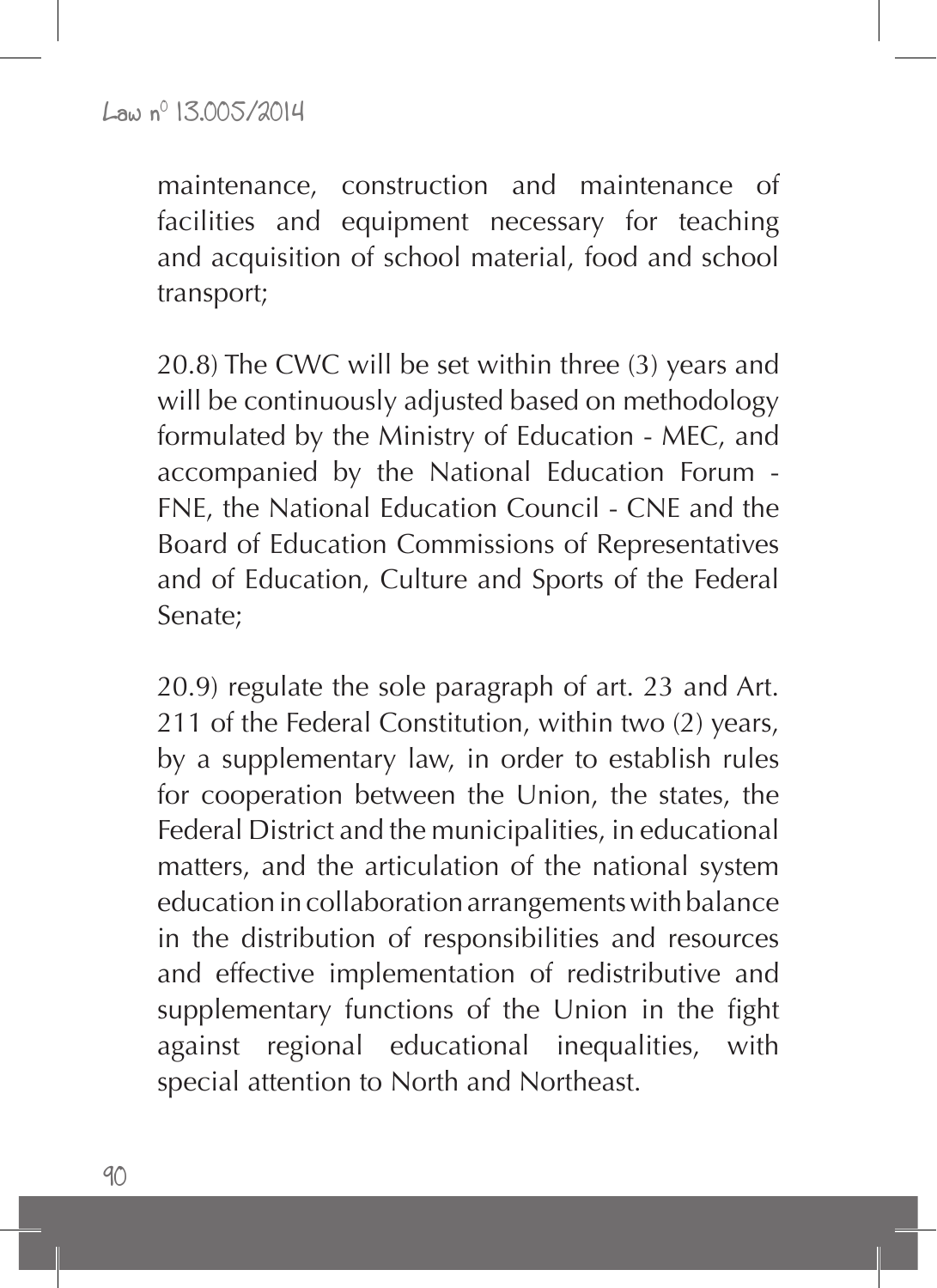maintenance, construction and maintenance of facilities and equipment necessary for teaching and acquisition of school material, food and school transport;

20.8) The CWC will be set within three (3) years and will be continuously adjusted based on methodology formulated by the Ministry of Education - MEC, and accompanied by the National Education Forum - FNE, the National Education Council - CNE and the Board of Education Commissions of Representatives and of Education, Culture and Sports of the Federal Senate;

20.9) regulate the sole paragraph of art. 23 and Art. 211 of the Federal Constitution, within two (2) years, by a supplementary law, in order to establish rules for cooperation between the Union, the states, the Federal District and the municipalities, in educational matters, and the articulation of the national system education in collaboration arrangements with balance in the distribution of responsibilities and resources and effective implementation of redistributive and supplementary functions of the Union in the fight against regional educational inequalities, with special attention to North and Northeast.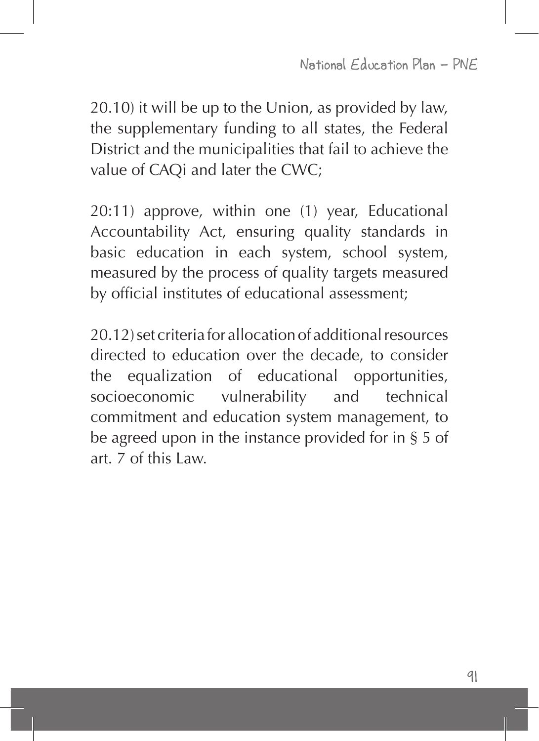20.10) it will be up to the Union, as provided by law, the supplementary funding to all states, the Federal District and the municipalities that fail to achieve the value of CAQi and later the CWC;

20:11) approve, within one (1) year, Educational Accountability Act, ensuring quality standards in basic education in each system, school system, measured by the process of quality targets measured by official institutes of educational assessment;

20.12) set criteria for allocation of additional resources directed to education over the decade, to consider the equalization of educational opportunities, socioeconomic vulnerability and technical commitment and education system management, to be agreed upon in the instance provided for in § 5 of art. 7 of this Law.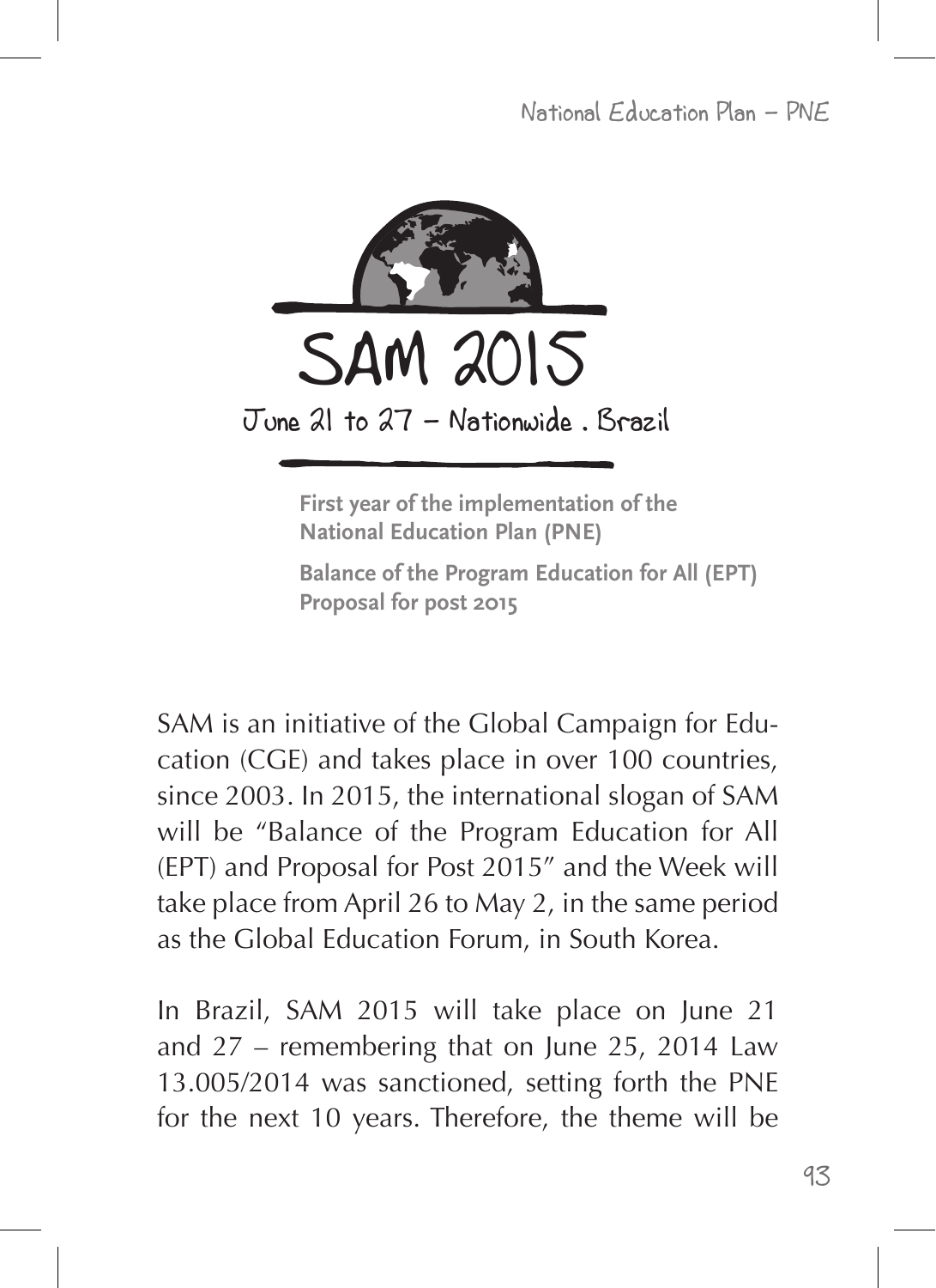# SAM 2015

June 21 to 27 – Nationwide . Brazil

**First year of the implementation of the National Education Plan (PNE)**

**Balance of the Program Education for All (EPT) Proposal for post 2015**

SAM is an initiative of the Global Campaign for Education (CGE) and takes place in over 100 countries, since 2003. In 2015, the international slogan of SAM will be "Balance of the Program Education for All (EPT) and Proposal for Post 2015" and the Week will take place from April 26 to May 2, in the same period as the Global Education Forum, in South Korea.

In Brazil, SAM 2015 will take place on June 21 and 27 – remembering that on June 25, 2014 Law 13.005/2014 was sanctioned, setting forth the PNE for the next 10 years. Therefore, the theme will be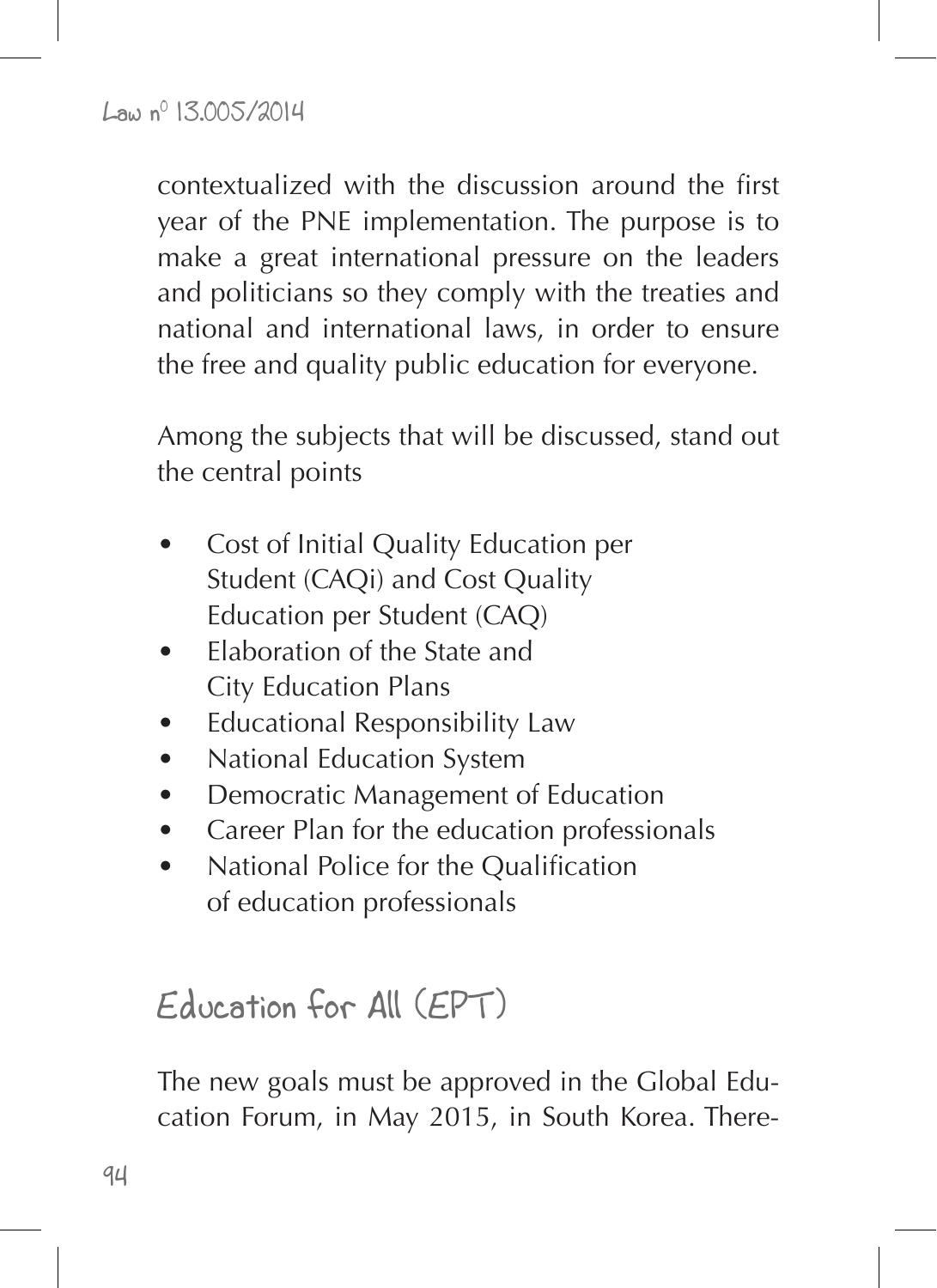contextualized with the discussion around the first year of the PNE implementation. The purpose is to make a great international pressure on the leaders and politicians so they comply with the treaties and national and international laws, in order to ensure the free and quality public education for everyone.

Among the subjects that will be discussed, stand out the central points

- Cost of Initial Quality Education per Student (CAQi) and Cost Quality Education per Student (CAQ)
- Elaboration of the State and City Education Plans
- Educational Responsibility Law
- National Education System
- Democratic Management of Education
- Career Plan for the education professionals
- National Police for the Qualification of education professionals

## Education for All (EPT)

The new goals must be approved in the Global Education Forum, in May 2015, in South Korea. There-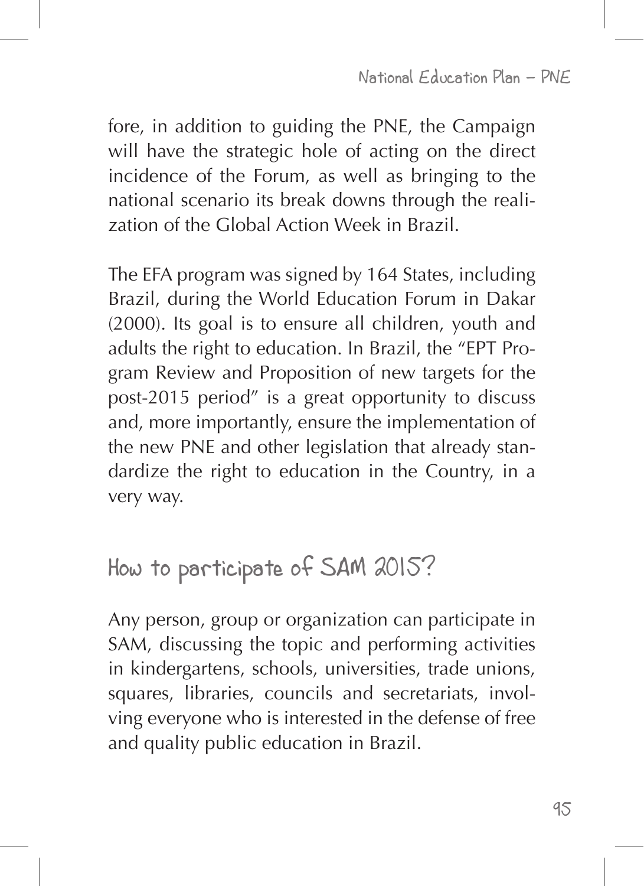fore, in addition to guiding the PNE, the Campaign will have the strategic hole of acting on the direct incidence of the Forum, as well as bringing to the national scenario its break downs through the realization of the Global Action Week in Brazil.

The EFA program was signed by 164 States, including Brazil, during the World Education Forum in Dakar (2000). Its goal is to ensure all children, youth and adults the right to education. In Brazil, the "EPT Program Review and Proposition of new targets for the post-2015 period" is a great opportunity to discuss and, more importantly, ensure the implementation of the new PNE and other legislation that already standardize the right to education in the Country, in a very way.

## How to participate of SAM 2015?

Any person, group or organization can participate in SAM, discussing the topic and performing activities in kindergartens, schools, universities, trade unions, squares, libraries, councils and secretariats, involving everyone who is interested in the defense of free and quality public education in Brazil.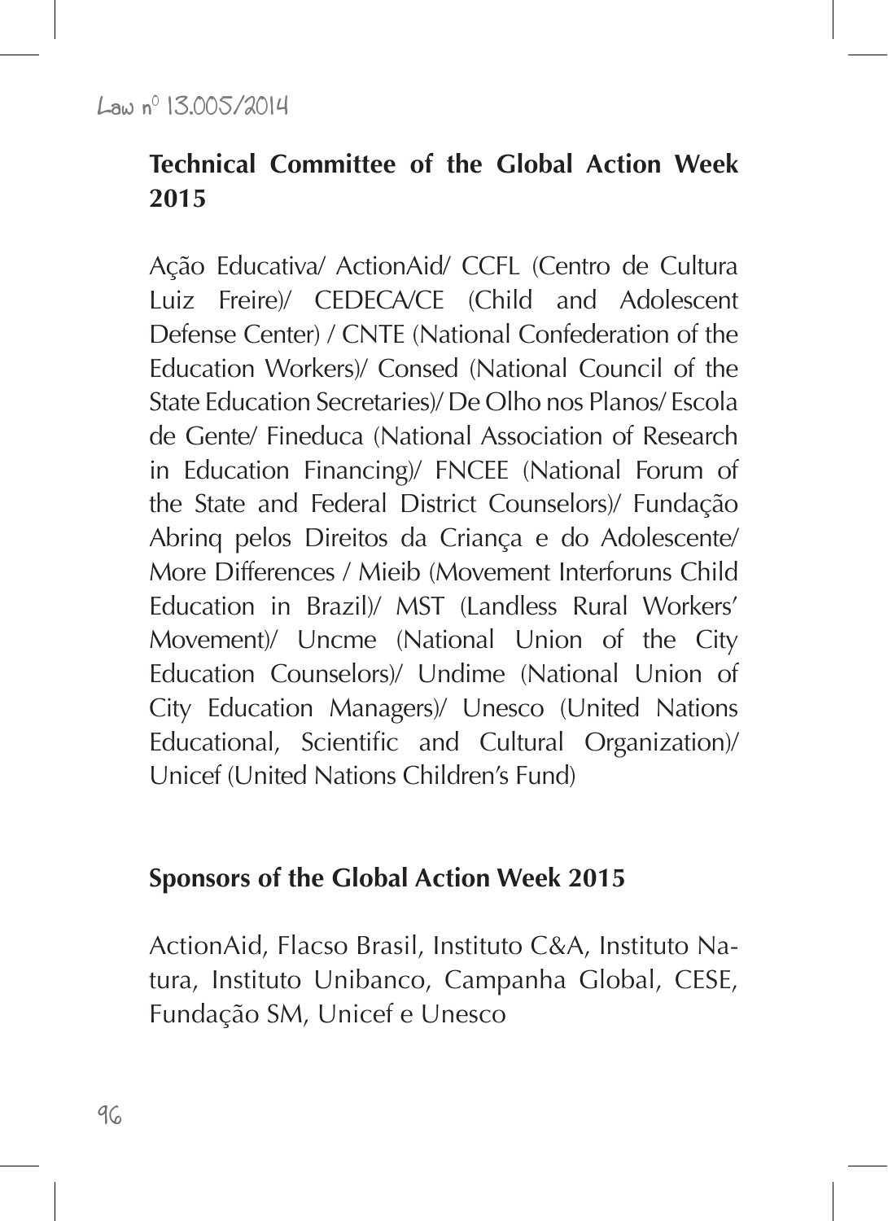## Technical Committee of the Global Action Week 2015

Ação Educativa/ ActionAid/ CCFL (Centro de Cultura Luiz Freire)/ CEDECA/CE (Child and Adolescent Defense Center) / CNTE (National Confederation of the Education Workers)/ Consed (National Council of the State Education Secretaries)/ De Olho nos Planos/ Escola de Gente/ Fineduca (National Association of Research in Education Financing)/ FNCEE (National Forum of the State and Federal District Counselors)/ Fundação Abrinq pelos Direitos da Criança e do Adolescente/ More Differences / Mieib (Movement Interforuns Child Education in Brazil)/ MST (Landless Rural Workers' Movement)/ Uncme (National Union of the City Education Counselors)/ Undime (National Union of City Education Managers)/ Unesco (United Nations Educational, Scientific and Cultural Organization)/ Unicef (United Nations Children's Fund)

## Sponsors of the Global Action Week 2015

ActionAid, Flacso Brasil, Instituto C&A, Instituto Natura, Instituto Unibanco, Campanha Global, CESE, Fundação SM, Unicef e Unesco